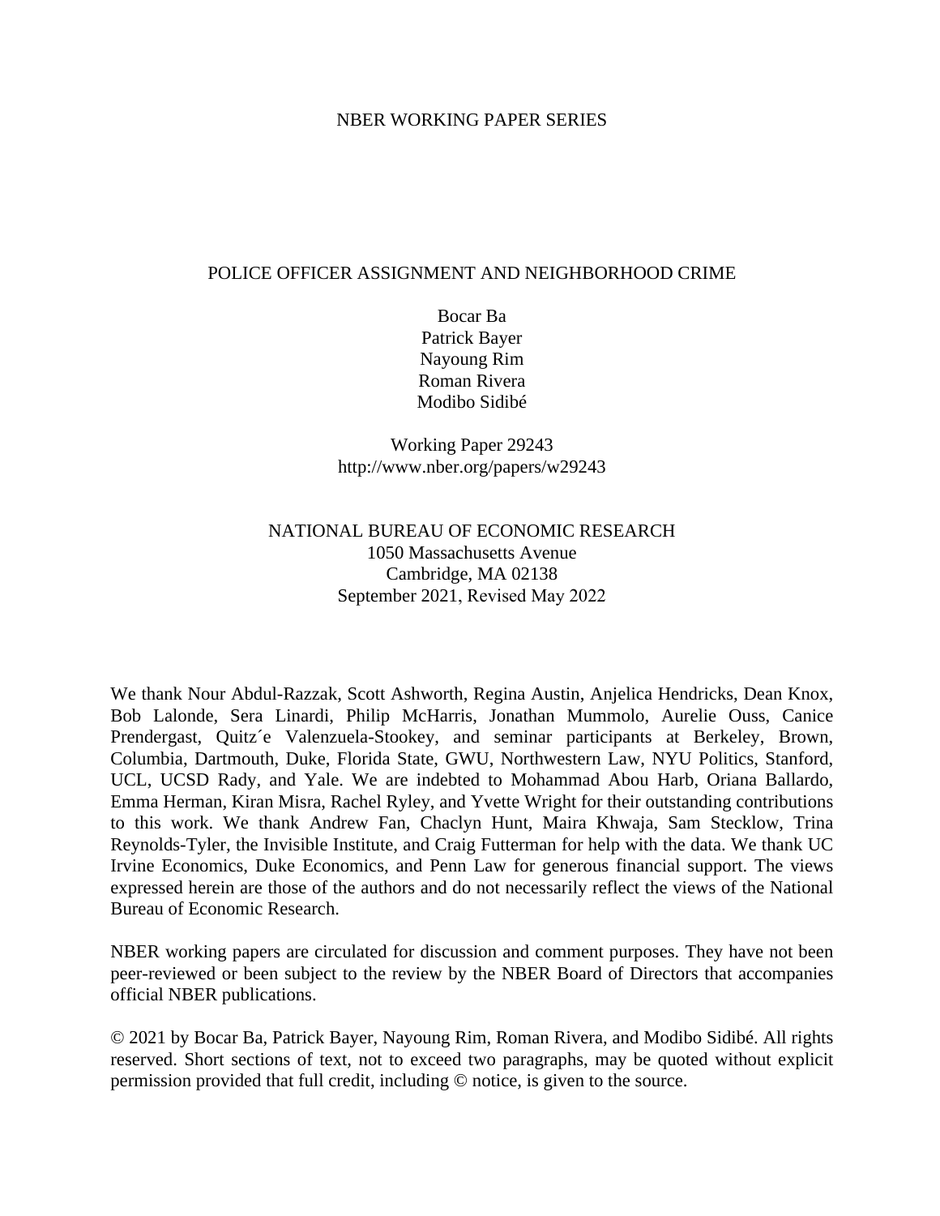NBER WORKING PAPER SERIES

# POLICE OFFICER ASSIGNMENT AND NEIGHBORHOOD CRIME

Bocar Ba
Patrick Bayer
Nayoung Rim
Roman Rivera
Modibo Sidibé

Working Paper 29243
http://www.nber.org/papers/w29243

NATIONAL BUREAU OF ECONOMIC RESEARCH
1050 Massachusetts Avenue
Cambridge, MA 02138
September 2021, Revised May 2022

We thank Nour Abdul-Razzak, Scott Ashworth, Regina Austin, Anjelica Hendricks, Dean Knox, Bob Lalonde, Sera Linardi, Philip McHarris, Jonathan Mummolo, Aurelie Ouss, Canice Prendergast, Quitz´e Valenzuela-Stookey, and seminar participants at Berkeley, Brown, Columbia, Dartmouth, Duke, Florida State, GWU, Northwestern Law, NYU Politics, Stanford, UCL, UCSD Rady, and Yale. We are indebted to Mohammad Abou Harb, Oriana Ballardo, Emma Herman, Kiran Misra, Rachel Ryley, and Yvette Wright for their outstanding contributions to this work. We thank Andrew Fan, Chaclyn Hunt, Maira Khwaja, Sam Stecklow, Trina Reynolds-Tyler, the Invisible Institute, and Craig Futterman for help with the data. We thank UC Irvine Economics, Duke Economics, and Penn Law for generous financial support. The views expressed herein are those of the authors and do not necessarily reflect the views of the National Bureau of Economic Research.

NBER working papers are circulated for discussion and comment purposes. They have not been peer-reviewed or been subject to the review by the NBER Board of Directors that accompanies official NBER publications.

© 2021 by Bocar Ba, Patrick Bayer, Nayoung Rim, Roman Rivera, and Modibo Sidibé. All rights reserved. Short sections of text, not to exceed two paragraphs, may be quoted without explicit permission provided that full credit, including © notice, is given to the source.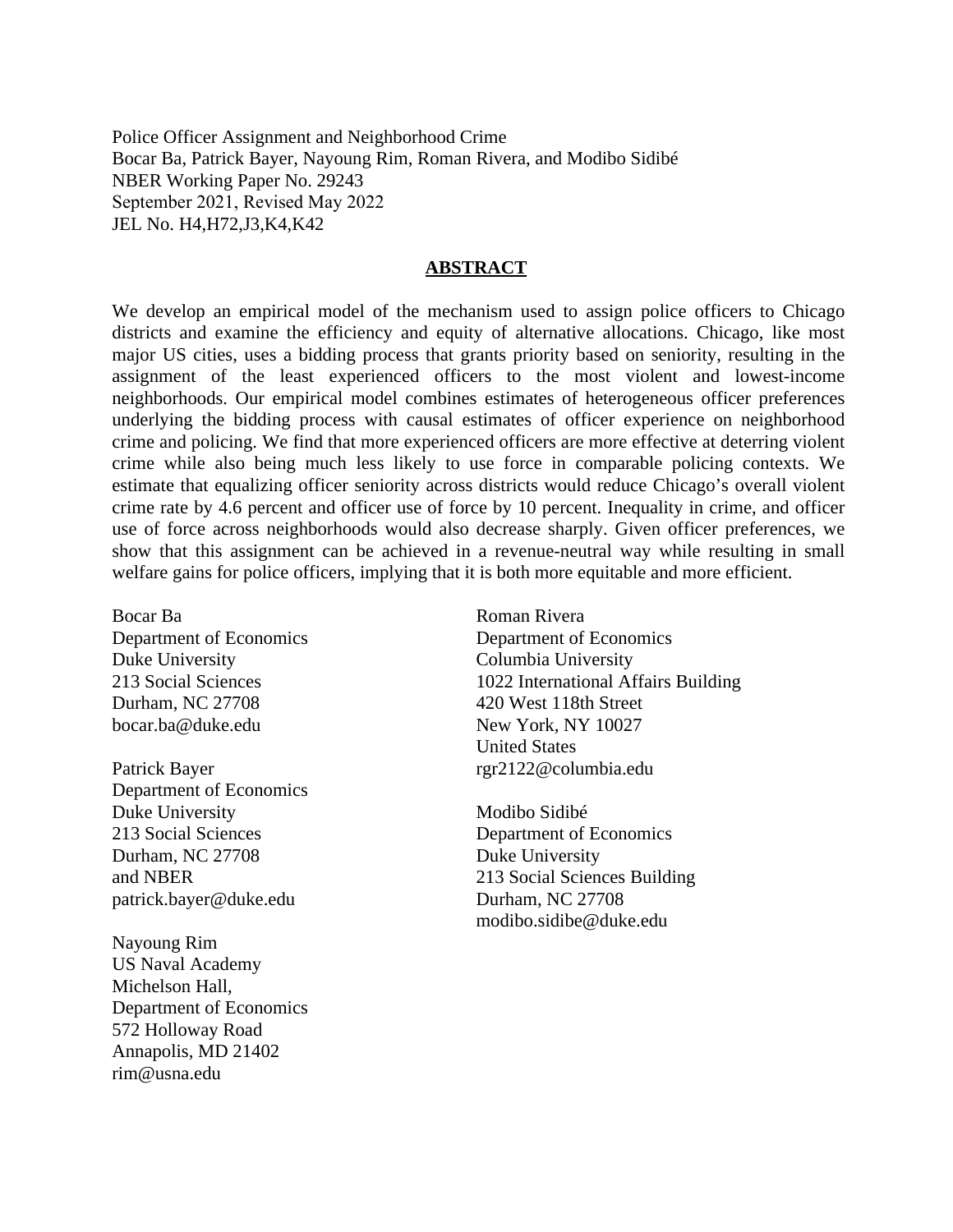Police Officer Assignment and Neighborhood Crime
Bocar Ba, Patrick Bayer, Nayoung Rim, Roman Rivera, and Modibo Sidibé
NBER Working Paper No. 29243
September 2021, Revised May 2022
JEL No. H4,H72,J3,K4,K42

## ABSTRACT

We develop an empirical model of the mechanism used to assign police officers to Chicago districts and examine the efficiency and equity of alternative allocations. Chicago, like most major US cities, uses a bidding process that grants priority based on seniority, resulting in the assignment of the least experienced officers to the most violent and lowest-income neighborhoods. Our empirical model combines estimates of heterogeneous officer preferences underlying the bidding process with causal estimates of officer experience on neighborhood crime and policing. We find that more experienced officers are more effective at deterring violent crime while also being much less likely to use force in comparable policing contexts. We estimate that equalizing officer seniority across districts would reduce Chicago's overall violent crime rate by 4.6 percent and officer use of force by 10 percent. Inequality in crime, and officer use of force across neighborhoods would also decrease sharply. Given officer preferences, we show that this assignment can be achieved in a revenue-neutral way while resulting in small welfare gains for police officers, implying that it is both more equitable and more efficient.

Bocar Ba
Department of Economics
Duke University
213 Social Sciences
Durham, NC 27708
bocar.ba@duke.edu

Patrick Bayer
Department of Economics
Duke University
213 Social Sciences
Durham, NC 27708
and NBER
patrick.bayer@duke.edu

Nayoung Rim
US Naval Academy
Michelson Hall,
Department of Economics
572 Holloway Road
Annapolis, MD 21402
rim@usna.edu

Roman Rivera
Department of Economics
Columbia University
1022 International Affairs Building
420 West 118th Street
New York, NY 10027
United States
rgr2122@columbia.edu

Modibo Sidibé
Department of Economics
Duke University
213 Social Sciences Building
Durham, NC 27708
modibo.sidibe@duke.edu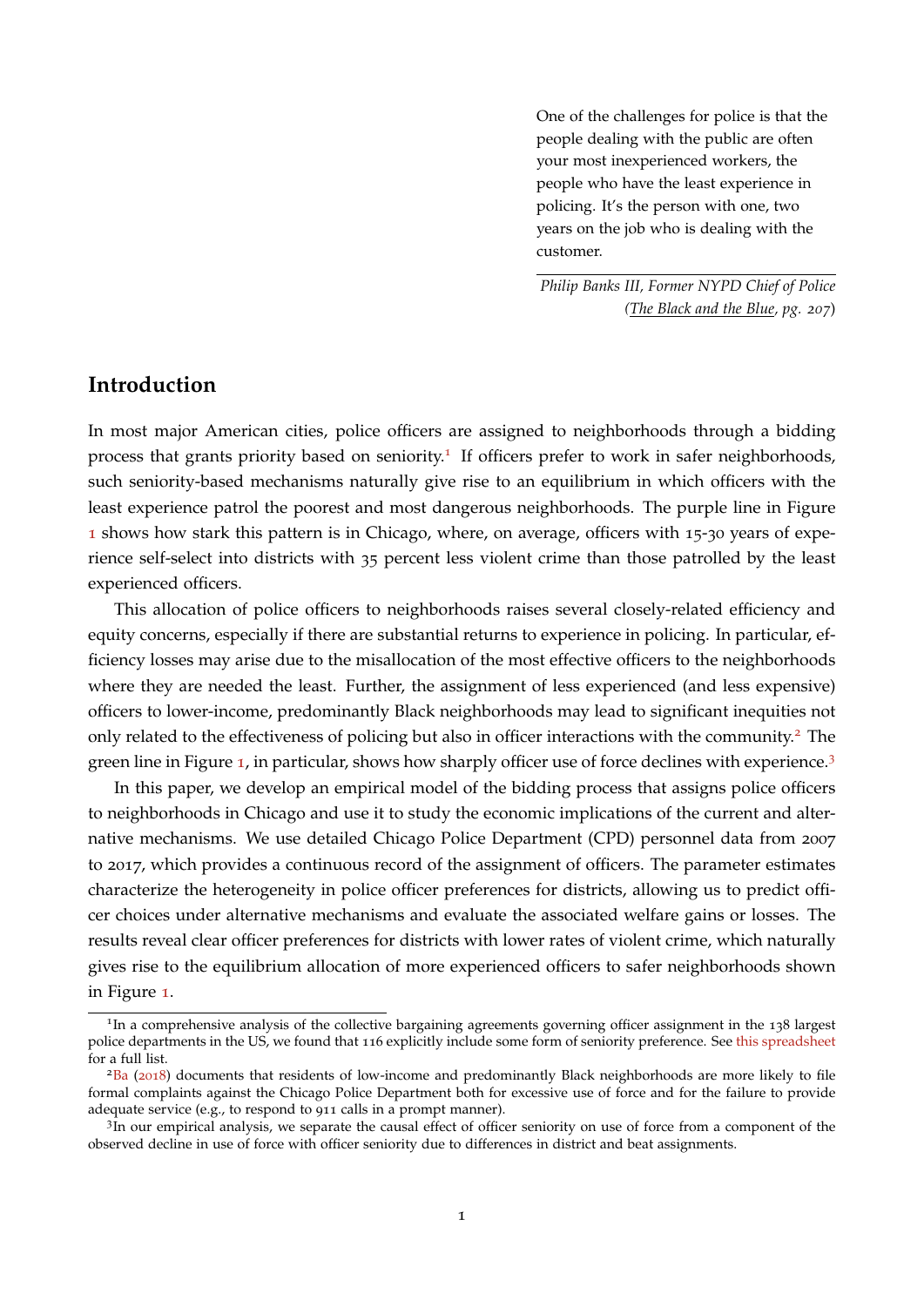> One of the challenges for police is that the people dealing with the public are often your most inexperienced workers, the people who have the least experience in policing. It's the person with one, two years on the job who is dealing with the customer.
>
> *Philip Banks III, Former NYPD Chief of Police (The Black and the Blue, pg. 207)*

## Introduction

In most major American cities, police officers are assigned to neighborhoods through a bidding process that grants priority based on seniority.[1] If officers prefer to work in safer neighborhoods, such seniority-based mechanisms naturally give rise to an equilibrium in which officers with the least experience patrol the poorest and most dangerous neighborhoods. The purple line in Figure 1 shows how stark this pattern is in Chicago, where, on average, officers with 15-30 years of experience self-select into districts with 35 percent less violent crime than those patrolled by the least experienced officers.

This allocation of police officers to neighborhoods raises several closely-related efficiency and equity concerns, especially if there are substantial returns to experience in policing. In particular, efficiency losses may arise due to the misallocation of the most effective officers to the neighborhoods where they are needed the least. Further, the assignment of less experienced (and less expensive) officers to lower-income, predominantly Black neighborhoods may lead to significant inequities not only related to the effectiveness of policing but also in officer interactions with the community.[2] The green line in Figure 1, in particular, shows how sharply officer use of force declines with experience.[3]

In this paper, we develop an empirical model of the bidding process that assigns police officers to neighborhoods in Chicago and use it to study the economic implications of the current and alternative mechanisms. We use detailed Chicago Police Department (CPD) personnel data from 2007 to 2017, which provides a continuous record of the assignment of officers. The parameter estimates characterize the heterogeneity in police officer preferences for districts, allowing us to predict officer choices under alternative mechanisms and evaluate the associated welfare gains or losses. The results reveal clear officer preferences for districts with lower rates of violent crime, which naturally gives rise to the equilibrium allocation of more experienced officers to safer neighborhoods shown in Figure 1.

---

[1] In a comprehensive analysis of the collective bargaining agreements governing officer assignment in the 138 largest police departments in the US, we found that 116 explicitly include some form of seniority preference. See this spreadsheet for a full list.

[2] Ba (2018) documents that residents of low-income and predominantly Black neighborhoods are more likely to file formal complaints against the Chicago Police Department both for excessive use of force and for the failure to provide adequate service (e.g., to respond to 911 calls in a prompt manner).

[3] In our empirical analysis, we separate the causal effect of officer seniority on use of force from a component of the observed decline in use of force with officer seniority due to differences in district and beat assignments.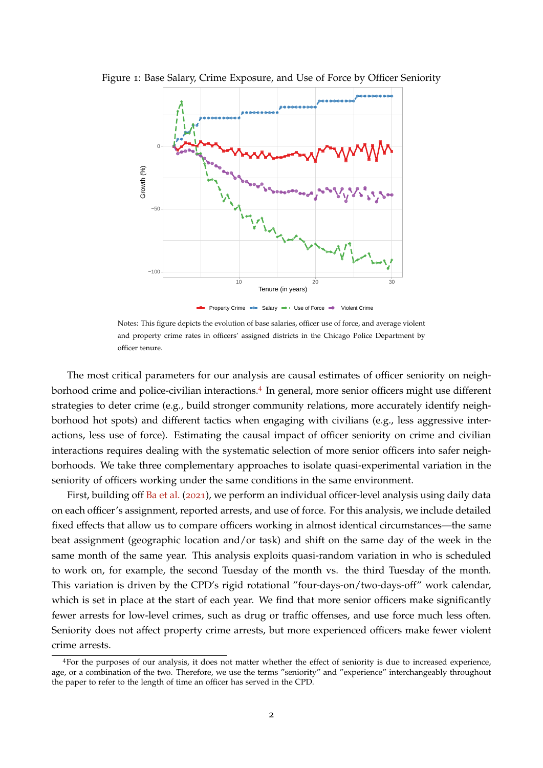Figure 1: Base Salary, Crime Exposure, and Use of Force by Officer Seniority

Notes: This figure depicts the evolution of base salaries, officer use of force, and average violent and property crime rates in officers' assigned districts in the Chicago Police Department by officer tenure.

The most critical parameters for our analysis are causal estimates of officer seniority on neighborhood crime and police-civilian interactions.[4] In general, more senior officers might use different strategies to deter crime (e.g., build stronger community relations, more accurately identify neighborhood hot spots) and different tactics when engaging with civilians (e.g., less aggressive interactions, less use of force). Estimating the causal impact of officer seniority on crime and civilian interactions requires dealing with the systematic selection of more senior officers into safer neighborhoods. We take three complementary approaches to isolate quasi-experimental variation in the seniority of officers working under the same conditions in the same environment.

First, building off Ba et al. (2021), we perform an individual officer-level analysis using daily data on each officer's assignment, reported arrests, and use of force. For this analysis, we include detailed fixed effects that allow us to compare officers working in almost identical circumstances—the same beat assignment (geographic location and/or task) and shift on the same day of the week in the same month of the same year. This analysis exploits quasi-random variation in who is scheduled to work on, for example, the second Tuesday of the month vs. the third Tuesday of the month. This variation is driven by the CPD's rigid rotational "four-days-on/two-days-off" work calendar, which is set in place at the start of each year. We find that more senior officers make significantly fewer arrests for low-level crimes, such as drug or traffic offenses, and use force much less often. Seniority does not affect property crime arrests, but more experienced officers make fewer violent crime arrests.

[4]For the purposes of our analysis, it does not matter whether the effect of seniority is due to increased experience, age, or a combination of the two. Therefore, we use the terms "seniority" and "experience" interchangeably throughout the paper to refer to the length of time an officer has served in the CPD.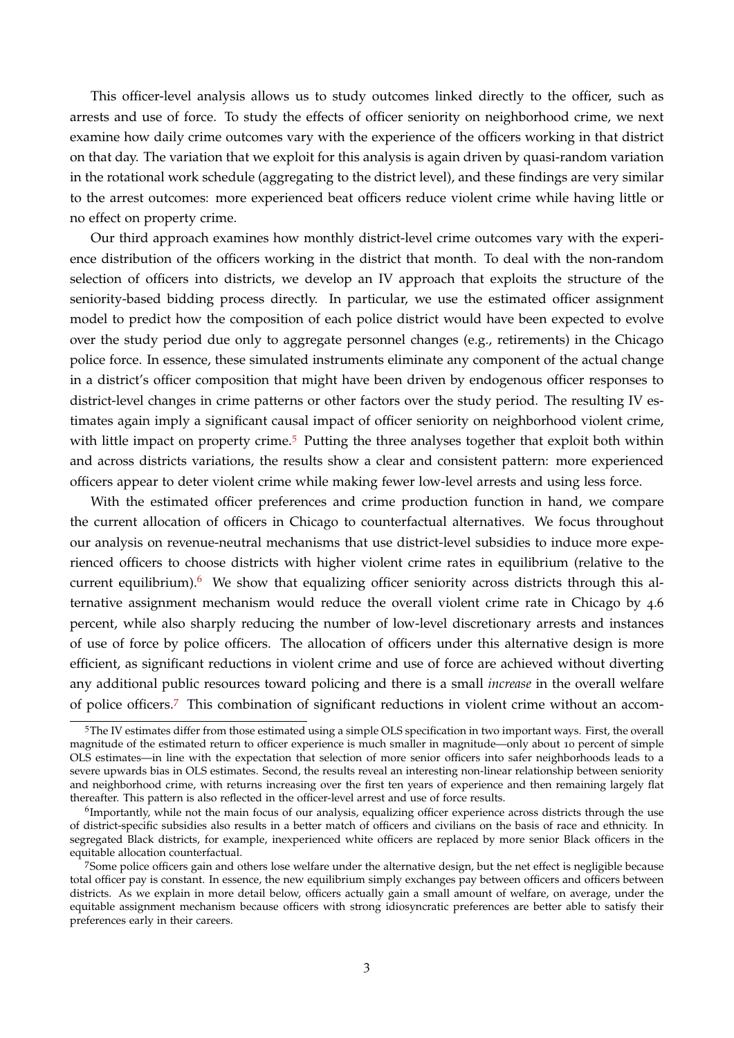This officer-level analysis allows us to study outcomes linked directly to the officer, such as arrests and use of force. To study the effects of officer seniority on neighborhood crime, we next examine how daily crime outcomes vary with the experience of the officers working in that district on that day. The variation that we exploit for this analysis is again driven by quasi-random variation in the rotational work schedule (aggregating to the district level), and these findings are very similar to the arrest outcomes: more experienced beat officers reduce violent crime while having little or no effect on property crime.

Our third approach examines how monthly district-level crime outcomes vary with the experience distribution of the officers working in the district that month. To deal with the non-random selection of officers into districts, we develop an IV approach that exploits the structure of the seniority-based bidding process directly. In particular, we use the estimated officer assignment model to predict how the composition of each police district would have been expected to evolve over the study period due only to aggregate personnel changes (e.g., retirements) in the Chicago police force. In essence, these simulated instruments eliminate any component of the actual change in a district's officer composition that might have been driven by endogenous officer responses to district-level changes in crime patterns or other factors over the study period. The resulting IV estimates again imply a significant causal impact of officer seniority on neighborhood violent crime, with little impact on property crime.[5] Putting the three analyses together that exploit both within and across districts variations, the results show a clear and consistent pattern: more experienced officers appear to deter violent crime while making fewer low-level arrests and using less force.

With the estimated officer preferences and crime production function in hand, we compare the current allocation of officers in Chicago to counterfactual alternatives. We focus throughout our analysis on revenue-neutral mechanisms that use district-level subsidies to induce more experienced officers to choose districts with higher violent crime rates in equilibrium (relative to the current equilibrium).[6] We show that equalizing officer seniority across districts through this alternative assignment mechanism would reduce the overall violent crime rate in Chicago by 4.6 percent, while also sharply reducing the number of low-level discretionary arrests and instances of use of force by police officers. The allocation of officers under this alternative design is more efficient, as significant reductions in violent crime and use of force are achieved without diverting any additional public resources toward policing and there is a small *increase* in the overall welfare of police officers.[7] This combination of significant reductions in violent crime without an accom-

[5] The IV estimates differ from those estimated using a simple OLS specification in two important ways. First, the overall magnitude of the estimated return to officer experience is much smaller in magnitude—only about 10 percent of simple OLS estimates—in line with the expectation that selection of more senior officers into safer neighborhoods leads to a severe upwards bias in OLS estimates. Second, the results reveal an interesting non-linear relationship between seniority and neighborhood crime, with returns increasing over the first ten years of experience and then remaining largely flat thereafter. This pattern is also reflected in the officer-level arrest and use of force results.

[6] Importantly, while not the main focus of our analysis, equalizing officer experience across districts through the use of district-specific subsidies also results in a better match of officers and civilians on the basis of race and ethnicity. In segregated Black districts, for example, inexperienced white officers are replaced by more senior Black officers in the equitable allocation counterfactual.

[7] Some police officers gain and others lose welfare under the alternative design, but the net effect is negligible because total officer pay is constant. In essence, the new equilibrium simply exchanges pay between officers and officers between districts. As we explain in more detail below, officers actually gain a small amount of welfare, on average, under the equitable assignment mechanism because officers with strong idiosyncratic preferences are better able to satisfy their preferences early in their careers.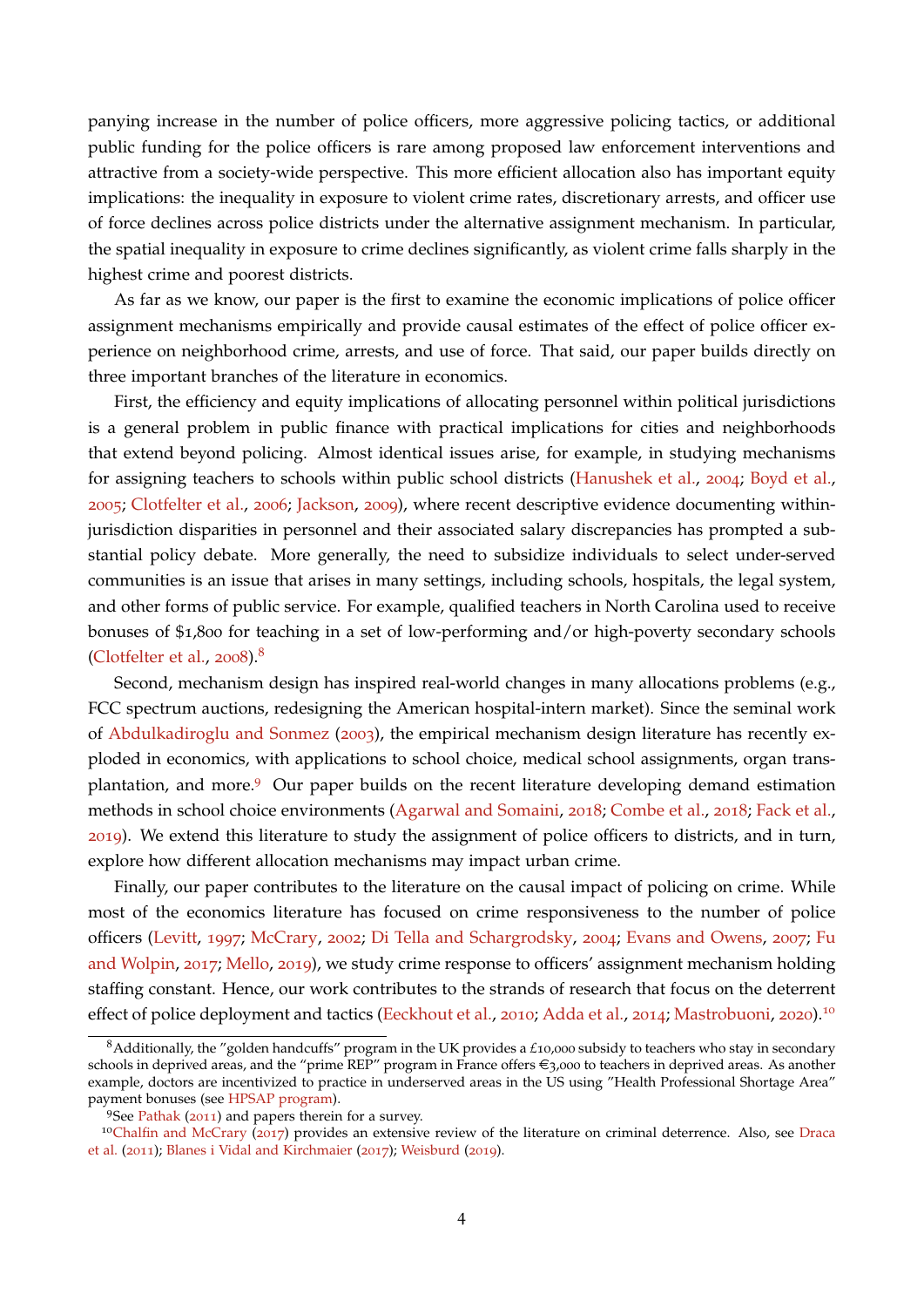panying increase in the number of police officers, more aggressive policing tactics, or additional public funding for the police officers is rare among proposed law enforcement interventions and attractive from a society-wide perspective. This more efficient allocation also has important equity implications: the inequality in exposure to violent crime rates, discretionary arrests, and officer use of force declines across police districts under the alternative assignment mechanism. In particular, the spatial inequality in exposure to crime declines significantly, as violent crime falls sharply in the highest crime and poorest districts.

As far as we know, our paper is the first to examine the economic implications of police officer assignment mechanisms empirically and provide causal estimates of the effect of police officer experience on neighborhood crime, arrests, and use of force. That said, our paper builds directly on three important branches of the literature in economics.

First, the efficiency and equity implications of allocating personnel within political jurisdictions is a general problem in public finance with practical implications for cities and neighborhoods that extend beyond policing. Almost identical issues arise, for example, in studying mechanisms for assigning teachers to schools within public school districts (Hanushek et al., 2004; Boyd et al., 2005; Clotfelter et al., 2006; Jackson, 2009), where recent descriptive evidence documenting within-jurisdiction disparities in personnel and their associated salary discrepancies has prompted a substantial policy debate. More generally, the need to subsidize individuals to select under-served communities is an issue that arises in many settings, including schools, hospitals, the legal system, and other forms of public service. For example, qualified teachers in North Carolina used to receive bonuses of $1,800 for teaching in a set of low-performing and/or high-poverty secondary schools (Clotfelter et al., 2008).[8]

Second, mechanism design has inspired real-world changes in many allocations problems (e.g., FCC spectrum auctions, redesigning the American hospital-intern market). Since the seminal work of Abdulkadiroglu and Sonmez (2003), the empirical mechanism design literature has recently exploded in economics, with applications to school choice, medical school assignments, organ transplantation, and more.[9] Our paper builds on the recent literature developing demand estimation methods in school choice environments (Agarwal and Somaini, 2018; Combe et al., 2018; Fack et al., 2019). We extend this literature to study the assignment of police officers to districts, and in turn, explore how different allocation mechanisms may impact urban crime.

Finally, our paper contributes to the literature on the causal impact of policing on crime. While most of the economics literature has focused on crime responsiveness to the number of police officers (Levitt, 1997; McCrary, 2002; Di Tella and Schargrodsky, 2004; Evans and Owens, 2007; Fu and Wolpin, 2017; Mello, 2019), we study crime response to officers' assignment mechanism holding staffing constant. Hence, our work contributes to the strands of research that focus on the deterrent effect of police deployment and tactics (Eeckhout et al., 2010; Adda et al., 2014; Mastrobuoni, 2020).[10]

[8] Additionally, the "golden handcuffs" program in the UK provides a £10,000 subsidy to teachers who stay in secondary schools in deprived areas, and the "prime REP" program in France offers €3,000 to teachers in deprived areas. As another example, doctors are incentivized to practice in underserved areas in the US using "Health Professional Shortage Area" payment bonuses (see HPSAP program).

[9] See Pathak (2011) and papers therein for a survey.

[10] Chalfin and McCrary (2017) provides an extensive review of the literature on criminal deterrence. Also, see Draca et al. (2011); Blanes i Vidal and Kirchmaier (2017); Weisburd (2019).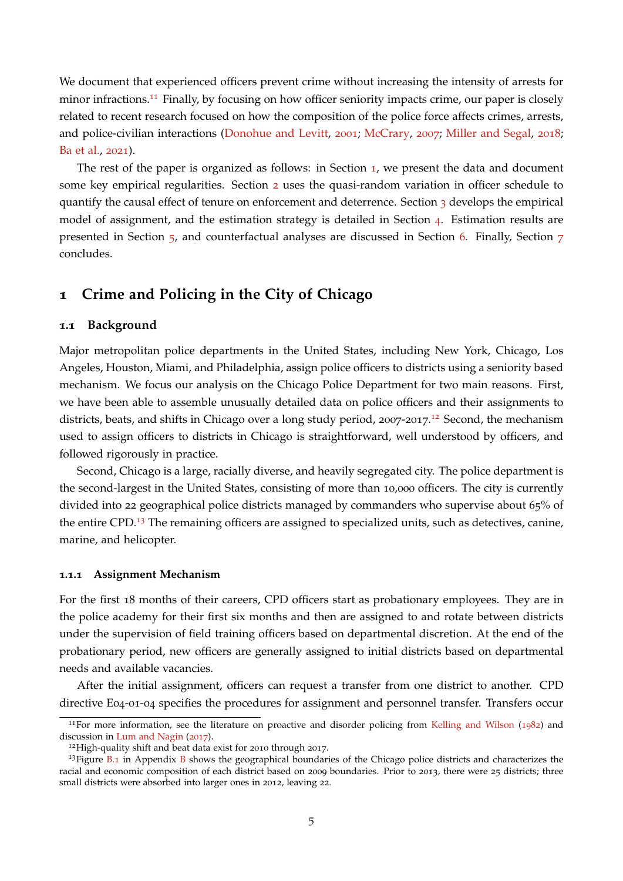We document that experienced officers prevent crime without increasing the intensity of arrests for minor infractions.[11] Finally, by focusing on how officer seniority impacts crime, our paper is closely related to recent research focused on how the composition of the police force affects crimes, arrests, and police-civilian interactions (Donohue and Levitt, 2001; McCrary, 2007; Miller and Segal, 2018; Ba et al., 2021).

The rest of the paper is organized as follows: in Section 1, we present the data and document some key empirical regularities. Section 2 uses the quasi-random variation in officer schedule to quantify the causal effect of tenure on enforcement and deterrence. Section 3 develops the empirical model of assignment, and the estimation strategy is detailed in Section 4. Estimation results are presented in Section 5, and counterfactual analyses are discussed in Section 6. Finally, Section 7 concludes.

# 1 Crime and Policing in the City of Chicago

## 1.1 Background

Major metropolitan police departments in the United States, including New York, Chicago, Los Angeles, Houston, Miami, and Philadelphia, assign police officers to districts using a seniority based mechanism. We focus our analysis on the Chicago Police Department for two main reasons. First, we have been able to assemble unusually detailed data on police officers and their assignments to districts, beats, and shifts in Chicago over a long study period, 2007-2017.[12] Second, the mechanism used to assign officers to districts in Chicago is straightforward, well understood by officers, and followed rigorously in practice.

Second, Chicago is a large, racially diverse, and heavily segregated city. The police department is the second-largest in the United States, consisting of more than 10,000 officers. The city is currently divided into 22 geographical police districts managed by commanders who supervise about 65% of the entire CPD.[13] The remaining officers are assigned to specialized units, such as detectives, canine, marine, and helicopter.

### 1.1.1 Assignment Mechanism

For the first 18 months of their careers, CPD officers start as probationary employees. They are in the police academy for their first six months and then are assigned to and rotate between districts under the supervision of field training officers based on departmental discretion. At the end of the probationary period, new officers are generally assigned to initial districts based on departmental needs and available vacancies.

After the initial assignment, officers can request a transfer from one district to another. CPD directive E04-01-04 specifies the procedures for assignment and personnel transfer. Transfers occur

[11] For more information, see the literature on proactive and disorder policing from Kelling and Wilson (1982) and discussion in Lum and Nagin (2017).

[12] High-quality shift and beat data exist for 2010 through 2017.

[13] Figure B.1 in Appendix B shows the geographical boundaries of the Chicago police districts and characterizes the racial and economic composition of each district based on 2009 boundaries. Prior to 2013, there were 25 districts; three small districts were absorbed into larger ones in 2012, leaving 22.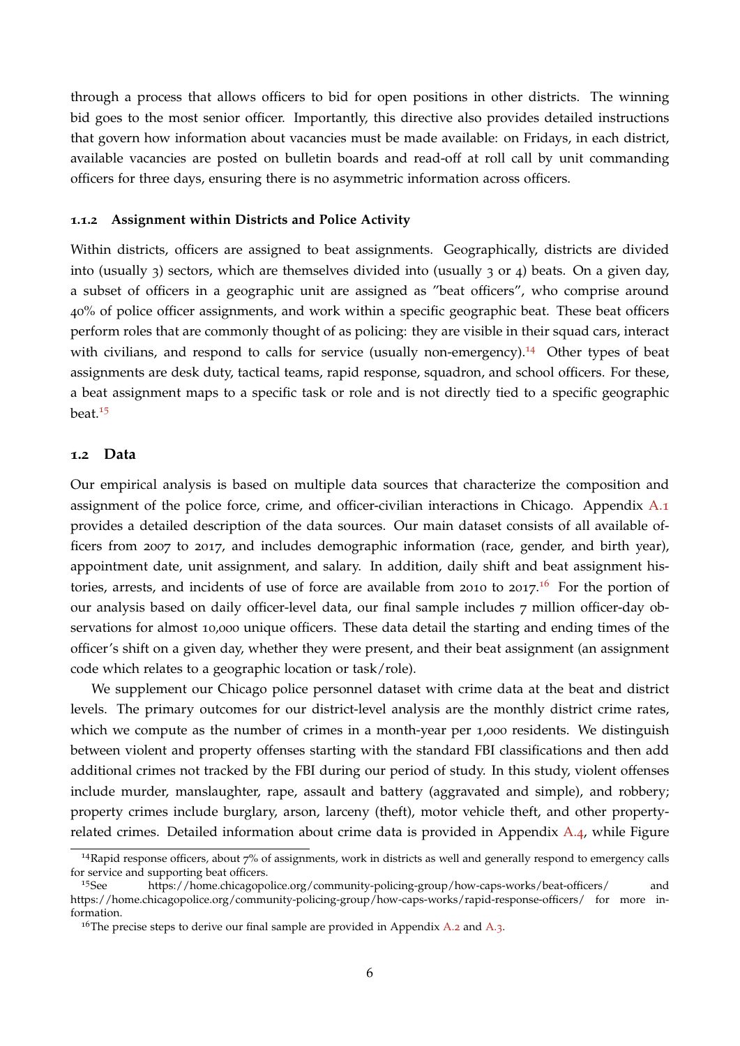through a process that allows officers to bid for open positions in other districts. The winning bid goes to the most senior officer. Importantly, this directive also provides detailed instructions that govern how information about vacancies must be made available: on Fridays, in each district, available vacancies are posted on bulletin boards and read-off at roll call by unit commanding officers for three days, ensuring there is no asymmetric information across officers.

### 1.1.2 Assignment within Districts and Police Activity

Within districts, officers are assigned to beat assignments. Geographically, districts are divided into (usually 3) sectors, which are themselves divided into (usually 3 or 4) beats. On a given day, a subset of officers in a geographic unit are assigned as "beat officers", who comprise around 40% of police officer assignments, and work within a specific geographic beat. These beat officers perform roles that are commonly thought of as policing: they are visible in their squad cars, interact with civilians, and respond to calls for service (usually non-emergency).[14] Other types of beat assignments are desk duty, tactical teams, rapid response, squadron, and school officers. For these, a beat assignment maps to a specific task or role and is not directly tied to a specific geographic beat.[15]

## 1.2 Data

Our empirical analysis is based on multiple data sources that characterize the composition and assignment of the police force, crime, and officer-civilian interactions in Chicago. Appendix A.1 provides a detailed description of the data sources. Our main dataset consists of all available officers from 2007 to 2017, and includes demographic information (race, gender, and birth year), appointment date, unit assignment, and salary. In addition, daily shift and beat assignment histories, arrests, and incidents of use of force are available from 2010 to 2017.[16] For the portion of our analysis based on daily officer-level data, our final sample includes 7 million officer-day observations for almost 10,000 unique officers. These data detail the starting and ending times of the officer's shift on a given day, whether they were present, and their beat assignment (an assignment code which relates to a geographic location or task/role).

We supplement our Chicago police personnel dataset with crime data at the beat and district levels. The primary outcomes for our district-level analysis are the monthly district crime rates, which we compute as the number of crimes in a month-year per 1,000 residents. We distinguish between violent and property offenses starting with the standard FBI classifications and then add additional crimes not tracked by the FBI during our period of study. In this study, violent offenses include murder, manslaughter, rape, assault and battery (aggravated and simple), and robbery; property crimes include burglary, arson, larceny (theft), motor vehicle theft, and other property-related crimes. Detailed information about crime data is provided in Appendix A.4, while Figure

---

[14] Rapid response officers, about 7% of assignments, work in districts as well and generally respond to emergency calls for service and supporting beat officers.

[15] See https://home.chicagopolice.org/community-policing-group/how-caps-works/beat-officers/ and https://home.chicagopolice.org/community-policing-group/how-caps-works/rapid-response-officers/ for more information.

[16] The precise steps to derive our final sample are provided in Appendix A.2 and A.3.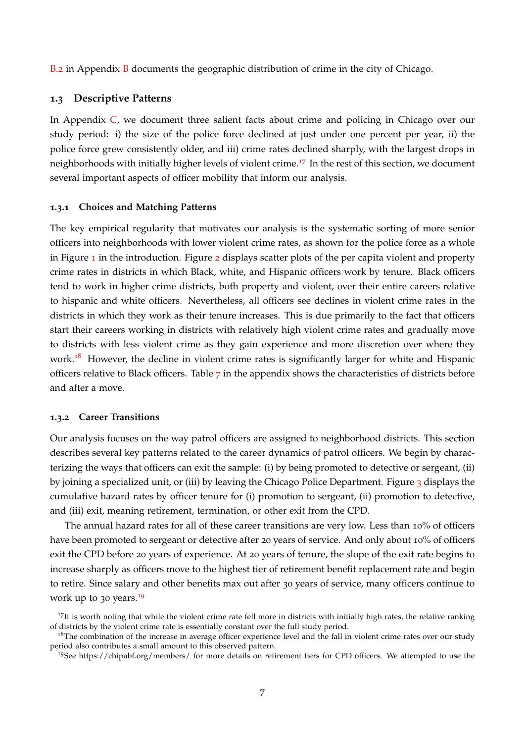B.2 in Appendix B documents the geographic distribution of crime in the city of Chicago.

### 1.3 Descriptive Patterns

In Appendix C, we document three salient facts about crime and policing in Chicago over our study period: i) the size of the police force declined at just under one percent per year, ii) the police force grew consistently older, and iii) crime rates declined sharply, with the largest drops in neighborhoods with initially higher levels of violent crime.[17] In the rest of this section, we document several important aspects of officer mobility that inform our analysis.

#### 1.3.1 Choices and Matching Patterns

The key empirical regularity that motivates our analysis is the systematic sorting of more senior officers into neighborhoods with lower violent crime rates, as shown for the police force as a whole in Figure 1 in the introduction. Figure 2 displays scatter plots of the per capita violent and property crime rates in districts in which Black, white, and Hispanic officers work by tenure. Black officers tend to work in higher crime districts, both property and violent, over their entire careers relative to hispanic and white officers. Nevertheless, all officers see declines in violent crime rates in the districts in which they work as their tenure increases. This is due primarily to the fact that officers start their careers working in districts with relatively high violent crime rates and gradually move to districts with less violent crime as they gain experience and more discretion over where they work.[18] However, the decline in violent crime rates is significantly larger for white and Hispanic officers relative to Black officers. Table 7 in the appendix shows the characteristics of districts before and after a move.

#### 1.3.2 Career Transitions

Our analysis focuses on the way patrol officers are assigned to neighborhood districts. This section describes several key patterns related to the career dynamics of patrol officers. We begin by characterizing the ways that officers can exit the sample: (i) by being promoted to detective or sergeant, (ii) by joining a specialized unit, or (iii) by leaving the Chicago Police Department. Figure 3 displays the cumulative hazard rates by officer tenure for (i) promotion to sergeant, (ii) promotion to detective, and (iii) exit, meaning retirement, termination, or other exit from the CPD.

The annual hazard rates for all of these career transitions are very low. Less than 10% of officers have been promoted to sergeant or detective after 20 years of service. And only about 10% of officers exit the CPD before 20 years of experience. At 20 years of tenure, the slope of the exit rate begins to increase sharply as officers move to the highest tier of retirement benefit replacement rate and begin to retire. Since salary and other benefits max out after 30 years of service, many officers continue to work up to 30 years.[19]

---

[17] It is worth noting that while the violent crime rate fell more in districts with initially high rates, the relative ranking of districts by the violent crime rate is essentially constant over the full study period.

[18] The combination of the increase in average officer experience level and the fall in violent crime rates over our study period also contributes a small amount to this observed pattern.

[19] See https://chipabf.org/members/ for more details on retirement tiers for CPD officers. We attempted to use the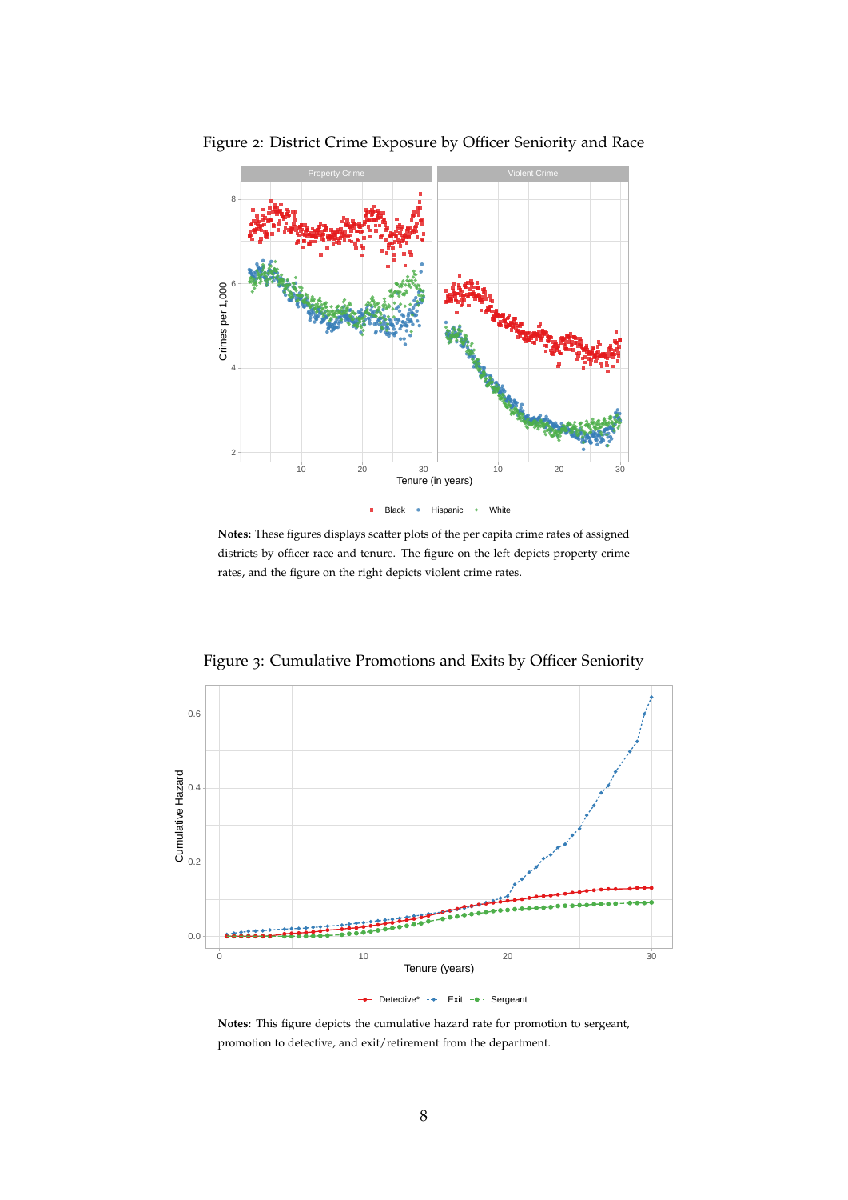Figure 2: District Crime Exposure by Officer Seniority and Race

**Notes:** These figures displays scatter plots of the per capita crime rates of assigned districts by officer race and tenure. The figure on the left depicts property crime rates, and the figure on the right depicts violent crime rates.

Figure 3: Cumulative Promotions and Exits by Officer Seniority

**Notes:** This figure depicts the cumulative hazard rate for promotion to sergeant, promotion to detective, and exit/retirement from the department.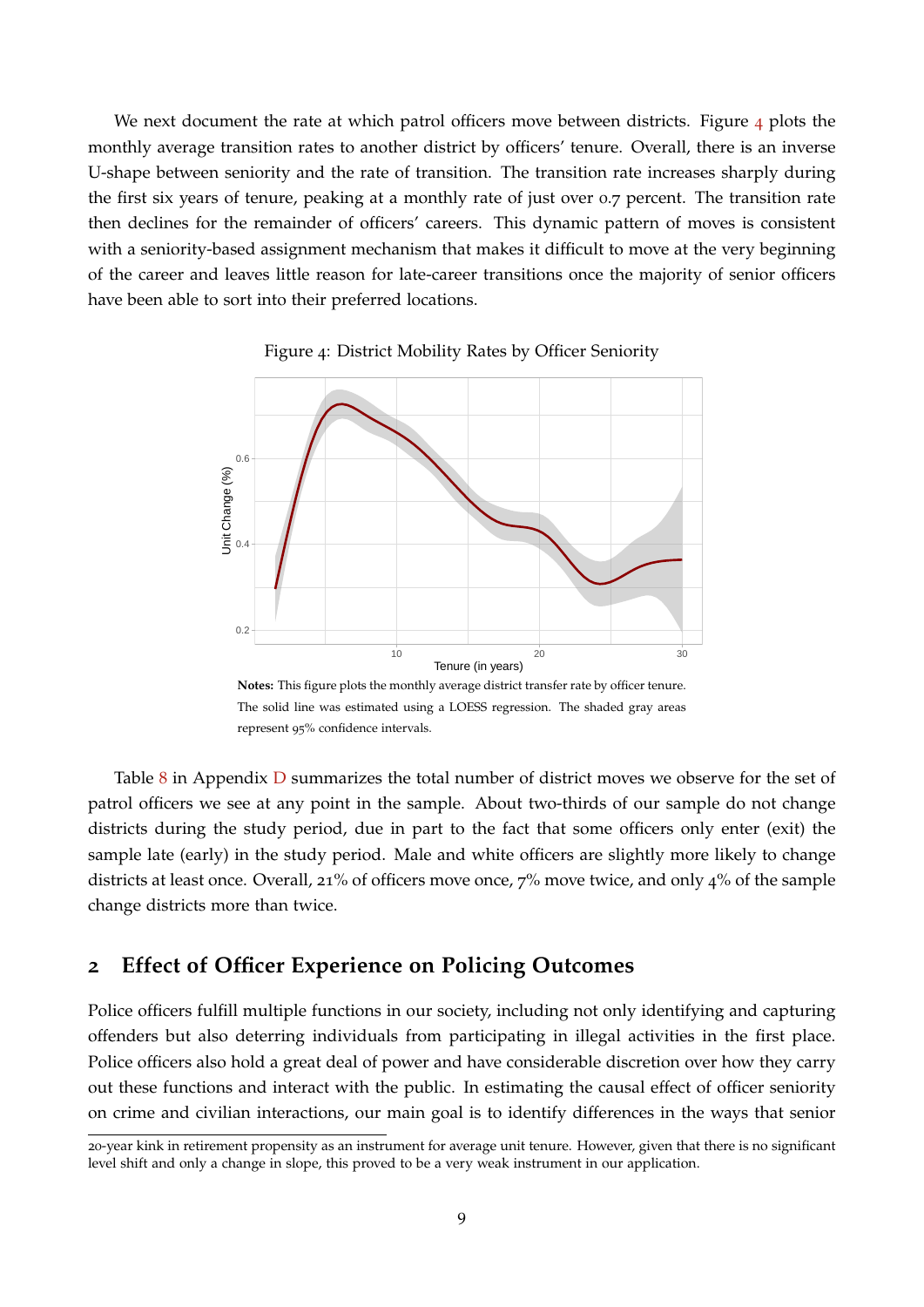We next document the rate at which patrol officers move between districts. Figure 4 plots the monthly average transition rates to another district by officers' tenure. Overall, there is an inverse U-shape between seniority and the rate of transition. The transition rate increases sharply during the first six years of tenure, peaking at a monthly rate of just over 0.7 percent. The transition rate then declines for the remainder of officers' careers. This dynamic pattern of moves is consistent with a seniority-based assignment mechanism that makes it difficult to move at the very beginning of the career and leaves little reason for late-career transitions once the majority of senior officers have been able to sort into their preferred locations.

Figure 4: District Mobility Rates by Officer Seniority

**Notes:** This figure plots the monthly average district transfer rate by officer tenure. The solid line was estimated using a LOESS regression. The shaded gray areas represent 95% confidence intervals.

Table 8 in Appendix D summarizes the total number of district moves we observe for the set of patrol officers we see at any point in the sample. About two-thirds of our sample do not change districts during the study period, due in part to the fact that some officers only enter (exit) the sample late (early) in the study period. Male and white officers are slightly more likely to change districts at least once. Overall, 21% of officers move once, 7% move twice, and only 4% of the sample change districts more than twice.

## 2 Effect of Officer Experience on Policing Outcomes

Police officers fulfill multiple functions in our society, including not only identifying and capturing offenders but also deterring individuals from participating in illegal activities in the first place. Police officers also hold a great deal of power and have considerable discretion over how they carry out these functions and interact with the public. In estimating the causal effect of officer seniority on crime and civilian interactions, our main goal is to identify differences in the ways that senior

20-year kink in retirement propensity as an instrument for average unit tenure. However, given that there is no significant level shift and only a change in slope, this proved to be a very weak instrument in our application.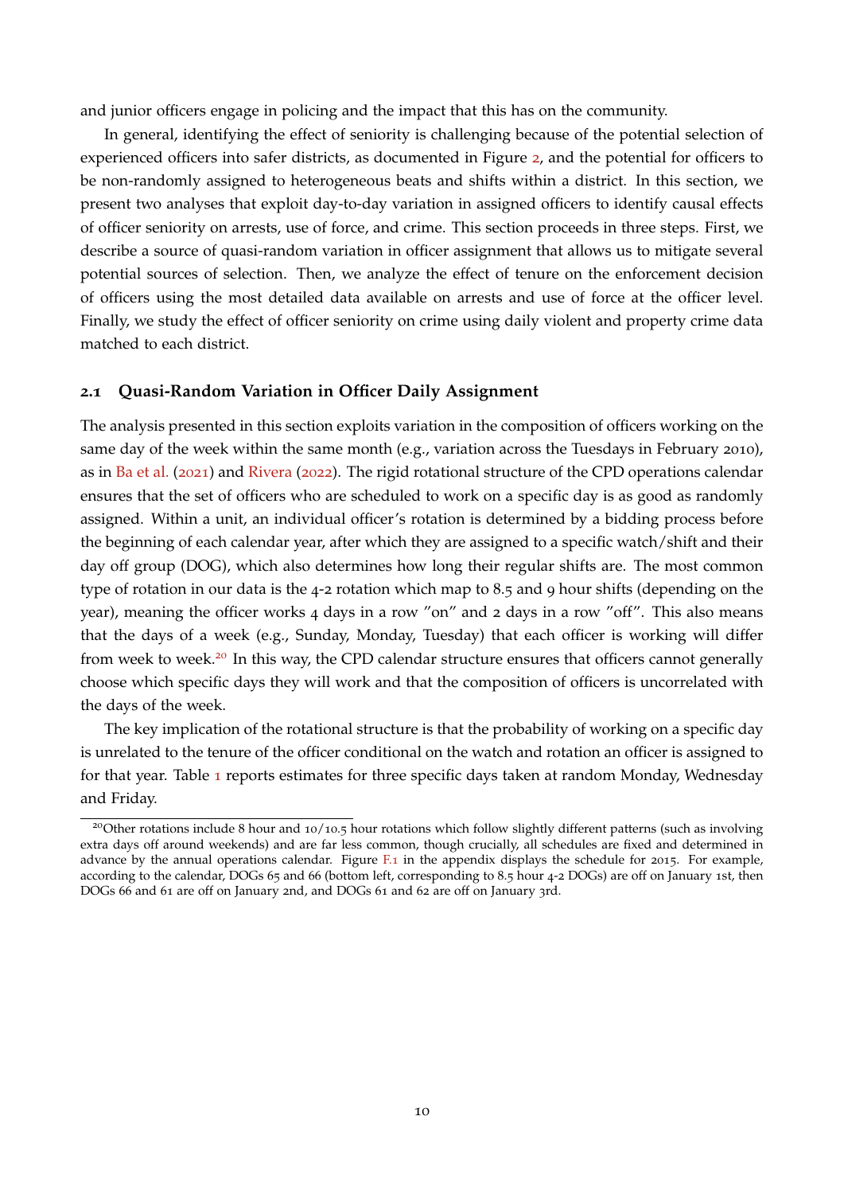and junior officers engage in policing and the impact that this has on the community.

In general, identifying the effect of seniority is challenging because of the potential selection of experienced officers into safer districts, as documented in Figure 2, and the potential for officers to be non-randomly assigned to heterogeneous beats and shifts within a district. In this section, we present two analyses that exploit day-to-day variation in assigned officers to identify causal effects of officer seniority on arrests, use of force, and crime. This section proceeds in three steps. First, we describe a source of quasi-random variation in officer assignment that allows us to mitigate several potential sources of selection. Then, we analyze the effect of tenure on the enforcement decision of officers using the most detailed data available on arrests and use of force at the officer level. Finally, we study the effect of officer seniority on crime using daily violent and property crime data matched to each district.

## 2.1 Quasi-Random Variation in Officer Daily Assignment

The analysis presented in this section exploits variation in the composition of officers working on the same day of the week within the same month (e.g., variation across the Tuesdays in February 2010), as in Ba et al. (2021) and Rivera (2022). The rigid rotational structure of the CPD operations calendar ensures that the set of officers who are scheduled to work on a specific day is as good as randomly assigned. Within a unit, an individual officer's rotation is determined by a bidding process before the beginning of each calendar year, after which they are assigned to a specific watch/shift and their day off group (DOG), which also determines how long their regular shifts are. The most common type of rotation in our data is the 4-2 rotation which map to 8.5 and 9 hour shifts (depending on the year), meaning the officer works 4 days in a row "on" and 2 days in a row "off". This also means that the days of a week (e.g., Sunday, Monday, Tuesday) that each officer is working will differ from week to week.[20] In this way, the CPD calendar structure ensures that officers cannot generally choose which specific days they will work and that the composition of officers is uncorrelated with the days of the week.

The key implication of the rotational structure is that the probability of working on a specific day is unrelated to the tenure of the officer conditional on the watch and rotation an officer is assigned to for that year. Table 1 reports estimates for three specific days taken at random Monday, Wednesday and Friday.

[20] Other rotations include 8 hour and 10/10.5 hour rotations which follow slightly different patterns (such as involving extra days off around weekends) and are far less common, though crucially, all schedules are fixed and determined in advance by the annual operations calendar. Figure F.1 in the appendix displays the schedule for 2015. For example, according to the calendar, DOGs 65 and 66 (bottom left, corresponding to 8.5 hour 4-2 DOGs) are off on January 1st, then DOGs 66 and 61 are off on January 2nd, and DOGs 61 and 62 are off on January 3rd.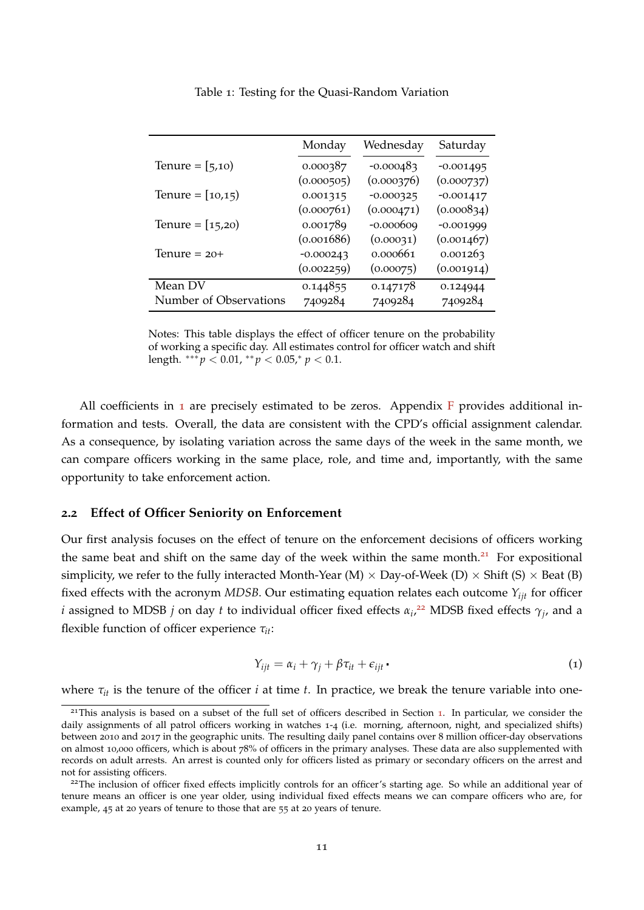Table 1: Testing for the Quasi-Random Variation

| | Monday | Wednesday | Saturday |
|---|---|---|---|
| Tenure = [5,10) | 0.000387 | -0.000483 | -0.001495 |
| | (0.000505) | (0.000376) | (0.000737) |
| Tenure = [10,15) | 0.001315 | -0.000325 | -0.001417 |
| | (0.000761) | (0.000471) | (0.000834) |
| Tenure = [15,20) | 0.001789 | -0.000609 | -0.001999 |
| | (0.001686) | (0.00031) | (0.001467) |
| Tenure = 20+ | -0.000243 | 0.000661 | 0.001263 |
| | (0.002259) | (0.00075) | (0.001914) |
| Mean DV | 0.144855 | 0.147178 | 0.124944 |
| Number of Observations | 7409284 | 7409284 | 7409284 |

Notes: This table displays the effect of officer tenure on the probability of working a specific day. All estimates control for officer watch and shift length. $^{***}p < 0.01$, $^{**}p < 0.05$, $^{*}p < 0.1$.

All coefficients in 1 are precisely estimated to be zeros. Appendix F provides additional information and tests. Overall, the data are consistent with the CPD's official assignment calendar. As a consequence, by isolating variation across the same days of the week in the same month, we can compare officers working in the same place, role, and time and, importantly, with the same opportunity to take enforcement action.

### 2.2 Effect of Officer Seniority on Enforcement

Our first analysis focuses on the effect of tenure on the enforcement decisions of officers working the same beat and shift on the same day of the week within the same month.[21] For expositional simplicity, we refer to the fully interacted Month-Year (M) $\times$ Day-of-Week (D) $\times$ Shift (S) $\times$ Beat (B) fixed effects with the acronym *MDSB*. Our estimating equation relates each outcome $Y_{ijt}$ for officer $i$ assigned to MDSB $j$ on day $t$ to individual officer fixed effects $\alpha_i$,[22] MDSB fixed effects $\gamma_j$, and a flexible function of officer experience $\tau_{it}$:

$$Y_{ijt} = \alpha_i + \gamma_j + \beta\tau_{it} + \epsilon_{ijt}. \tag{1}$$

where $\tau_{it}$ is the tenure of the officer $i$ at time $t$. In practice, we break the tenure variable into one-

[21] This analysis is based on a subset of the full set of officers described in Section 1. In particular, we consider the daily assignments of all patrol officers working in watches 1-4 (i.e. morning, afternoon, night, and specialized shifts) between 2010 and 2017 in the geographic units. The resulting daily panel contains over 8 million officer-day observations on almost 10,000 officers, which is about 78% of officers in the primary analyses. These data are also supplemented with records on adult arrests. An arrest is counted only for officers listed as primary or secondary officers on the arrest and not for assisting officers.

[22] The inclusion of officer fixed effects implicitly controls for an officer's starting age. So while an additional year of tenure means an officer is one year older, using individual fixed effects means we can compare officers who are, for example, 45 at 20 years of tenure to those that are 55 at 20 years of tenure.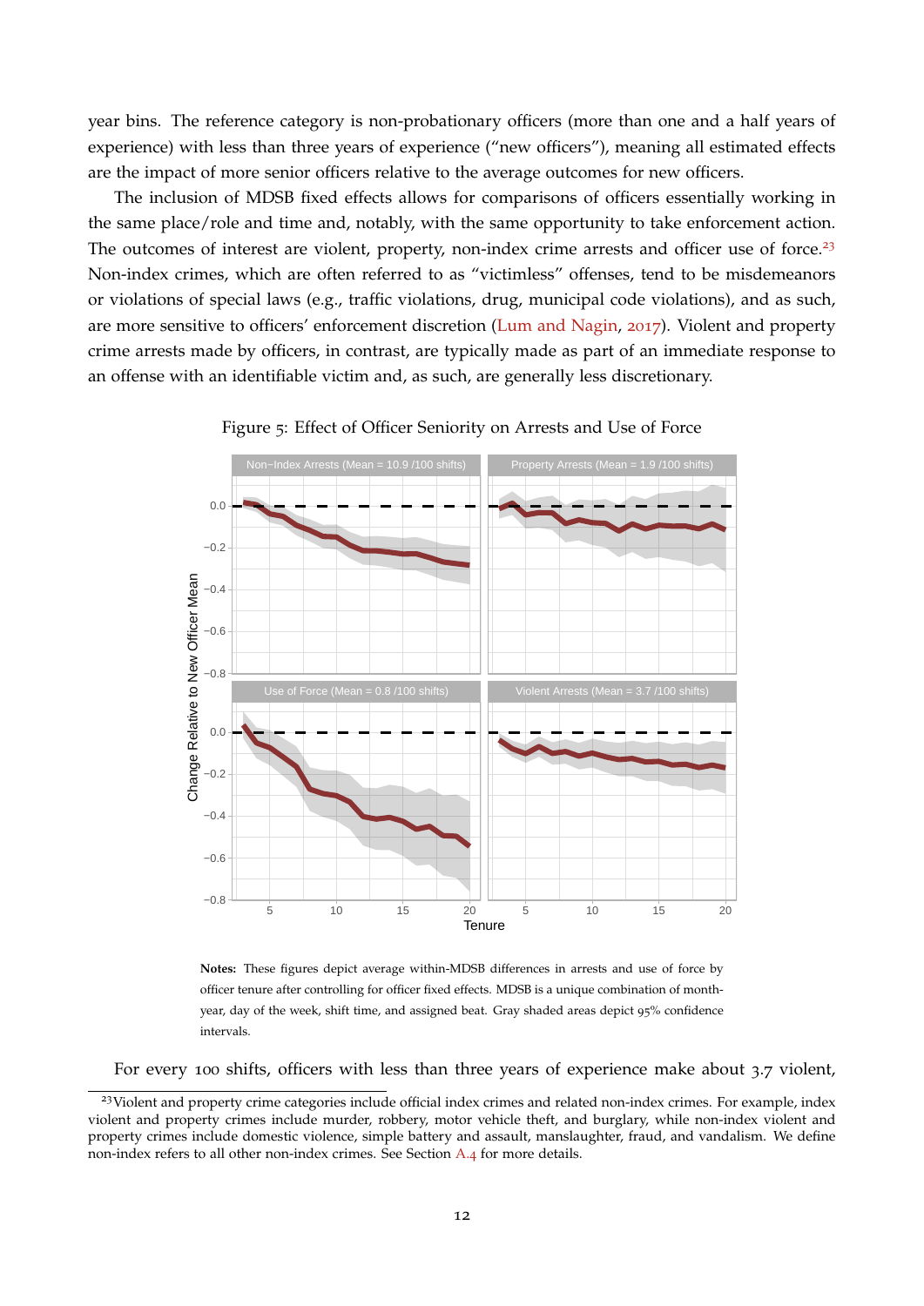year bins. The reference category is non-probationary officers (more than one and a half years of experience) with less than three years of experience ("new officers"), meaning all estimated effects are the impact of more senior officers relative to the average outcomes for new officers.

The inclusion of MDSB fixed effects allows for comparisons of officers essentially working in the same place/role and time and, notably, with the same opportunity to take enforcement action. The outcomes of interest are violent, property, non-index crime arrests and officer use of force.[23] Non-index crimes, which are often referred to as "victimless" offenses, tend to be misdemeanors or violations of special laws (e.g., traffic violations, drug, municipal code violations), and as such, are more sensitive to officers' enforcement discretion (Lum and Nagin, 2017). Violent and property crime arrests made by officers, in contrast, are typically made as part of an immediate response to an offense with an identifiable victim and, as such, are generally less discretionary.

Figure 5: Effect of Officer Seniority on Arrests and Use of Force

**Notes:** These figures depict average within-MDSB differences in arrests and use of force by officer tenure after controlling for officer fixed effects. MDSB is a unique combination of month-year, day of the week, shift time, and assigned beat. Gray shaded areas depict 95% confidence intervals.

For every 100 shifts, officers with less than three years of experience make about 3.7 violent,

[23]Violent and property crime categories include official index crimes and related non-index crimes. For example, index violent and property crimes include murder, robbery, motor vehicle theft, and burglary, while non-index violent and property crimes include domestic violence, simple battery and assault, manslaughter, fraud, and vandalism. We define non-index refers to all other non-index crimes. See Section A.4 for more details.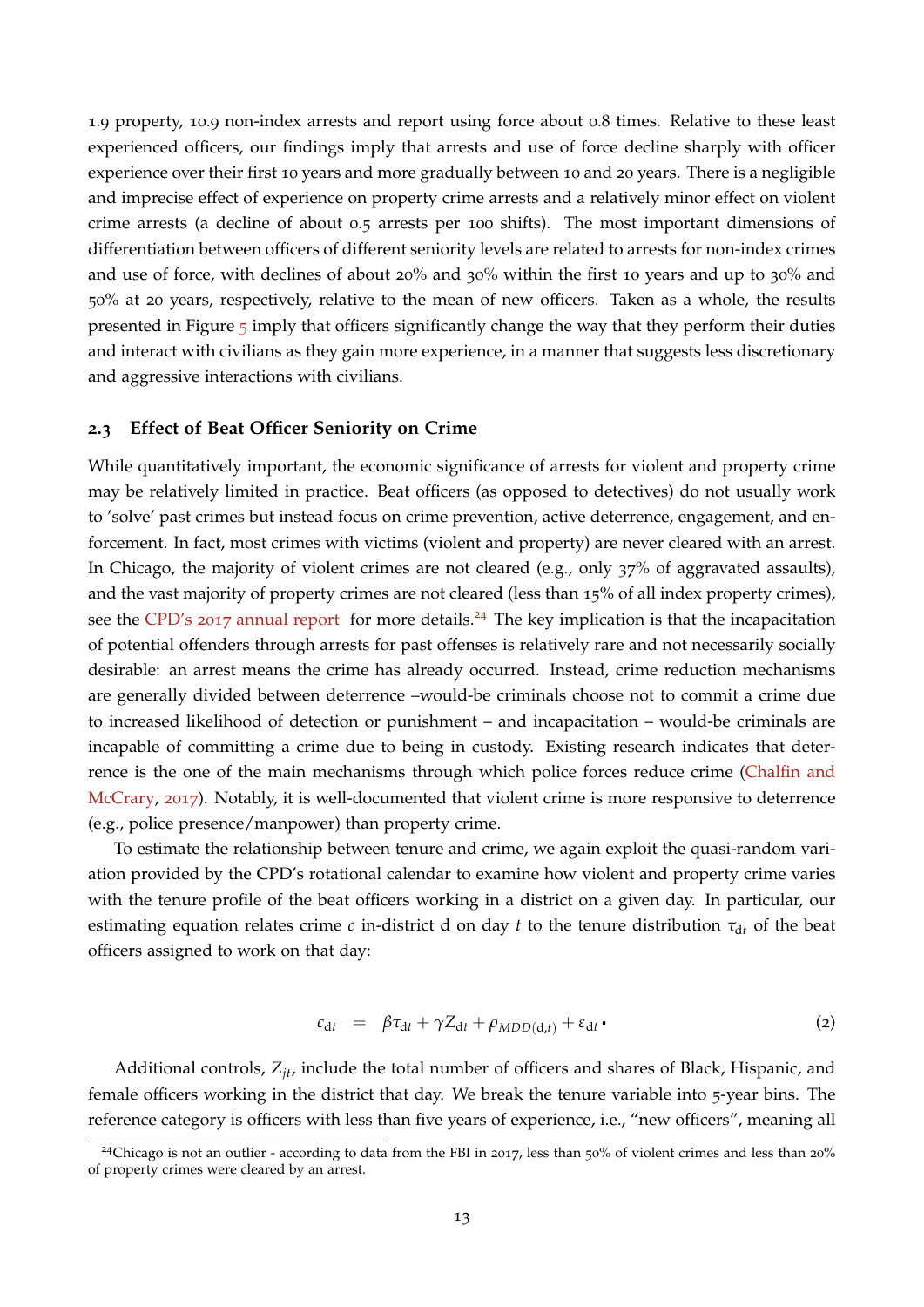1.9 property, 10.9 non-index arrests and report using force about 0.8 times. Relative to these least experienced officers, our findings imply that arrests and use of force decline sharply with officer experience over their first 10 years and more gradually between 10 and 20 years. There is a negligible and imprecise effect of experience on property crime arrests and a relatively minor effect on violent crime arrests (a decline of about 0.5 arrests per 100 shifts). The most important dimensions of differentiation between officers of different seniority levels are related to arrests for non-index crimes and use of force, with declines of about 20% and 30% within the first 10 years and up to 30% and 50% at 20 years, respectively, relative to the mean of new officers. Taken as a whole, the results presented in Figure 5 imply that officers significantly change the way that they perform their duties and interact with civilians as they gain more experience, in a manner that suggests less discretionary and aggressive interactions with civilians.

### 2.3 Effect of Beat Officer Seniority on Crime

While quantitatively important, the economic significance of arrests for violent and property crime may be relatively limited in practice. Beat officers (as opposed to detectives) do not usually work to 'solve' past crimes but instead focus on crime prevention, active deterrence, engagement, and enforcement. In fact, most crimes with victims (violent and property) are never cleared with an arrest. In Chicago, the majority of violent crimes are not cleared (e.g., only 37% of aggravated assaults), and the vast majority of property crimes are not cleared (less than 15% of all index property crimes), see the CPD's 2017 annual report for more details.[24] The key implication is that the incapacitation of potential offenders through arrests for past offenses is relatively rare and not necessarily socially desirable: an arrest means the crime has already occurred. Instead, crime reduction mechanisms are generally divided between deterrence –would-be criminals choose not to commit a crime due to increased likelihood of detection or punishment – and incapacitation – would-be criminals are incapable of committing a crime due to being in custody. Existing research indicates that deterrence is the one of the main mechanisms through which police forces reduce crime (Chalfin and McCrary, 2017). Notably, it is well-documented that violent crime is more responsive to deterrence (e.g., police presence/manpower) than property crime.

To estimate the relationship between tenure and crime, we again exploit the quasi-random variation provided by the CPD's rotational calendar to examine how violent and property crime varies with the tenure profile of the beat officers working in a district on a given day. In particular, our estimating equation relates crime $c$ in-district d on day $t$ to the tenure distribution $\tau_{dt}$ of the beat officers assigned to work on that day:

$$c_{dt} \quad = \quad \beta\tau_{dt} + \gamma Z_{dt} + \rho_{MDD(d,t)} + \varepsilon_{dt}. \tag{2}$$

Additional controls, $Z_{jt}$, include the total number of officers and shares of Black, Hispanic, and female officers working in the district that day. We break the tenure variable into 5-year bins. The reference category is officers with less than five years of experience, i.e., "new officers", meaning all

[24] Chicago is not an outlier - according to data from the FBI in 2017, less than 50% of violent crimes and less than 20% of property crimes were cleared by an arrest.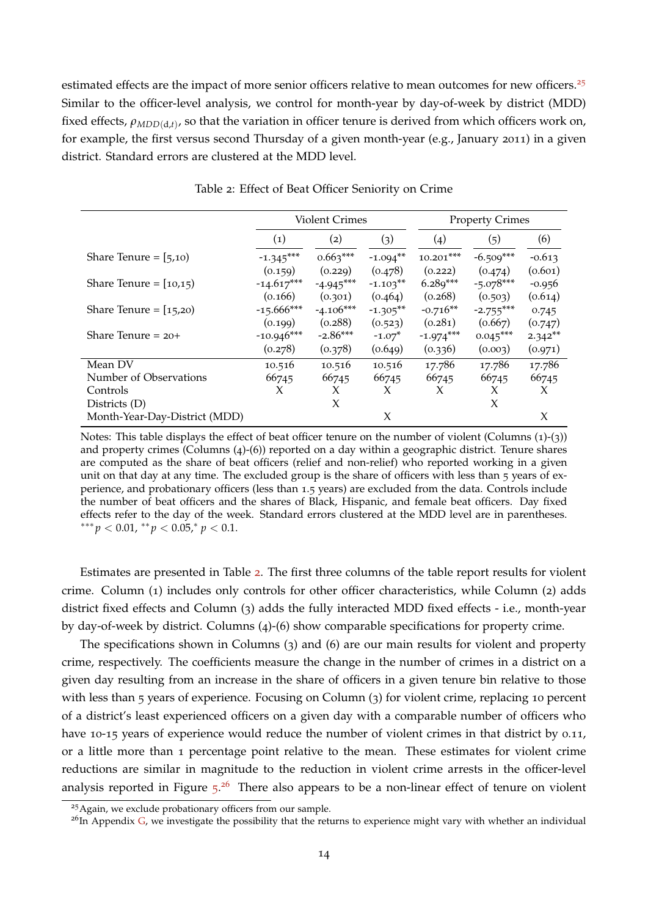estimated effects are the impact of more senior officers relative to mean outcomes for new officers.[25] Similar to the officer-level analysis, we control for month-year by day-of-week by district (MDD) fixed effects, $\rho_{MDD(d,t)}$, so that the variation in officer tenure is derived from which officers work on, for example, the first versus second Thursday of a given month-year (e.g., January 2011) in a given district. Standard errors are clustered at the MDD level.

Table 2: Effect of Beat Officer Seniority on Crime

| | Violent Crimes | | | Property Crimes | | |
|---|---|---|---|---|---|---|
| | (1) | (2) | (3) | (4) | (5) | (6) |
| Share Tenure = [5,10) | -1.345*** | 0.663*** | -1.094** | 10.201*** | -6.509*** | -0.613 |
| | (0.159) | (0.229) | (0.478) | (0.222) | (0.474) | (0.601) |
| Share Tenure = [10,15) | -14.617*** | -4.945*** | -1.103** | 6.289*** | -5.078*** | -0.956 |
| | (0.166) | (0.301) | (0.464) | (0.268) | (0.503) | (0.614) |
| Share Tenure = [15,20) | -15.666*** | -4.106*** | -1.305** | -0.716** | -2.755*** | 0.745 |
| | (0.199) | (0.288) | (0.523) | (0.281) | (0.667) | (0.747) |
| Share Tenure = 20+ | -10.946*** | -2.86*** | -1.07* | -1.974*** | 0.045*** | 2.342** |
| | (0.278) | (0.378) | (0.649) | (0.336) | (0.003) | (0.971) |
| Mean DV | 10.516 | 10.516 | 10.516 | 17.786 | 17.786 | 17.786 |
| Number of Observations | 66745 | 66745 | 66745 | 66745 | 66745 | 66745 |
| Controls | X | X | X | X | X | X |
| Districts (D) | | X | | | X | |
| Month-Year-Day-District (MDD) | | | X | | | X |

Notes: This table displays the effect of beat officer tenure on the number of violent (Columns (1)-(3)) and property crimes (Columns (4)-(6)) reported on a day within a geographic district. Tenure shares are computed as the share of beat officers (relief and non-relief) who reported working in a given unit on that day at any time. The excluded group is the share of officers with less than 5 years of experience, and probationary officers (less than 1.5 years) are excluded from the data. Controls include the number of beat officers and the shares of Black, Hispanic, and female beat officers. Day fixed effects refer to the day of the week. Standard errors clustered at the MDD level are in parentheses. $^{***}p < 0.01$, $^{**}p < 0.05$, $^{*}p < 0.1$.

Estimates are presented in Table 2. The first three columns of the table report results for violent crime. Column (1) includes only controls for other officer characteristics, while Column (2) adds district fixed effects and Column (3) adds the fully interacted MDD fixed effects - i.e., month-year by day-of-week by district. Columns (4)-(6) show comparable specifications for property crime.

The specifications shown in Columns (3) and (6) are our main results for violent and property crime, respectively. The coefficients measure the change in the number of crimes in a district on a given day resulting from an increase in the share of officers in a given tenure bin relative to those with less than 5 years of experience. Focusing on Column (3) for violent crime, replacing 10 percent of a district's least experienced officers on a given day with a comparable number of officers who have 10-15 years of experience would reduce the number of violent crimes in that district by 0.11, or a little more than 1 percentage point relative to the mean. These estimates for violent crime reductions are similar in magnitude to the reduction in violent crime arrests in the officer-level analysis reported in Figure 5.[26] There also appears to be a non-linear effect of tenure on violent

[25] Again, we exclude probationary officers from our sample.

[26] In Appendix G, we investigate the possibility that the returns to experience might vary with whether an individual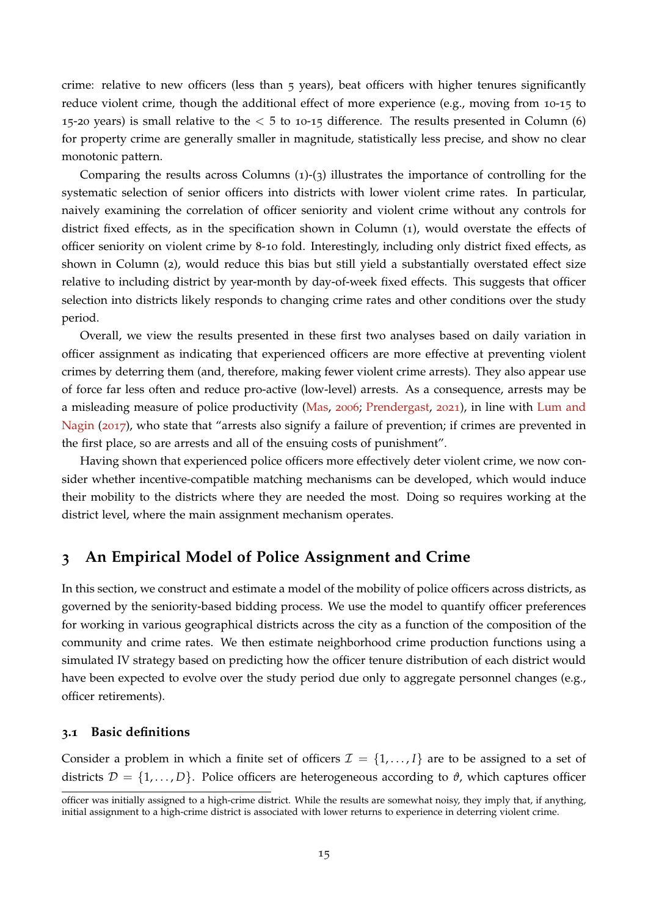crime: relative to new officers (less than 5 years), beat officers with higher tenures significantly reduce violent crime, though the additional effect of more experience (e.g., moving from 10-15 to 15-20 years) is small relative to the $<$ 5 to 10-15 difference. The results presented in Column (6) for property crime are generally smaller in magnitude, statistically less precise, and show no clear monotonic pattern.

Comparing the results across Columns (1)-(3) illustrates the importance of controlling for the systematic selection of senior officers into districts with lower violent crime rates. In particular, naively examining the correlation of officer seniority and violent crime without any controls for district fixed effects, as in the specification shown in Column (1), would overstate the effects of officer seniority on violent crime by 8-10 fold. Interestingly, including only district fixed effects, as shown in Column (2), would reduce this bias but still yield a substantially overstated effect size relative to including district by year-month by day-of-week fixed effects. This suggests that officer selection into districts likely responds to changing crime rates and other conditions over the study period.

Overall, we view the results presented in these first two analyses based on daily variation in officer assignment as indicating that experienced officers are more effective at preventing violent crimes by deterring them (and, therefore, making fewer violent crime arrests). They also appear use of force far less often and reduce pro-active (low-level) arrests. As a consequence, arrests may be a misleading measure of police productivity (Mas, 2006; Prendergast, 2021), in line with Lum and Nagin (2017), who state that "arrests also signify a failure of prevention; if crimes are prevented in the first place, so are arrests and all of the ensuing costs of punishment".

Having shown that experienced police officers more effectively deter violent crime, we now consider whether incentive-compatible matching mechanisms can be developed, which would induce their mobility to the districts where they are needed the most. Doing so requires working at the district level, where the main assignment mechanism operates.

## 3 An Empirical Model of Police Assignment and Crime

In this section, we construct and estimate a model of the mobility of police officers across districts, as governed by the seniority-based bidding process. We use the model to quantify officer preferences for working in various geographical districts across the city as a function of the composition of the community and crime rates. We then estimate neighborhood crime production functions using a simulated IV strategy based on predicting how the officer tenure distribution of each district would have been expected to evolve over the study period due only to aggregate personnel changes (e.g., officer retirements).

### 3.1 Basic definitions

Consider a problem in which a finite set of officers $\mathcal{I} = \{1, \ldots, I\}$ are to be assigned to a set of districts $\mathcal{D} = \{1, \ldots, D\}$. Police officers are heterogeneous according to $\vartheta$, which captures officer

officer was initially assigned to a high-crime district. While the results are somewhat noisy, they imply that, if anything, initial assignment to a high-crime district is associated with lower returns to experience in deterring violent crime.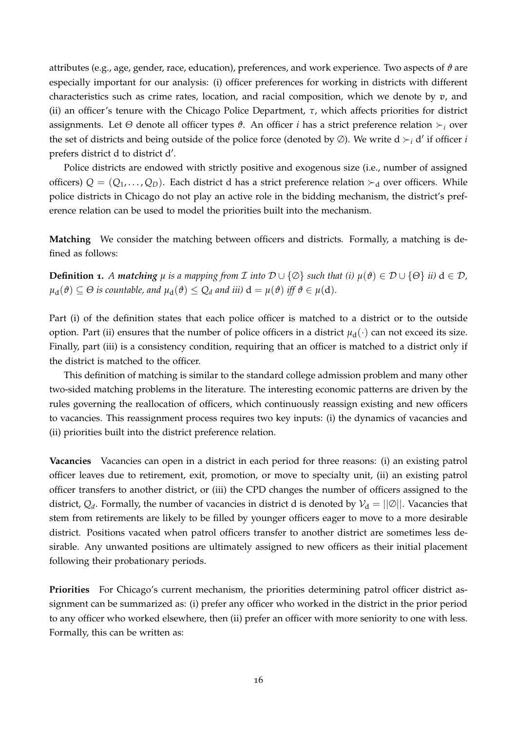attributes (e.g., age, gender, race, education), preferences, and work experience. Two aspects of $\vartheta$ are especially important for our analysis: (i) officer preferences for working in districts with different characteristics such as crime rates, location, and racial composition, which we denote by $v$, and (ii) an officer's tenure with the Chicago Police Department, $\tau$, which affects priorities for district assignments. Let $\Theta$ denote all officer types $\vartheta$. An officer $i$ has a strict preference relation $\succ_i$ over the set of districts and being outside of the police force (denoted by $\emptyset$). We write $\mathrm{d} \succ_i \mathrm{d}'$ if officer $i$ prefers district d to district d′.

Police districts are endowed with strictly positive and exogenous size (i.e., number of assigned officers) $Q = (Q_1, \ldots, Q_D)$. Each district d has a strict preference relation $\succ_{\mathrm{d}}$ over officers. While police districts in Chicago do not play an active role in the bidding mechanism, the district's preference relation can be used to model the priorities built into the mechanism.

**Matching** We consider the matching between officers and districts. Formally, a matching is defined as follows:

**Definition 1.** *A **matching** $\mu$ is a mapping from $\mathcal{I}$ into $\mathcal{D} \cup \{\emptyset\}$ such that (i) $\mu(\vartheta) \in \mathcal{D} \cup \{\Theta\}$ ii) $\mathrm{d} \in \mathcal{D}$, $\mu_{\mathrm{d}}(\vartheta) \subseteq \Theta$ is countable, and $\mu_{\mathrm{d}}(\vartheta) \leq Q_d$ and iii) $\mathrm{d} = \mu(\vartheta)$ iff $\vartheta \in \mu(\mathrm{d})$.*

Part (i) of the definition states that each police officer is matched to a district or to the outside option. Part (ii) ensures that the number of police officers in a district $\mu_{\mathrm{d}}(\cdot)$ can not exceed its size. Finally, part (iii) is a consistency condition, requiring that an officer is matched to a district only if the district is matched to the officer.

This definition of matching is similar to the standard college admission problem and many other two-sided matching problems in the literature. The interesting economic patterns are driven by the rules governing the reallocation of officers, which continuously reassign existing and new officers to vacancies. This reassignment process requires two key inputs: (i) the dynamics of vacancies and (ii) priorities built into the district preference relation.

**Vacancies** Vacancies can open in a district in each period for three reasons: (i) an existing patrol officer leaves due to retirement, exit, promotion, or move to specialty unit, (ii) an existing patrol officer transfers to another district, or (iii) the CPD changes the number of officers assigned to the district, $Q_d$. Formally, the number of vacancies in district d is denoted by $\mathcal{V}_{\mathrm{d}} = ||\emptyset||$. Vacancies that stem from retirements are likely to be filled by younger officers eager to move to a more desirable district. Positions vacated when patrol officers transfer to another district are sometimes less desirable. Any unwanted positions are ultimately assigned to new officers as their initial placement following their probationary periods.

**Priorities** For Chicago's current mechanism, the priorities determining patrol officer district assignment can be summarized as: (i) prefer any officer who worked in the district in the prior period to any officer who worked elsewhere, then (ii) prefer an officer with more seniority to one with less. Formally, this can be written as: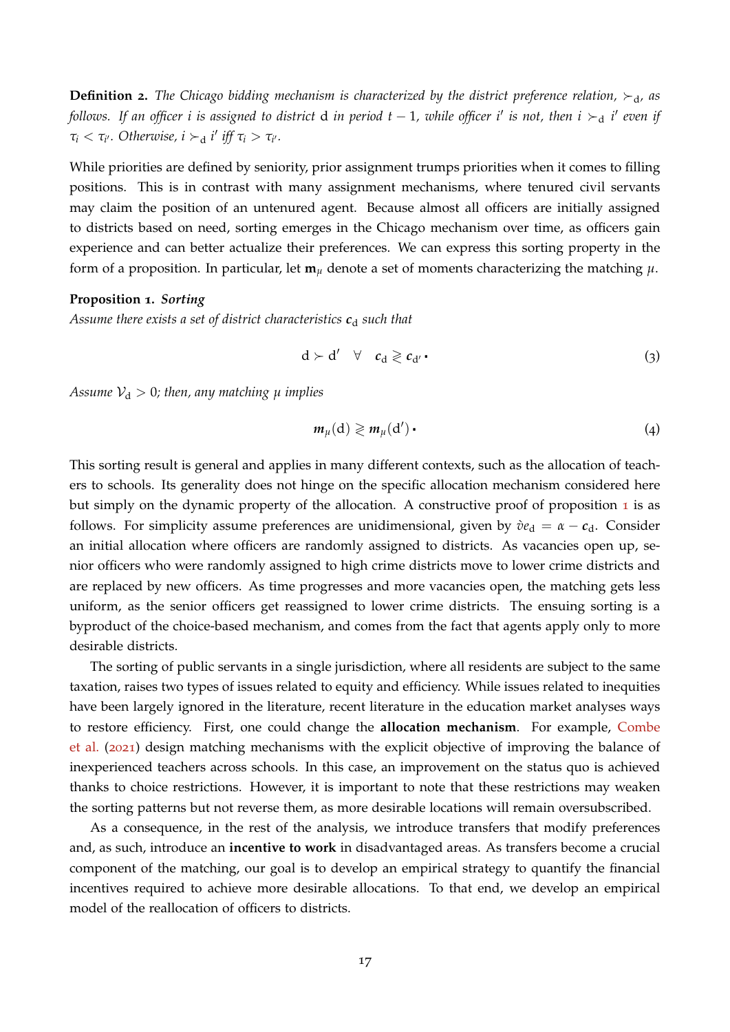**Definition 2.** *The Chicago bidding mechanism is characterized by the district preference relation, $\succ_{\mathrm{d}}$, as follows. If an officer $i$ is assigned to district* d *in period $t-1$, while officer $i'$ is not, then $i \succ_{\mathrm{d}} i'$ even if $\tau_i < \tau_{i'}$. Otherwise, $i \succ_{\mathrm{d}} i'$ iff $\tau_i > \tau_{i'}$.*

While priorities are defined by seniority, prior assignment trumps priorities when it comes to filling positions. This is in contrast with many assignment mechanisms, where tenured civil servants may claim the position of an untenured agent. Because almost all officers are initially assigned to districts based on need, sorting emerges in the Chicago mechanism over time, as officers gain experience and can better actualize their preferences. We can express this sorting property in the form of a proposition. In particular, let $\mathbf{m}_\mu$ denote a set of moments characterizing the matching $\mu$.

**Proposition 1.** ***Sorting***
*Assume there exists a set of district characteristics $\boldsymbol{c}_{\mathrm{d}}$ such that*

$$\mathrm{d} \succ \mathrm{d}' \quad \forall \quad \boldsymbol{c}_{\mathrm{d}} \gtrless \boldsymbol{c}_{\mathrm{d}'} \,. \tag{3}$$

*Assume $\mathcal{V}_{\mathrm{d}} > 0$; then, any matching $\mu$ implies*

$$\boldsymbol{m}_\mu(\mathrm{d}) \gtrless \boldsymbol{m}_\mu(\mathrm{d}') \,. \tag{4}$$

This sorting result is general and applies in many different contexts, such as the allocation of teachers to schools. Its generality does not hinge on the specific allocation mechanism considered here but simply on the dynamic property of the allocation. A constructive proof of proposition 1 is as follows. For simplicity assume preferences are unidimensional, given by $\check{v}e_{\mathrm{d}} = \alpha - \boldsymbol{c}_{\mathrm{d}}$. Consider an initial allocation where officers are randomly assigned to districts. As vacancies open up, senior officers who were randomly assigned to high crime districts move to lower crime districts and are replaced by new officers. As time progresses and more vacancies open, the matching gets less uniform, as the senior officers get reassigned to lower crime districts. The ensuing sorting is a byproduct of the choice-based mechanism, and comes from the fact that agents apply only to more desirable districts.

The sorting of public servants in a single jurisdiction, where all residents are subject to the same taxation, raises two types of issues related to equity and efficiency. While issues related to inequities have been largely ignored in the literature, recent literature in the education market analyses ways to restore efficiency. First, one could change the **allocation mechanism**. For example, Combe et al. (2021) design matching mechanisms with the explicit objective of improving the balance of inexperienced teachers across schools. In this case, an improvement on the status quo is achieved thanks to choice restrictions. However, it is important to note that these restrictions may weaken the sorting patterns but not reverse them, as more desirable locations will remain oversubscribed.

As a consequence, in the rest of the analysis, we introduce transfers that modify preferences and, as such, introduce an **incentive to work** in disadvantaged areas. As transfers become a crucial component of the matching, our goal is to develop an empirical strategy to quantify the financial incentives required to achieve more desirable allocations. To that end, we develop an empirical model of the reallocation of officers to districts.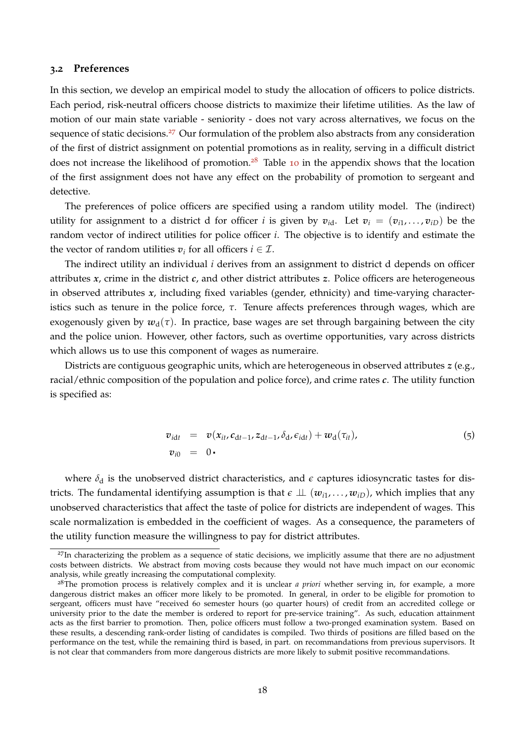### 3.2 Preferences

In this section, we develop an empirical model to study the allocation of officers to police districts. Each period, risk-neutral officers choose districts to maximize their lifetime utilities. As the law of motion of our main state variable - seniority - does not vary across alternatives, we focus on the sequence of static decisions.[27] Our formulation of the problem also abstracts from any consideration of the first of district assignment on potential promotions as in reality, serving in a difficult district does not increase the likelihood of promotion.[28] Table 10 in the appendix shows that the location of the first assignment does not have any effect on the probability of promotion to sergeant and detective.

The preferences of police officers are specified using a random utility model. The (indirect) utility for assignment to a district d for officer $i$ is given by $v_{i\mathrm{d}}$. Let $v_i = (v_{i1}, \ldots, v_{iD})$ be the random vector of indirect utilities for police officer $i$. The objective is to identify and estimate the the vector of random utilities $v_i$ for all officers $i \in \mathcal{I}$.

The indirect utility an individual $i$ derives from an assignment to district d depends on officer attributes $x$, crime in the district $c$, and other district attributes $z$. Police officers are heterogeneous in observed attributes $x$, including fixed variables (gender, ethnicity) and time-varying characteristics such as tenure in the police force, $\tau$. Tenure affects preferences through wages, which are exogenously given by $w_{\mathrm{d}}(\tau)$. In practice, base wages are set through bargaining between the city and the police union. However, other factors, such as overtime opportunities, vary across districts which allows us to use this component of wages as numeraire.

Districts are contiguous geographic units, which are heterogeneous in observed attributes $z$ (e.g., racial/ethnic composition of the population and police force), and crime rates $c$. The utility function is specified as:

$$
\begin{aligned}
v_{i\mathrm{d}t} &= v(x_{it}, c_{\mathrm{d}t-1}, z_{\mathrm{d}t-1}, \delta_{\mathrm{d}}, \epsilon_{i\mathrm{d}t}) + w_{\mathrm{d}}(\tau_{it}), \\
v_{i0} &= 0 \, .
\end{aligned}
\tag{5}
$$

where $\delta_{\mathrm{d}}$ is the unobserved district characteristics, and $\epsilon$ captures idiosyncratic tastes for districts. The fundamental identifying assumption is that $\epsilon \perp\!\!\!\perp (w_{i1}, \ldots, w_{iD})$, which implies that any unobserved characteristics that affect the taste of police for districts are independent of wages. This scale normalization is embedded in the coefficient of wages. As a consequence, the parameters of the utility function measure the willingness to pay for district attributes.

[27] In characterizing the problem as a sequence of static decisions, we implicitly assume that there are no adjustment costs between districts. We abstract from moving costs because they would not have much impact on our economic analysis, while greatly increasing the computational complexity.

[28] The promotion process is relatively complex and it is unclear *a priori* whether serving in, for example, a more dangerous district makes an officer more likely to be promoted. In general, in order to be eligible for promotion to sergeant, officers must have "received 60 semester hours (90 quarter hours) of credit from an accredited college or university prior to the date the member is ordered to report for pre-service training". As such, education attainment acts as the first barrier to promotion. Then, police officers must follow a two-pronged examination system. Based on these results, a descending rank-order listing of candidates is compiled. Two thirds of positions are filled based on the performance on the test, while the remaining third is based, in part. on recommandations from previous supervisors. It is not clear that commanders from more dangerous districts are more likely to submit positive recommandations.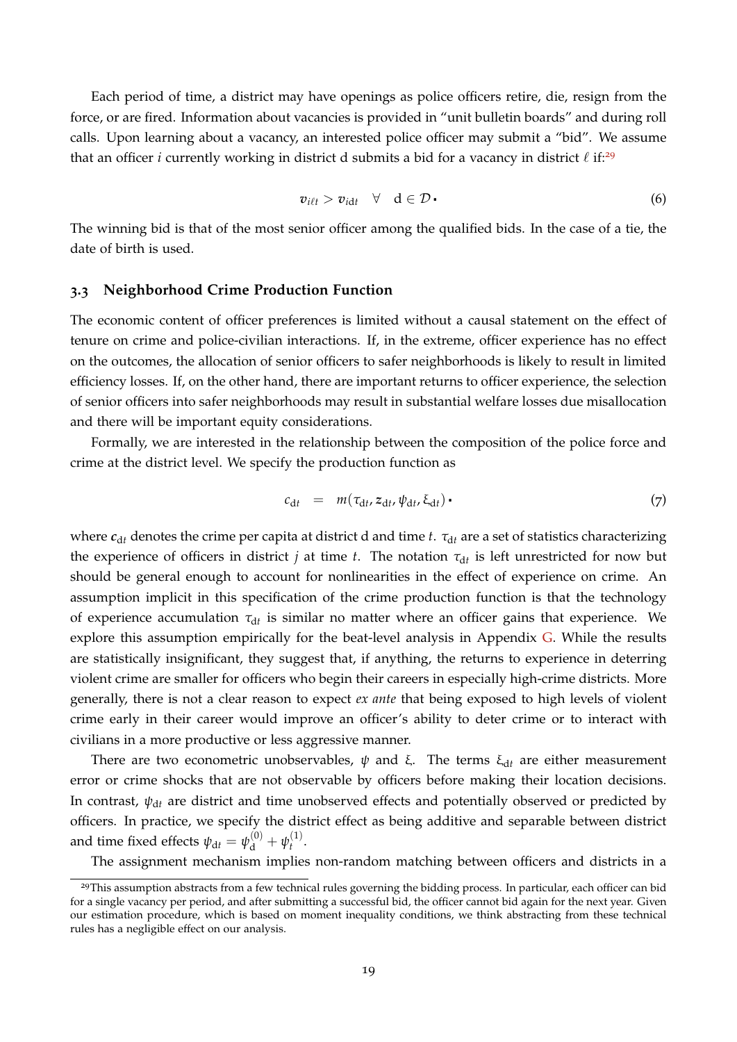Each period of time, a district may have openings as police officers retire, die, resign from the force, or are fired. Information about vacancies is provided in "unit bulletin boards" and during roll calls. Upon learning about a vacancy, an interested police officer may submit a "bid". We assume that an officer $i$ currently working in district d submits a bid for a vacancy in district $\ell$ if:[29]

$$v_{i\ell t} > v_{i\mathrm{d}t} \quad \forall \quad \mathrm{d} \in \mathcal{D}. \tag{6}$$

The winning bid is that of the most senior officer among the qualified bids. In the case of a tie, the date of birth is used.

### 3.3 Neighborhood Crime Production Function

The economic content of officer preferences is limited without a causal statement on the effect of tenure on crime and police-civilian interactions. If, in the extreme, officer experience has no effect on the outcomes, the allocation of senior officers to safer neighborhoods is likely to result in limited efficiency losses. If, on the other hand, there are important returns to officer experience, the selection of senior officers into safer neighborhoods may result in substantial welfare losses due misallocation and there will be important equity considerations.

Formally, we are interested in the relationship between the composition of the police force and crime at the district level. We specify the production function as

$$c_{\mathrm{d}t} \quad = \quad m(\tau_{\mathrm{d}t}, z_{\mathrm{d}t}, \psi_{\mathrm{d}t}, \xi_{\mathrm{d}t}). \tag{7}$$

where $c_{\mathrm{d}t}$ denotes the crime per capita at district d and time $t$. $\tau_{\mathrm{d}t}$ are a set of statistics characterizing the experience of officers in district $j$ at time $t$. The notation $\tau_{\mathrm{d}t}$ is left unrestricted for now but should be general enough to account for nonlinearities in the effect of experience on crime. An assumption implicit in this specification of the crime production function is that the technology of experience accumulation $\tau_{\mathrm{d}t}$ is similar no matter where an officer gains that experience. We explore this assumption empirically for the beat-level analysis in Appendix G. While the results are statistically insignificant, they suggest that, if anything, the returns to experience in deterring violent crime are smaller for officers who begin their careers in especially high-crime districts. More generally, there is not a clear reason to expect *ex ante* that being exposed to high levels of violent crime early in their career would improve an officer's ability to deter crime or to interact with civilians in a more productive or less aggressive manner.

There are two econometric unobservables, $\psi$ and $\xi$. The terms $\xi_{\mathrm{d}t}$ are either measurement error or crime shocks that are not observable by officers before making their location decisions. In contrast, $\psi_{\mathrm{d}t}$ are district and time unobserved effects and potentially observed or predicted by officers. In practice, we specify the district effect as being additive and separable between district and time fixed effects $\psi_{\mathrm{d}t} = \psi^{(0)}_{\mathrm{d}} + \psi^{(1)}_{t}$.

The assignment mechanism implies non-random matching between officers and districts in a

[29] This assumption abstracts from a few technical rules governing the bidding process. In particular, each officer can bid for a single vacancy per period, and after submitting a successful bid, the officer cannot bid again for the next year. Given our estimation procedure, which is based on moment inequality conditions, we think abstracting from these technical rules has a negligible effect on our analysis.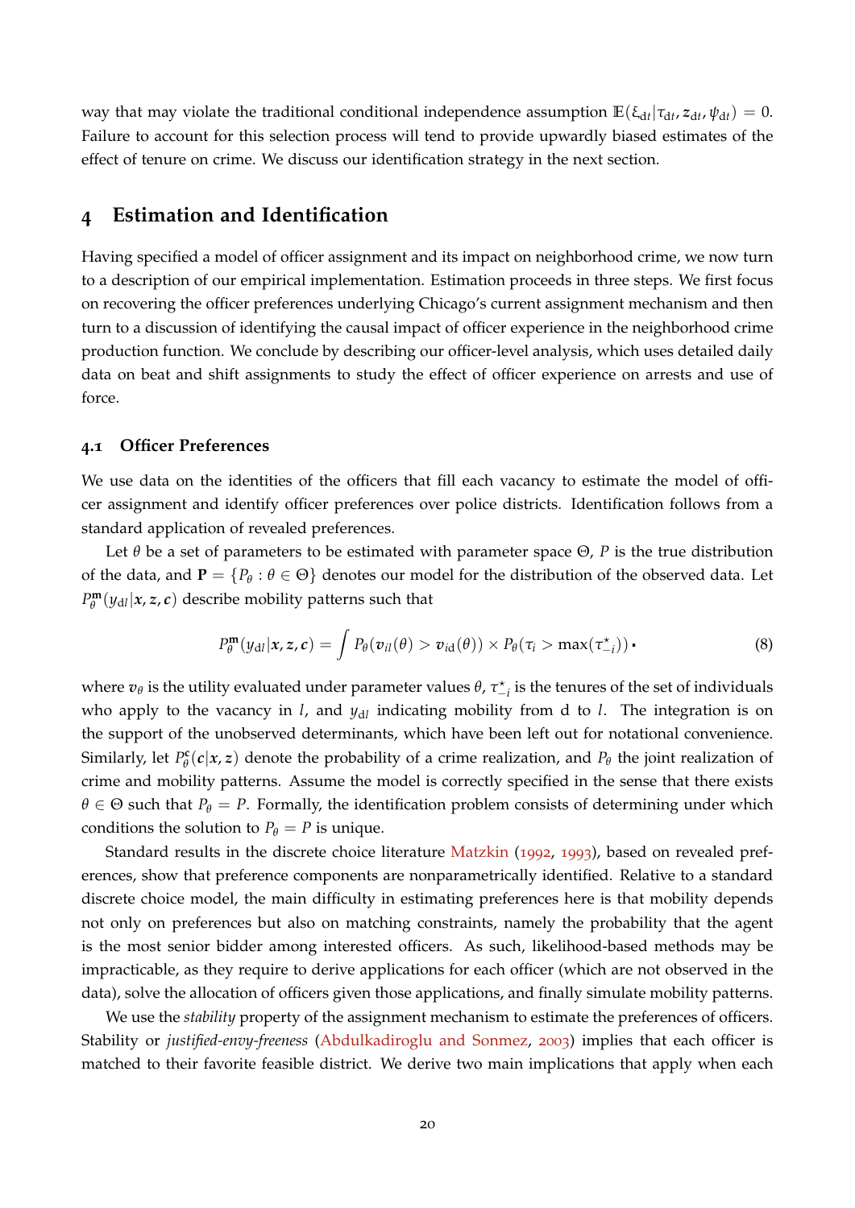way that may violate the traditional conditional independence assumption $\mathbb{E}(\xi_{dt}|\tau_{dt}, \boldsymbol{z}_{dt}, \psi_{dt}) = 0$. Failure to account for this selection process will tend to provide upwardly biased estimates of the effect of tenure on crime. We discuss our identification strategy in the next section.

# 4 Estimation and Identification

Having specified a model of officer assignment and its impact on neighborhood crime, we now turn to a description of our empirical implementation. Estimation proceeds in three steps. We first focus on recovering the officer preferences underlying Chicago's current assignment mechanism and then turn to a discussion of identifying the causal impact of officer experience in the neighborhood crime production function. We conclude by describing our officer-level analysis, which uses detailed daily data on beat and shift assignments to study the effect of officer experience on arrests and use of force.

## 4.1 Officer Preferences

We use data on the identities of the officers that fill each vacancy to estimate the model of officer assignment and identify officer preferences over police districts. Identification follows from a standard application of revealed preferences.

Let $\theta$ be a set of parameters to be estimated with parameter space $\Theta$, $P$ is the true distribution of the data, and $\mathbf{P} = \{P_\theta : \theta \in \Theta\}$ denotes our model for the distribution of the observed data. Let $P^{\mathbf{m}}_\theta(y_{dl}|\boldsymbol{x}, \boldsymbol{z}, \boldsymbol{c})$ describe mobility patterns such that

$$P^{\mathbf{m}}_\theta(y_{dl}|\boldsymbol{x}, \boldsymbol{z}, \boldsymbol{c}) = \int P_\theta(\boldsymbol{v}_{il}(\theta) > \boldsymbol{v}_{id}(\theta)) \times P_\theta(\tau_i > \max(\tau^\star_{-i})) \,. \tag{8}$$

where $\boldsymbol{v}_\theta$ is the utility evaluated under parameter values $\theta$, $\tau^\star_{-i}$ is the tenures of the set of individuals who apply to the vacancy in $l$, and $y_{dl}$ indicating mobility from d to $l$. The integration is on the support of the unobserved determinants, which have been left out for notational convenience. Similarly, let $P^{\mathbf{c}}_\theta(\boldsymbol{c}|\boldsymbol{x}, \boldsymbol{z})$ denote the probability of a crime realization, and $P_\theta$ the joint realization of crime and mobility patterns. Assume the model is correctly specified in the sense that there exists $\theta \in \Theta$ such that $P_\theta = P$. Formally, the identification problem consists of determining under which conditions the solution to $P_\theta = P$ is unique.

Standard results in the discrete choice literature Matzkin (1992, 1993), based on revealed preferences, show that preference components are nonparametrically identified. Relative to a standard discrete choice model, the main difficulty in estimating preferences here is that mobility depends not only on preferences but also on matching constraints, namely the probability that the agent is the most senior bidder among interested officers. As such, likelihood-based methods may be impracticable, as they require to derive applications for each officer (which are not observed in the data), solve the allocation of officers given those applications, and finally simulate mobility patterns.

We use the *stability* property of the assignment mechanism to estimate the preferences of officers. Stability or *justified-envy-freeness* (Abdulkadiroglu and Sonmez, 2003) implies that each officer is matched to their favorite feasible district. We derive two main implications that apply when each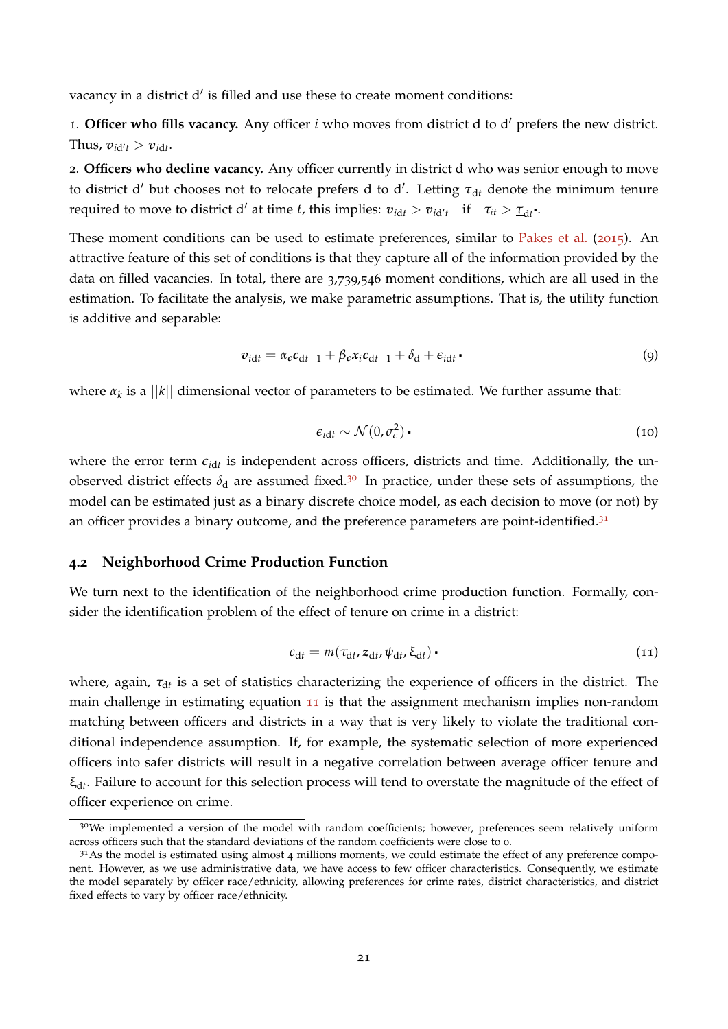vacancy in a district d′ is filled and use these to create moment conditions:

1. **Officer who fills vacancy.** Any officer $i$ who moves from district d to d′ prefers the new district. Thus, $v_{id't} > v_{idt}$.

2. **Officers who decline vacancy.** Any officer currently in district d who was senior enough to move to district d′ but chooses not to relocate prefers d to d′. Letting $\underline{\tau}_{dt}$ denote the minimum tenure required to move to district d′ at time $t$, this implies: $v_{idt} > v_{id't}$ if $\tau_{it} > \underline{\tau}_{dt}$.

These moment conditions can be used to estimate preferences, similar to Pakes et al. (2015). An attractive feature of this set of conditions is that they capture all of the information provided by the data on filled vacancies. In total, there are 3,739,546 moment conditions, which are all used in the estimation. To facilitate the analysis, we make parametric assumptions. That is, the utility function is additive and separable:

$$v_{idt} = \alpha_c c_{dt-1} + \beta_c x_i c_{dt-1} + \delta_d + \epsilon_{idt} \tag{9}$$

where $\alpha_k$ is a $||k||$ dimensional vector of parameters to be estimated. We further assume that:

$$\epsilon_{idt} \sim \mathcal{N}(0, \sigma_\epsilon^2) \tag{10}$$

where the error term $\epsilon_{idt}$ is independent across officers, districts and time. Additionally, the unobserved district effects $\delta_d$ are assumed fixed.[30] In practice, under these sets of assumptions, the model can be estimated just as a binary discrete choice model, as each decision to move (or not) by an officer provides a binary outcome, and the preference parameters are point-identified.[31]

## 4.2 Neighborhood Crime Production Function

We turn next to the identification of the neighborhood crime production function. Formally, consider the identification problem of the effect of tenure on crime in a district:

$$c_{dt} = m(\tau_{dt}, z_{dt}, \psi_{dt}, \xi_{dt}) \tag{11}$$

where, again, $\tau_{dt}$ is a set of statistics characterizing the experience of officers in the district. The main challenge in estimating equation 11 is that the assignment mechanism implies non-random matching between officers and districts in a way that is very likely to violate the traditional conditional independence assumption. If, for example, the systematic selection of more experienced officers into safer districts will result in a negative correlation between average officer tenure and $\xi_{dt}$. Failure to account for this selection process will tend to overstate the magnitude of the effect of officer experience on crime.

[30] We implemented a version of the model with random coefficients; however, preferences seem relatively uniform across officers such that the standard deviations of the random coefficients were close to 0.

[31] As the model is estimated using almost 4 millions moments, we could estimate the effect of any preference component. However, as we use administrative data, we have access to few officer characteristics. Consequently, we estimate the model separately by officer race/ethnicity, allowing preferences for crime rates, district characteristics, and district fixed effects to vary by officer race/ethnicity.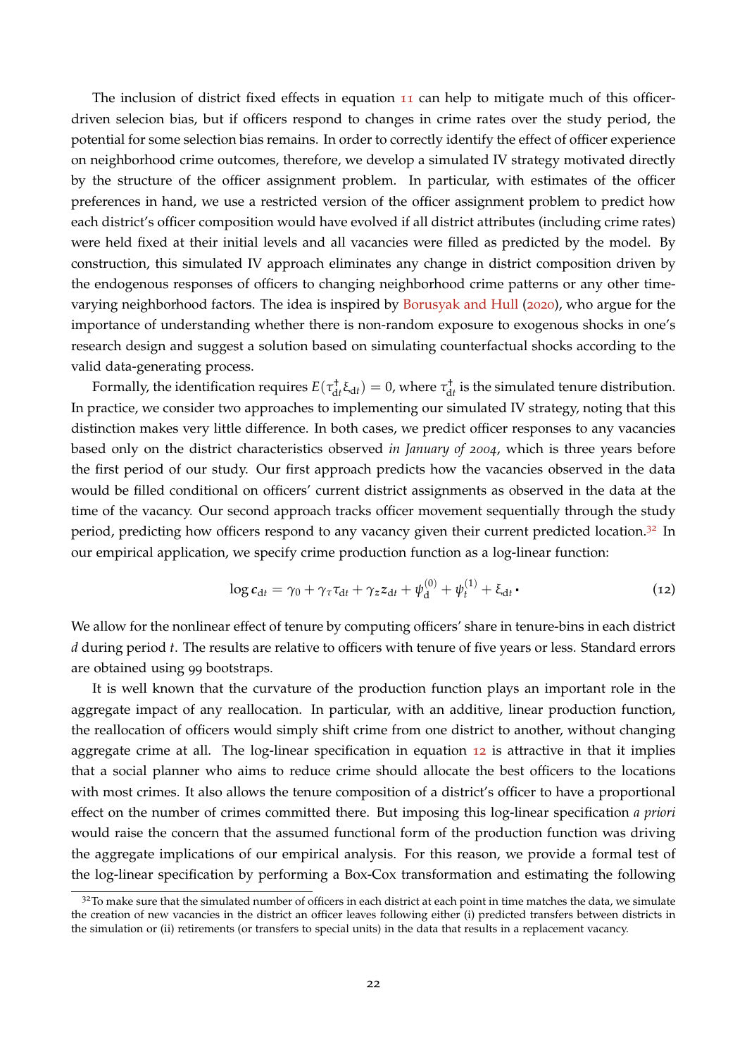The inclusion of district fixed effects in equation 11 can help to mitigate much of this officer-driven selecion bias, but if officers respond to changes in crime rates over the study period, the potential for some selection bias remains. In order to correctly identify the effect of officer experience on neighborhood crime outcomes, therefore, we develop a simulated IV strategy motivated directly by the structure of the officer assignment problem. In particular, with estimates of the officer preferences in hand, we use a restricted version of the officer assignment problem to predict how each district's officer composition would have evolved if all district attributes (including crime rates) were held fixed at their initial levels and all vacancies were filled as predicted by the model. By construction, this simulated IV approach eliminates any change in district composition driven by the endogenous responses of officers to changing neighborhood crime patterns or any other time-varying neighborhood factors. The idea is inspired by Borusyak and Hull (2020), who argue for the importance of understanding whether there is non-random exposure to exogenous shocks in one's research design and suggest a solution based on simulating counterfactual shocks according to the valid data-generating process.

Formally, the identification requires $E(\tau^{\dagger}_{dt}\xi_{dt}) = 0$, where $\tau^{\dagger}_{dt}$ is the simulated tenure distribution. In practice, we consider two approaches to implementing our simulated IV strategy, noting that this distinction makes very little difference. In both cases, we predict officer responses to any vacancies based only on the district characteristics observed *in January of 2004*, which is three years before the first period of our study. Our first approach predicts how the vacancies observed in the data would be filled conditional on officers' current district assignments as observed in the data at the time of the vacancy. Our second approach tracks officer movement sequentially through the study period, predicting how officers respond to any vacancy given their current predicted location.[32] In our empirical application, we specify crime production function as a log-linear function:

$$\log c_{dt} = \gamma_0 + \gamma_\tau \tau_{dt} + \gamma_z z_{dt} + \psi^{(0)}_{d} + \psi^{(1)}_{t} + \xi_{dt}. \tag{12}$$

We allow for the nonlinear effect of tenure by computing officers' share in tenure-bins in each district $d$ during period $t$. The results are relative to officers with tenure of five years or less. Standard errors are obtained using 99 bootstraps.

It is well known that the curvature of the production function plays an important role in the aggregate impact of any reallocation. In particular, with an additive, linear production function, the reallocation of officers would simply shift crime from one district to another, without changing aggregate crime at all. The log-linear specification in equation 12 is attractive in that it implies that a social planner who aims to reduce crime should allocate the best officers to the locations with most crimes. It also allows the tenure composition of a district's officer to have a proportional effect on the number of crimes committed there. But imposing this log-linear specification *a priori* would raise the concern that the assumed functional form of the production function was driving the aggregate implications of our empirical analysis. For this reason, we provide a formal test of the log-linear specification by performing a Box-Cox transformation and estimating the following

[32] To make sure that the simulated number of officers in each district at each point in time matches the data, we simulate the creation of new vacancies in the district an officer leaves following either (i) predicted transfers between districts in the simulation or (ii) retirements (or transfers to special units) in the data that results in a replacement vacancy.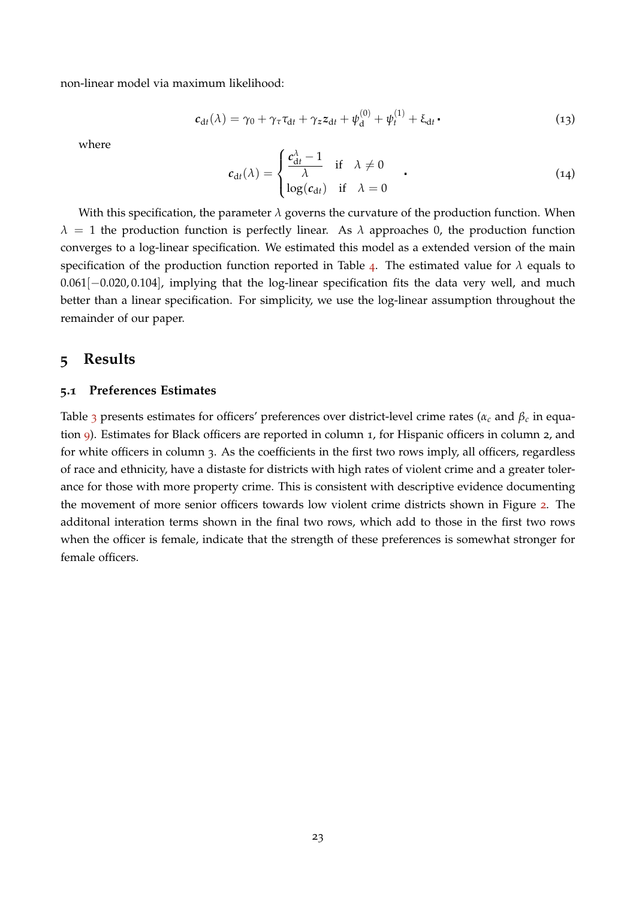non-linear model via maximum likelihood:

$$\boldsymbol{c}_{\mathrm{d}t}(\lambda) = \gamma_0 + \gamma_\tau \tau_{\mathrm{d}t} + \gamma_z \boldsymbol{z}_{\mathrm{d}t} + \psi_{\mathrm{d}}^{(0)} + \psi_t^{(1)} + \xi_{\mathrm{d}t}\,. \tag{13}$$

where

$$\boldsymbol{c}_{\mathrm{d}t}(\lambda) = \begin{cases} \dfrac{\boldsymbol{c}_{\mathrm{d}t}^{\lambda} - 1}{\lambda} & \text{if} \quad \lambda \neq 0 \\ \log(\boldsymbol{c}_{\mathrm{d}t}) & \text{if} \quad \lambda = 0 \end{cases}\,. \tag{14}$$

With this specification, the parameter $\lambda$ governs the curvature of the production function. When $\lambda = 1$ the production function is perfectly linear. As $\lambda$ approaches 0, the production function converges to a log-linear specification. We estimated this model as a extended version of the main specification of the production function reported in Table 4. The estimated value for $\lambda$ equals to $0.061[-0.020, 0.104]$, implying that the log-linear specification fits the data very well, and much better than a linear specification. For simplicity, we use the log-linear assumption throughout the remainder of our paper.

## 5 Results

### 5.1 Preferences Estimates

Table 3 presents estimates for officers' preferences over district-level crime rates ($\alpha_c$ and $\beta_c$ in equation 9). Estimates for Black officers are reported in column 1, for Hispanic officers in column 2, and for white officers in column 3. As the coefficients in the first two rows imply, all officers, regardless of race and ethnicity, have a distaste for districts with high rates of violent crime and a greater tolerance for those with more property crime. This is consistent with descriptive evidence documenting the movement of more senior officers towards low violent crime districts shown in Figure 2. The additonal interation terms shown in the final two rows, which add to those in the first two rows when the officer is female, indicate that the strength of these preferences is somewhat stronger for female officers.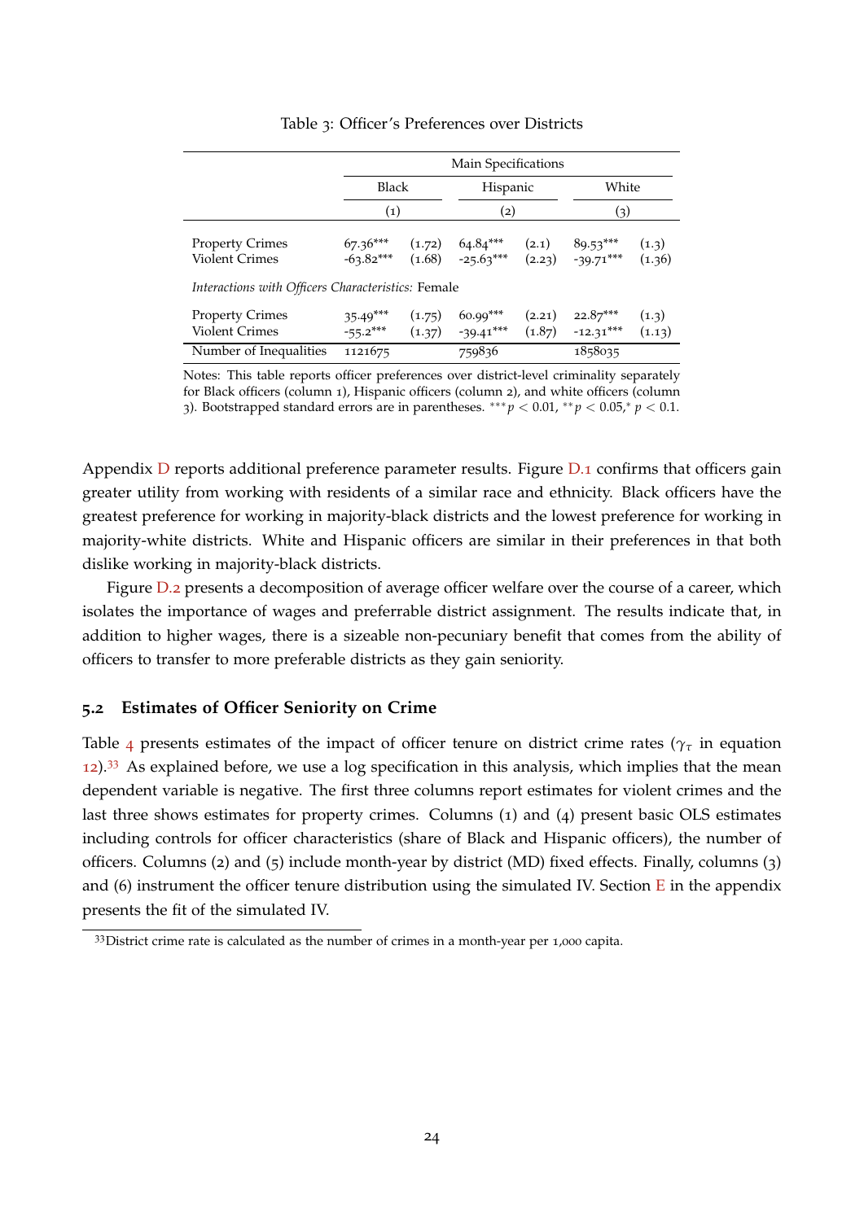Table 3: Officer's Preferences over Districts

| | Main Specifications | | | | | |
|---|---|---|---|---|---|---|
| | Black | | Hispanic | | White | |
| | (1) | | (2) | | (3) | |
| Property Crimes | 67.36*** | (1.72) | 64.84*** | (2.1) | 89.53*** | (1.3) |
| Violent Crimes | -63.82*** | (1.68) | -25.63*** | (2.23) | -39.71*** | (1.36) |
| *Interactions with Officers Characteristics:* Female | | | | | | |
| Property Crimes | 35.49*** | (1.75) | 60.99*** | (2.21) | 22.87*** | (1.3) |
| Violent Crimes | -55.2*** | (1.37) | -39.41*** | (1.87) | -12.31*** | (1.13) |
| Number of Inequalities | 1121675 | | 759836 | | 1858035 | |

Notes: This table reports officer preferences over district-level criminality separately for Black officers (column 1), Hispanic officers (column 2), and white officers (column 3). Bootstrapped standard errors are in parentheses. $^{***}p < 0.01$, $^{**}p < 0.05$, $^{*}p < 0.1$.

Appendix D reports additional preference parameter results. Figure D.1 confirms that officers gain greater utility from working with residents of a similar race and ethnicity. Black officers have the greatest preference for working in majority-black districts and the lowest preference for working in majority-white districts. White and Hispanic officers are similar in their preferences in that both dislike working in majority-black districts.

Figure D.2 presents a decomposition of average officer welfare over the course of a career, which isolates the importance of wages and preferrable district assignment. The results indicate that, in addition to higher wages, there is a sizeable non-pecuniary benefit that comes from the ability of officers to transfer to more preferable districts as they gain seniority.

## 5.2 Estimates of Officer Seniority on Crime

Table 4 presents estimates of the impact of officer tenure on district crime rates ($\gamma_\tau$ in equation 12).[33] As explained before, we use a log specification in this analysis, which implies that the mean dependent variable is negative. The first three columns report estimates for violent crimes and the last three shows estimates for property crimes. Columns (1) and (4) present basic OLS estimates including controls for officer characteristics (share of Black and Hispanic officers), the number of officers. Columns (2) and (5) include month-year by district (MD) fixed effects. Finally, columns (3) and (6) instrument the officer tenure distribution using the simulated IV. Section E in the appendix presents the fit of the simulated IV.

[33] District crime rate is calculated as the number of crimes in a month-year per 1,000 capita.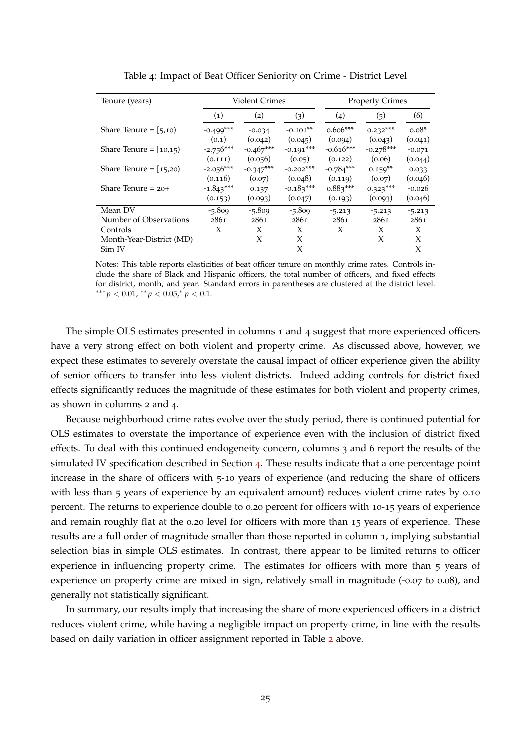Table 4: Impact of Beat Officer Seniority on Crime - District Level

| Tenure (years) | Violent Crimes | | | Property Crimes | | |
|---|---|---|---|---|---|---|
| | (1) | (2) | (3) | (4) | (5) | (6) |
| Share Tenure = [5,10) | -0.499*** | -0.034 | -0.101** | 0.606*** | 0.232*** | 0.08* |
| | (0.1) | (0.042) | (0.045) | (0.094) | (0.043) | (0.041) |
| Share Tenure = [10,15) | -2.756*** | -0.467*** | -0.191*** | -0.616*** | -0.278*** | -0.071 |
| | (0.111) | (0.056) | (0.05) | (0.122) | (0.06) | (0.044) |
| Share Tenure = [15,20) | -2.056*** | -0.347*** | -0.202*** | -0.784*** | 0.159** | 0.033 |
| | (0.116) | (0.07) | (0.048) | (0.119) | (0.07) | (0.046) |
| Share Tenure = 20+ | -1.843*** | 0.137 | -0.183*** | 0.883*** | 0.323*** | -0.026 |
| | (0.153) | (0.093) | (0.047) | (0.193) | (0.093) | (0.046) |
| Mean DV | -5.809 | -5.809 | -5.809 | -5.213 | -5.213 | -5.213 |
| Number of Observations | 2861 | 2861 | 2861 | 2861 | 2861 | 2861 |
| Controls | X | X | X | X | X | X |
| Month-Year-District (MD) | | X | X | | X | X |
| Sim IV | | | X | | | X |

Notes: This table reports elasticities of beat officer tenure on monthly crime rates. Controls include the share of Black and Hispanic officers, the total number of officers, and fixed effects for district, month, and year. Standard errors in parentheses are clustered at the district level. $^{***}p < 0.01$, $^{**}p < 0.05$, $^{*}p < 0.1$.

The simple OLS estimates presented in columns 1 and 4 suggest that more experienced officers have a very strong effect on both violent and property crime. As discussed above, however, we expect these estimates to severely overstate the causal impact of officer experience given the ability of senior officers to transfer into less violent districts. Indeed adding controls for district fixed effects significantly reduces the magnitude of these estimates for both violent and property crimes, as shown in columns 2 and 4.

Because neighborhood crime rates evolve over the study period, there is continued potential for OLS estimates to overstate the importance of experience even with the inclusion of district fixed effects. To deal with this continued endogeneity concern, columns 3 and 6 report the results of the simulated IV specification described in Section 4. These results indicate that a one percentage point increase in the share of officers with 5-10 years of experience (and reducing the share of officers with less than 5 years of experience by an equivalent amount) reduces violent crime rates by 0.10 percent. The returns to experience double to 0.20 percent for officers with 10-15 years of experience and remain roughly flat at the 0.20 level for officers with more than 15 years of experience. These results are a full order of magnitude smaller than those reported in column 1, implying substantial selection bias in simple OLS estimates. In contrast, there appear to be limited returns to officer experience in influencing property crime. The estimates for officers with more than 5 years of experience on property crime are mixed in sign, relatively small in magnitude (-0.07 to 0.08), and generally not statistically significant.

In summary, our results imply that increasing the share of more experienced officers in a district reduces violent crime, while having a negligible impact on property crime, in line with the results based on daily variation in officer assignment reported in Table 2 above.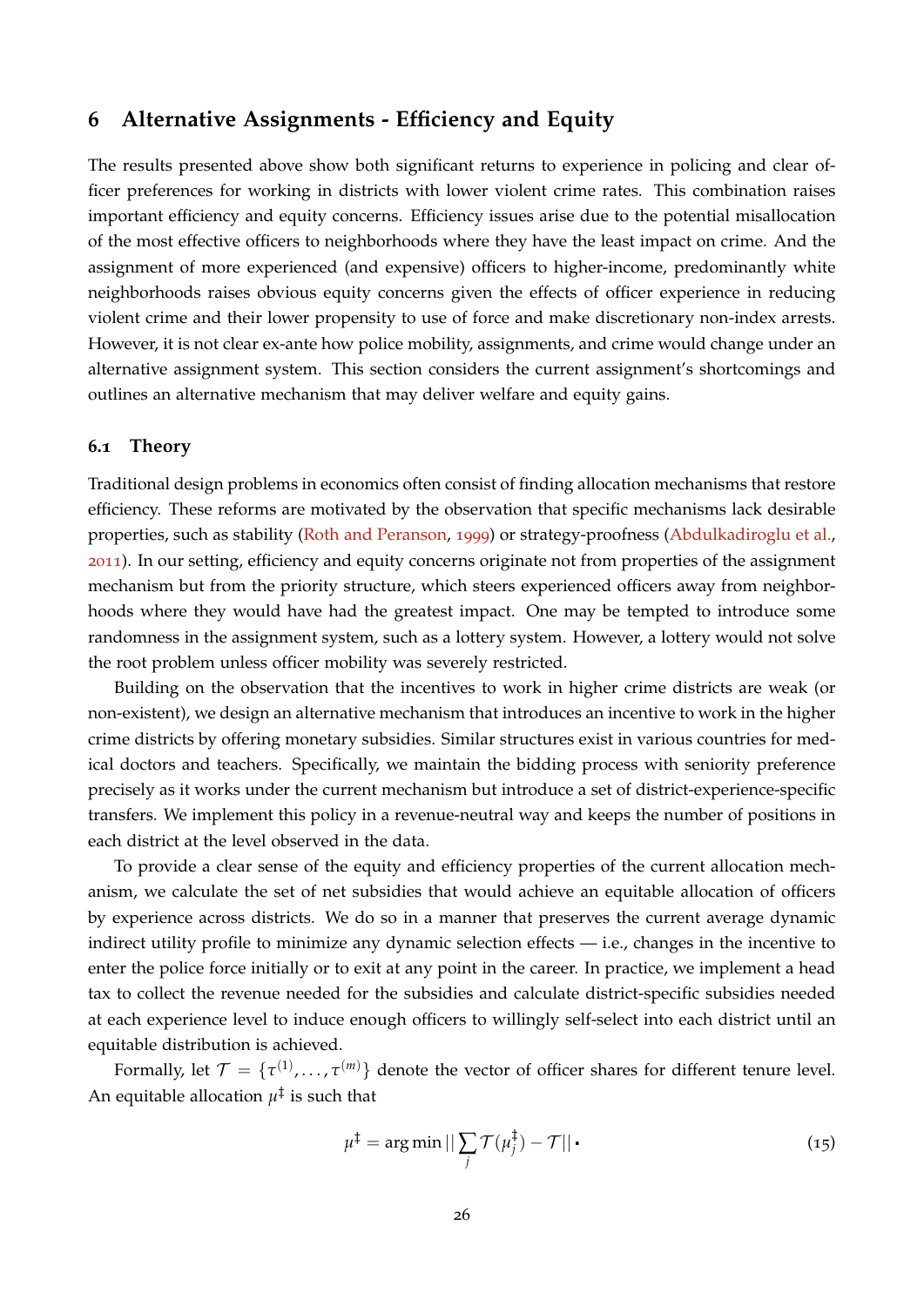# 6 Alternative Assignments - Efficiency and Equity

The results presented above show both significant returns to experience in policing and clear officer preferences for working in districts with lower violent crime rates. This combination raises important efficiency and equity concerns. Efficiency issues arise due to the potential misallocation of the most effective officers to neighborhoods where they have the least impact on crime. And the assignment of more experienced (and expensive) officers to higher-income, predominantly white neighborhoods raises obvious equity concerns given the effects of officer experience in reducing violent crime and their lower propensity to use of force and make discretionary non-index arrests. However, it is not clear ex-ante how police mobility, assignments, and crime would change under an alternative assignment system. This section considers the current assignment's shortcomings and outlines an alternative mechanism that may deliver welfare and equity gains.

## 6.1 Theory

Traditional design problems in economics often consist of finding allocation mechanisms that restore efficiency. These reforms are motivated by the observation that specific mechanisms lack desirable properties, such as stability (Roth and Peranson, 1999) or strategy-proofness (Abdulkadiroglu et al., 2011). In our setting, efficiency and equity concerns originate not from properties of the assignment mechanism but from the priority structure, which steers experienced officers away from neighborhoods where they would have had the greatest impact. One may be tempted to introduce some randomness in the assignment system, such as a lottery system. However, a lottery would not solve the root problem unless officer mobility was severely restricted.

Building on the observation that the incentives to work in higher crime districts are weak (or non-existent), we design an alternative mechanism that introduces an incentive to work in the higher crime districts by offering monetary subsidies. Similar structures exist in various countries for medical doctors and teachers. Specifically, we maintain the bidding process with seniority preference precisely as it works under the current mechanism but introduce a set of district-experience-specific transfers. We implement this policy in a revenue-neutral way and keeps the number of positions in each district at the level observed in the data.

To provide a clear sense of the equity and efficiency properties of the current allocation mechanism, we calculate the set of net subsidies that would achieve an equitable allocation of officers by experience across districts. We do so in a manner that preserves the current average dynamic indirect utility profile to minimize any dynamic selection effects — i.e., changes in the incentive to enter the police force initially or to exit at any point in the career. In practice, we implement a head tax to collect the revenue needed for the subsidies and calculate district-specific subsidies needed at each experience level to induce enough officers to willingly self-select into each district until an equitable distribution is achieved.

Formally, let $\mathcal{T} = \{\tau^{(1)}, \ldots, \tau^{(m)}\}$ denote the vector of officer shares for different tenure level. An equitable allocation $\mu^{\ddagger}$ is such that

$$\mu^{\ddagger} = \arg\min || \sum_j \mathcal{T}(\mu_j^{\ddagger}) - \mathcal{T} || \, . \tag{15}$$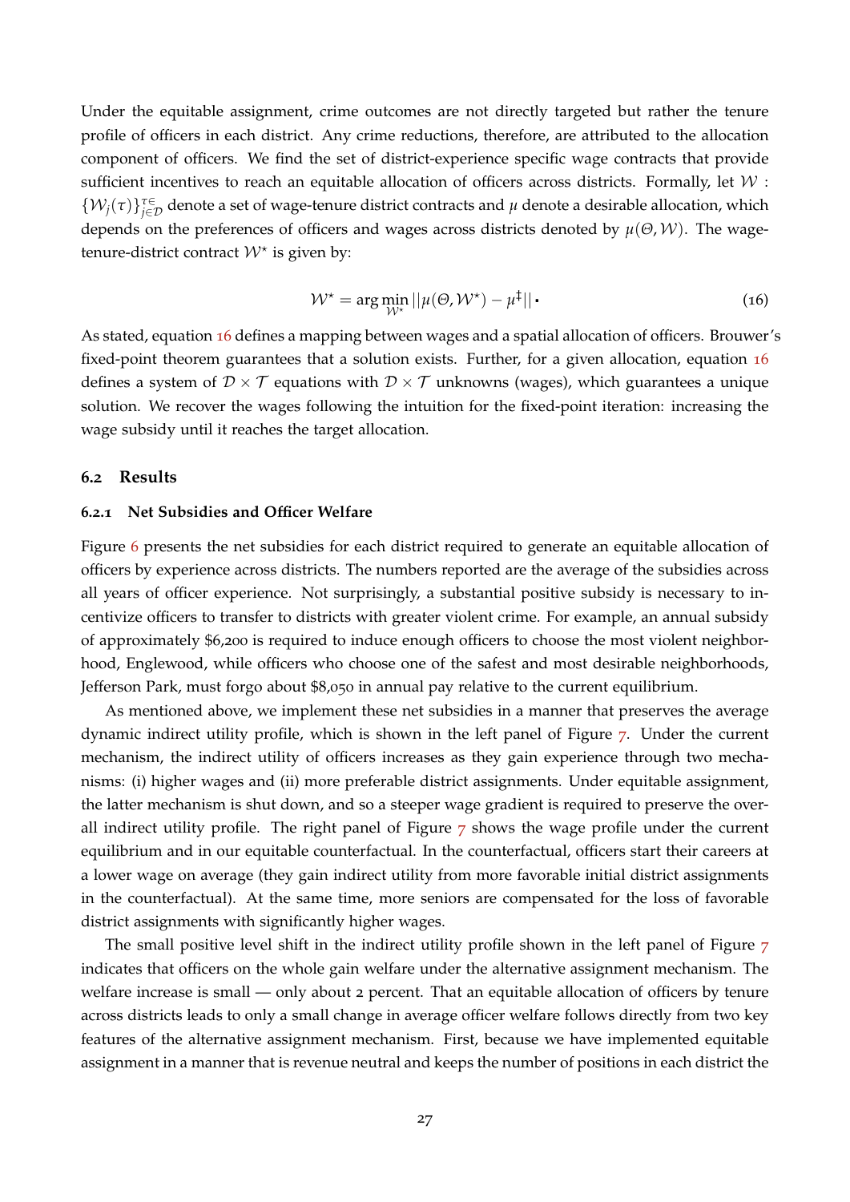Under the equitable assignment, crime outcomes are not directly targeted but rather the tenure profile of officers in each district. Any crime reductions, therefore, are attributed to the allocation component of officers. We find the set of district-experience specific wage contracts that provide sufficient incentives to reach an equitable allocation of officers across districts. Formally, let $\mathcal{W}$ : $\{\mathcal{W}_j(\tau)\}_{j\in\mathcal{D}}^{\tau\in}$ denote a set of wage-tenure district contracts and $\mu$ denote a desirable allocation, which depends on the preferences of officers and wages across districts denoted by $\mu(\Theta, \mathcal{W})$. The wage-tenure-district contract $\mathcal{W}^{\star}$ is given by:

$$\mathcal{W}^{\star} = \arg\min_{\mathcal{W}^{\star}} ||\mu(\Theta, \mathcal{W}^{\star}) - \mu^{\ddagger}||. \tag{16}$$

As stated, equation 16 defines a mapping between wages and a spatial allocation of officers. Brouwer's fixed-point theorem guarantees that a solution exists. Further, for a given allocation, equation 16 defines a system of $\mathcal{D} \times \mathcal{T}$ equations with $\mathcal{D} \times \mathcal{T}$ unknowns (wages), which guarantees a unique solution. We recover the wages following the intuition for the fixed-point iteration: increasing the wage subsidy until it reaches the target allocation.

### 6.2 Results

#### 6.2.1 Net Subsidies and Officer Welfare

Figure 6 presents the net subsidies for each district required to generate an equitable allocation of officers by experience across districts. The numbers reported are the average of the subsidies across all years of officer experience. Not surprisingly, a substantial positive subsidy is necessary to incentivize officers to transfer to districts with greater violent crime. For example, an annual subsidy of approximately \$6,200 is required to induce enough officers to choose the most violent neighborhood, Englewood, while officers who choose one of the safest and most desirable neighborhoods, Jefferson Park, must forgo about \$8,050 in annual pay relative to the current equilibrium.

As mentioned above, we implement these net subsidies in a manner that preserves the average dynamic indirect utility profile, which is shown in the left panel of Figure 7. Under the current mechanism, the indirect utility of officers increases as they gain experience through two mechanisms: (i) higher wages and (ii) more preferable district assignments. Under equitable assignment, the latter mechanism is shut down, and so a steeper wage gradient is required to preserve the overall indirect utility profile. The right panel of Figure 7 shows the wage profile under the current equilibrium and in our equitable counterfactual. In the counterfactual, officers start their careers at a lower wage on average (they gain indirect utility from more favorable initial district assignments in the counterfactual). At the same time, more seniors are compensated for the loss of favorable district assignments with significantly higher wages.

The small positive level shift in the indirect utility profile shown in the left panel of Figure 7 indicates that officers on the whole gain welfare under the alternative assignment mechanism. The welfare increase is small — only about 2 percent. That an equitable allocation of officers by tenure across districts leads to only a small change in average officer welfare follows directly from two key features of the alternative assignment mechanism. First, because we have implemented equitable assignment in a manner that is revenue neutral and keeps the number of positions in each district the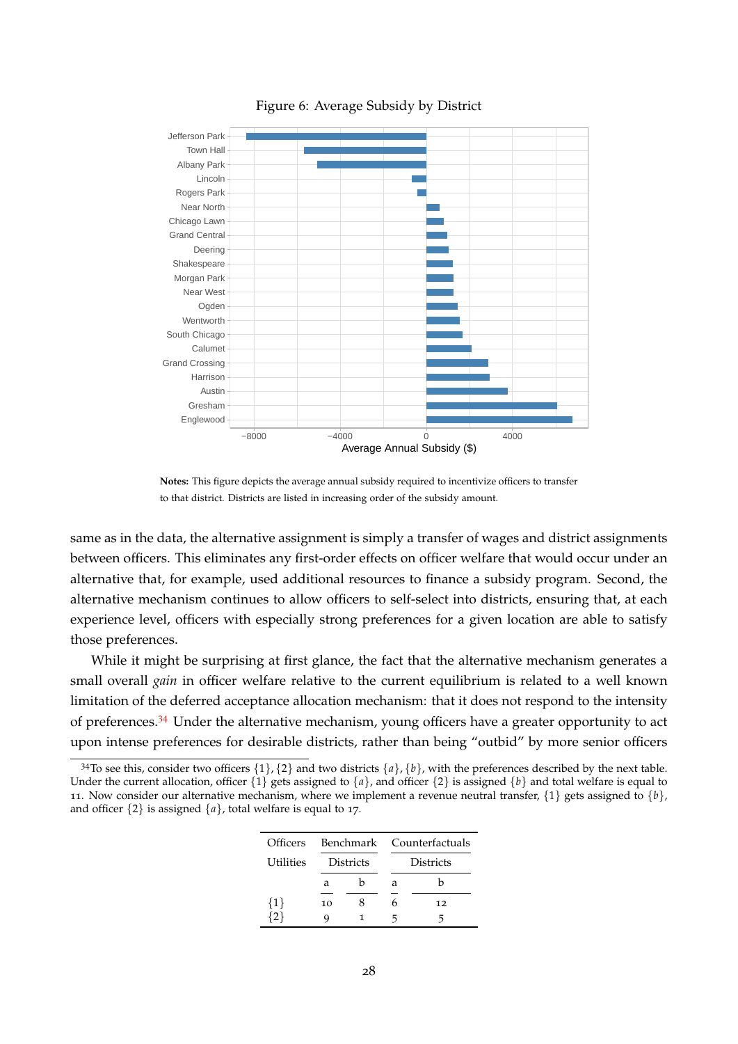Figure 6: Average Subsidy by District

**Notes:** This figure depicts the average annual subsidy required to incentivize officers to transfer to that district. Districts are listed in increasing order of the subsidy amount.

same as in the data, the alternative assignment is simply a transfer of wages and district assignments between officers. This eliminates any first-order effects on officer welfare that would occur under an alternative that, for example, used additional resources to finance a subsidy program. Second, the alternative mechanism continues to allow officers to self-select into districts, ensuring that, at each experience level, officers with especially strong preferences for a given location are able to satisfy those preferences.

While it might be surprising at first glance, the fact that the alternative mechanism generates a small overall *gain* in officer welfare relative to the current equilibrium is related to a well known limitation of the deferred acceptance allocation mechanism: that it does not respond to the intensity of preferences.[34] Under the alternative mechanism, young officers have a greater opportunity to act upon intense preferences for desirable districts, rather than being "outbid" by more senior officers

[34] To see this, consider two officers $\{1\}, \{2\}$ and two districts $\{a\}, \{b\}$, with the preferences described by the next table. Under the current allocation, officer $\{1\}$ gets assigned to $\{a\}$, and officer $\{2\}$ is assigned $\{b\}$ and total welfare is equal to 11. Now consider our alternative mechanism, where we implement a revenue neutral transfer, $\{1\}$ gets assigned to $\{b\}$, and officer $\{2\}$ is assigned $\{a\}$, total welfare is equal to 17.

| Officers | Benchmark | | Counterfactuals | |
|---|---|---|---|---|
| Utilities | Districts | | Districts | |
| | a | b | a | b |
| $\{1\}$ | 10 | 8 | 6 | 12 |
| $\{2\}$ | 9 | 1 | 5 | 5 |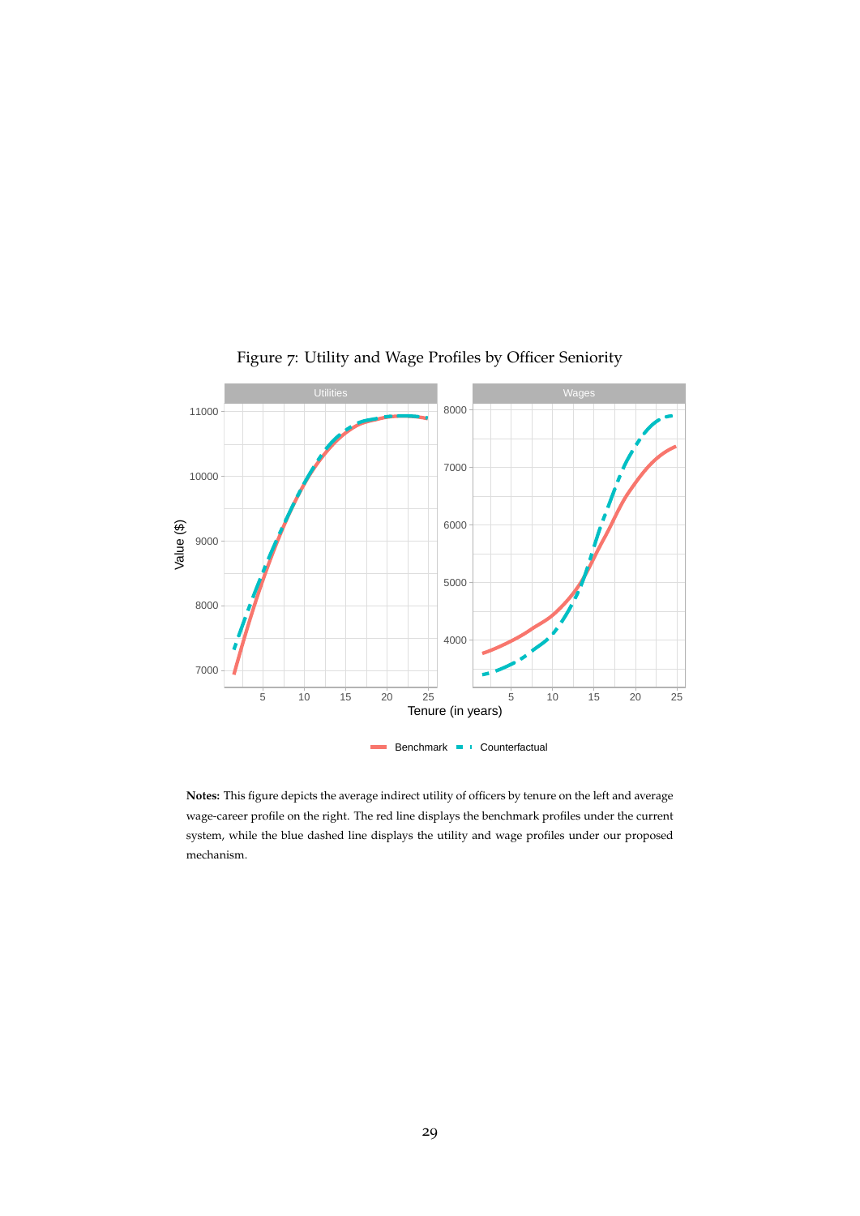Figure 7: Utility and Wage Profiles by Officer Seniority

**Notes:** This figure depicts the average indirect utility of officers by tenure on the left and average wage-career profile on the right. The red line displays the benchmark profiles under the current system, while the blue dashed line displays the utility and wage profiles under our proposed mechanism.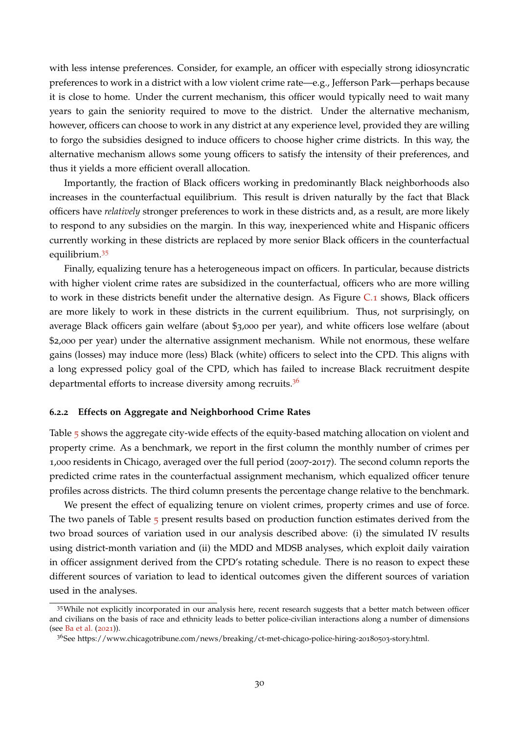with less intense preferences. Consider, for example, an officer with especially strong idiosyncratic preferences to work in a district with a low violent crime rate—e.g., Jefferson Park—perhaps because it is close to home. Under the current mechanism, this officer would typically need to wait many years to gain the seniority required to move to the district. Under the alternative mechanism, however, officers can choose to work in any district at any experience level, provided they are willing to forgo the subsidies designed to induce officers to choose higher crime districts. In this way, the alternative mechanism allows some young officers to satisfy the intensity of their preferences, and thus it yields a more efficient overall allocation.

Importantly, the fraction of Black officers working in predominantly Black neighborhoods also increases in the counterfactual equilibrium. This result is driven naturally by the fact that Black officers have *relatively* stronger preferences to work in these districts and, as a result, are more likely to respond to any subsidies on the margin. In this way, inexperienced white and Hispanic officers currently working in these districts are replaced by more senior Black officers in the counterfactual equilibrium.[35]

Finally, equalizing tenure has a heterogeneous impact on officers. In particular, because districts with higher violent crime rates are subsidized in the counterfactual, officers who are more willing to work in these districts benefit under the alternative design. As Figure C.1 shows, Black officers are more likely to work in these districts in the current equilibrium. Thus, not surprisingly, on average Black officers gain welfare (about $3,000 per year), and white officers lose welfare (about $2,000 per year) under the alternative assignment mechanism. While not enormous, these welfare gains (losses) may induce more (less) Black (white) officers to select into the CPD. This aligns with a long expressed policy goal of the CPD, which has failed to increase Black recruitment despite departmental efforts to increase diversity among recruits.[36]

#### 6.2.2 Effects on Aggregate and Neighborhood Crime Rates

Table 5 shows the aggregate city-wide effects of the equity-based matching allocation on violent and property crime. As a benchmark, we report in the first column the monthly number of crimes per 1,000 residents in Chicago, averaged over the full period (2007-2017). The second column reports the predicted crime rates in the counterfactual assignment mechanism, which equalized officer tenure profiles across districts. The third column presents the percentage change relative to the benchmark.

We present the effect of equalizing tenure on violent crimes, property crimes and use of force. The two panels of Table 5 present results based on production function estimates derived from the two broad sources of variation used in our analysis described above: (i) the simulated IV results using district-month variation and (ii) the MDD and MDSB analyses, which exploit daily vairation in officer assignment derived from the CPD's rotating schedule. There is no reason to expect these different sources of variation to lead to identical outcomes given the different sources of variation used in the analyses.

[35] While not explicitly incorporated in our analysis here, recent research suggests that a better match between officer and civilians on the basis of race and ethnicity leads to better police-civilian interactions along a number of dimensions (see Ba et al. (2021)).

[36] See https://www.chicagotribune.com/news/breaking/ct-met-chicago-police-hiring-20180503-story.html.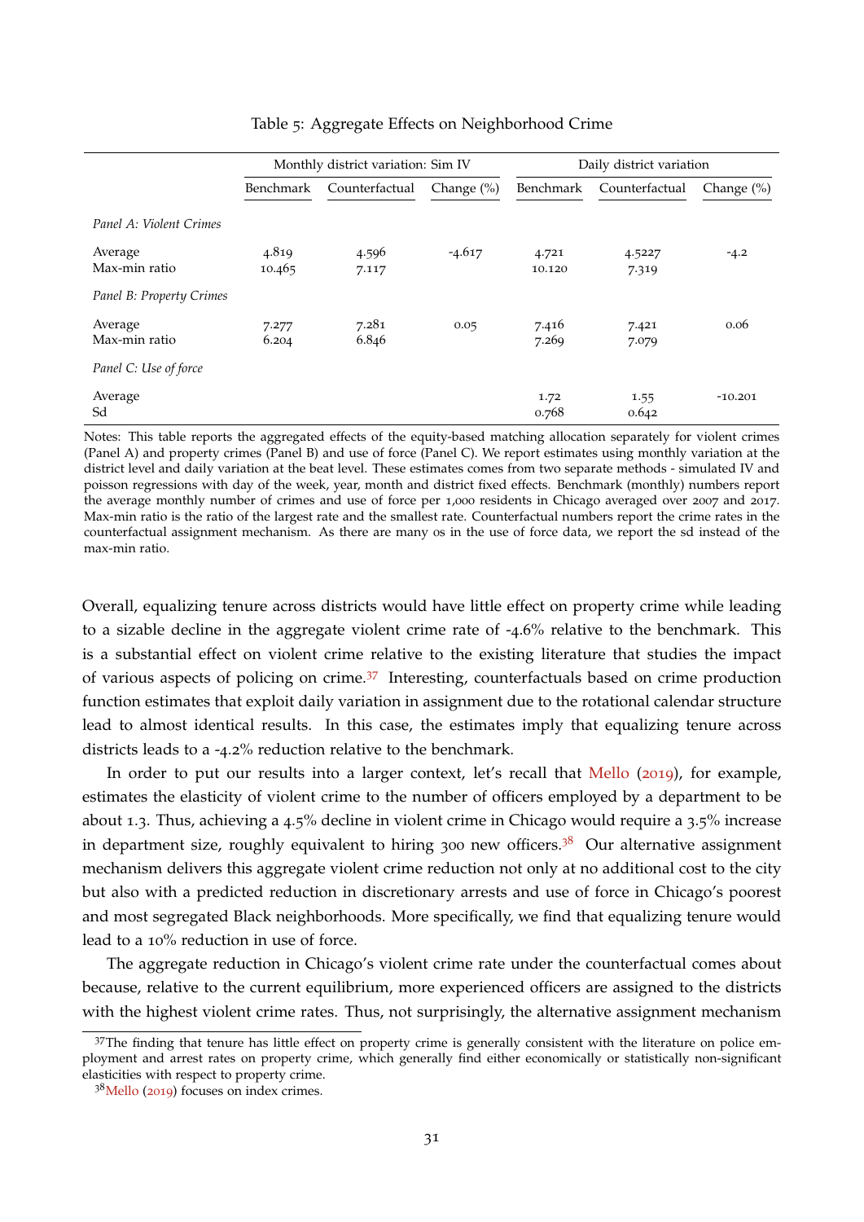Table 5: Aggregate Effects on Neighborhood Crime

| | Monthly district variation: Sim IV | | | Daily district variation | | |
|---|---|---|---|---|---|---|
| | Benchmark | Counterfactual | Change (%) | Benchmark | Counterfactual | Change (%) |
| *Panel A: Violent Crimes* | | | | | | |
| Average | 4.819 | 4.596 | -4.617 | 4.721 | 4.5227 | -4.2 |
| Max-min ratio | 10.465 | 7.117 | | 10.120 | 7.319 | |
| *Panel B: Property Crimes* | | | | | | |
| Average | 7.277 | 7.281 | 0.05 | 7.416 | 7.421 | 0.06 |
| Max-min ratio | 6.204 | 6.846 | | 7.269 | 7.079 | |
| *Panel C: Use of force* | | | | | | |
| Average | | | | 1.72 | 1.55 | -10.201 |
| Sd | | | | 0.768 | 0.642 | |

Notes: This table reports the aggregated effects of the equity-based matching allocation separately for violent crimes (Panel A) and property crimes (Panel B) and use of force (Panel C). We report estimates using monthly variation at the district level and daily variation at the beat level. These estimates comes from two separate methods - simulated IV and poisson regressions with day of the week, year, month and district fixed effects. Benchmark (monthly) numbers report the average monthly number of crimes and use of force per 1,000 residents in Chicago averaged over 2007 and 2017. Max-min ratio is the ratio of the largest rate and the smallest rate. Counterfactual numbers report the crime rates in the counterfactual assignment mechanism. As there are many 0s in the use of force data, we report the sd instead of the max-min ratio.

Overall, equalizing tenure across districts would have little effect on property crime while leading to a sizable decline in the aggregate violent crime rate of -4.6% relative to the benchmark. This is a substantial effect on violent crime relative to the existing literature that studies the impact of various aspects of policing on crime.[37] Interesting, counterfactuals based on crime production function estimates that exploit daily variation in assignment due to the rotational calendar structure lead to almost identical results. In this case, the estimates imply that equalizing tenure across districts leads to a -4.2% reduction relative to the benchmark.

In order to put our results into a larger context, let's recall that Mello (2019), for example, estimates the elasticity of violent crime to the number of officers employed by a department to be about 1.3. Thus, achieving a 4.5% decline in violent crime in Chicago would require a 3.5% increase in department size, roughly equivalent to hiring 300 new officers.[38] Our alternative assignment mechanism delivers this aggregate violent crime reduction not only at no additional cost to the city but also with a predicted reduction in discretionary arrests and use of force in Chicago's poorest and most segregated Black neighborhoods. More specifically, we find that equalizing tenure would lead to a 10% reduction in use of force.

The aggregate reduction in Chicago's violent crime rate under the counterfactual comes about because, relative to the current equilibrium, more experienced officers are assigned to the districts with the highest violent crime rates. Thus, not surprisingly, the alternative assignment mechanism

[37] The finding that tenure has little effect on property crime is generally consistent with the literature on police employment and arrest rates on property crime, which generally find either economically or statistically non-significant elasticities with respect to property crime.

[38] Mello (2019) focuses on index crimes.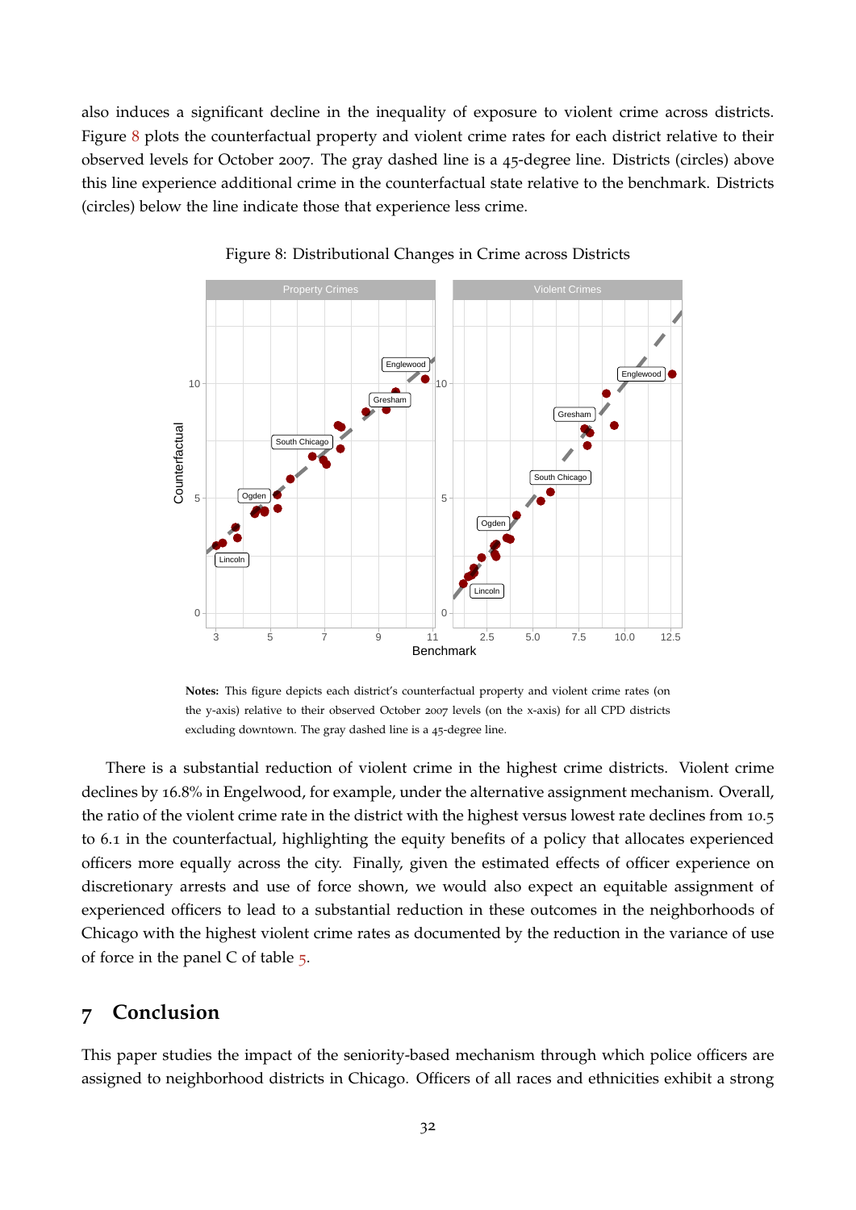also induces a significant decline in the inequality of exposure to violent crime across districts. Figure 8 plots the counterfactual property and violent crime rates for each district relative to their observed levels for October 2007. The gray dashed line is a 45-degree line. Districts (circles) above this line experience additional crime in the counterfactual state relative to the benchmark. Districts (circles) below the line indicate those that experience less crime.

Figure 8: Distributional Changes in Crime across Districts

**Notes:** This figure depicts each district's counterfactual property and violent crime rates (on the y-axis) relative to their observed October 2007 levels (on the x-axis) for all CPD districts excluding downtown. The gray dashed line is a 45-degree line.

There is a substantial reduction of violent crime in the highest crime districts. Violent crime declines by 16.8% in Engelwood, for example, under the alternative assignment mechanism. Overall, the ratio of the violent crime rate in the district with the highest versus lowest rate declines from 10.5 to 6.1 in the counterfactual, highlighting the equity benefits of a policy that allocates experienced officers more equally across the city. Finally, given the estimated effects of officer experience on discretionary arrests and use of force shown, we would also expect an equitable assignment of experienced officers to lead to a substantial reduction in these outcomes in the neighborhoods of Chicago with the highest violent crime rates as documented by the reduction in the variance of use of force in the panel C of table 5.

## 7 Conclusion

This paper studies the impact of the seniority-based mechanism through which police officers are assigned to neighborhood districts in Chicago. Officers of all races and ethnicities exhibit a strong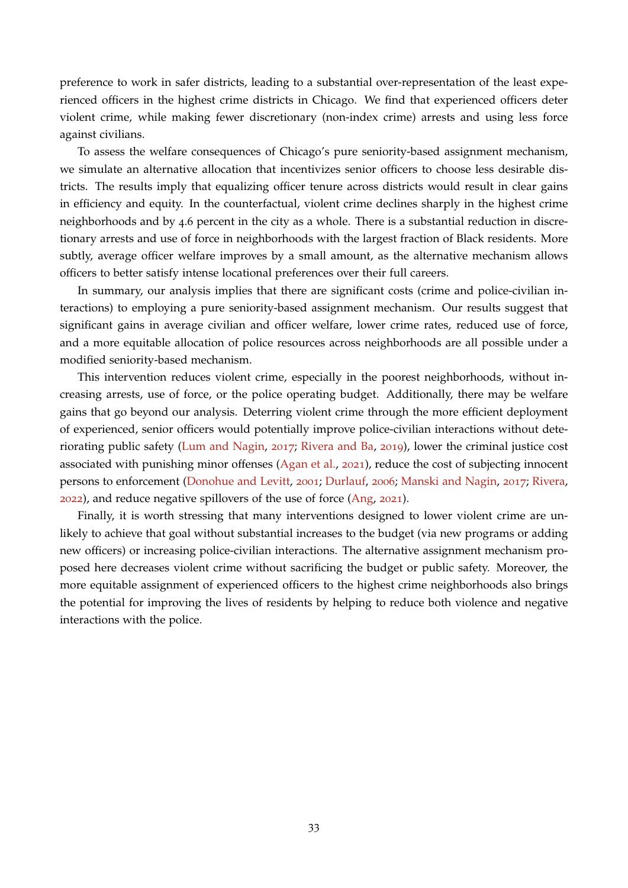preference to work in safer districts, leading to a substantial over-representation of the least experienced officers in the highest crime districts in Chicago. We find that experienced officers deter violent crime, while making fewer discretionary (non-index crime) arrests and using less force against civilians.

To assess the welfare consequences of Chicago's pure seniority-based assignment mechanism, we simulate an alternative allocation that incentivizes senior officers to choose less desirable districts. The results imply that equalizing officer tenure across districts would result in clear gains in efficiency and equity. In the counterfactual, violent crime declines sharply in the highest crime neighborhoods and by 4.6 percent in the city as a whole. There is a substantial reduction in discretionary arrests and use of force in neighborhoods with the largest fraction of Black residents. More subtly, average officer welfare improves by a small amount, as the alternative mechanism allows officers to better satisfy intense locational preferences over their full careers.

In summary, our analysis implies that there are significant costs (crime and police-civilian interactions) to employing a pure seniority-based assignment mechanism. Our results suggest that significant gains in average civilian and officer welfare, lower crime rates, reduced use of force, and a more equitable allocation of police resources across neighborhoods are all possible under a modified seniority-based mechanism.

This intervention reduces violent crime, especially in the poorest neighborhoods, without increasing arrests, use of force, or the police operating budget. Additionally, there may be welfare gains that go beyond our analysis. Deterring violent crime through the more efficient deployment of experienced, senior officers would potentially improve police-civilian interactions without deteriorating public safety (Lum and Nagin, 2017; Rivera and Ba, 2019), lower the criminal justice cost associated with punishing minor offenses (Agan et al., 2021), reduce the cost of subjecting innocent persons to enforcement (Donohue and Levitt, 2001; Durlauf, 2006; Manski and Nagin, 2017; Rivera, 2022), and reduce negative spillovers of the use of force (Ang, 2021).

Finally, it is worth stressing that many interventions designed to lower violent crime are unlikely to achieve that goal without substantial increases to the budget (via new programs or adding new officers) or increasing police-civilian interactions. The alternative assignment mechanism proposed here decreases violent crime without sacrificing the budget or public safety. Moreover, the more equitable assignment of experienced officers to the highest crime neighborhoods also brings the potential for improving the lives of residents by helping to reduce both violence and negative interactions with the police.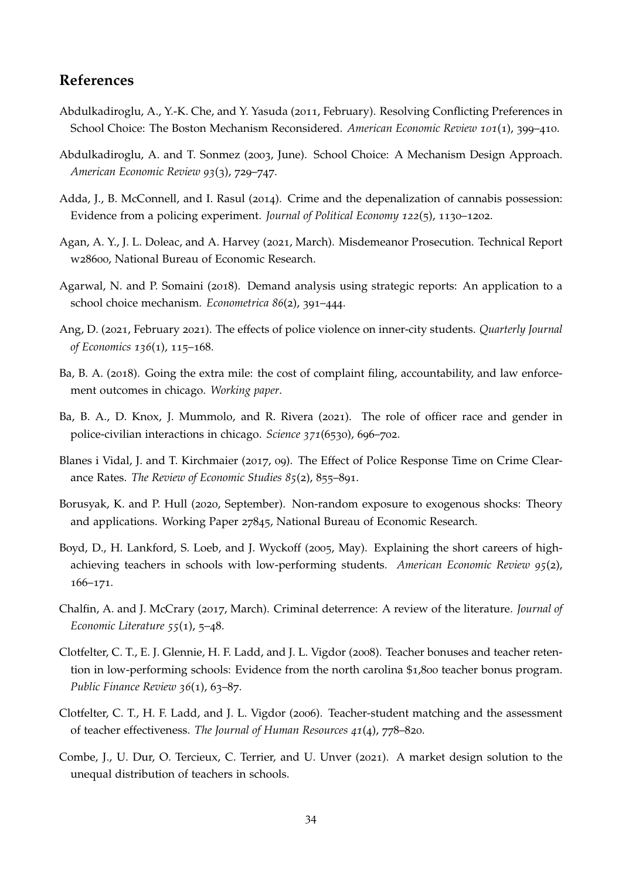## References

Abdulkadiroglu, A., Y.-K. Che, and Y. Yasuda (2011, February). Resolving Conflicting Preferences in School Choice: The Boston Mechanism Reconsidered. *American Economic Review 101*(1), 399–410.

Abdulkadiroglu, A. and T. Sonmez (2003, June). School Choice: A Mechanism Design Approach. *American Economic Review 93*(3), 729–747.

Adda, J., B. McConnell, and I. Rasul (2014). Crime and the depenalization of cannabis possession: Evidence from a policing experiment. *Journal of Political Economy 122*(5), 1130–1202.

Agan, A. Y., J. L. Doleac, and A. Harvey (2021, March). Misdemeanor Prosecution. Technical Report w28600, National Bureau of Economic Research.

Agarwal, N. and P. Somaini (2018). Demand analysis using strategic reports: An application to a school choice mechanism. *Econometrica 86*(2), 391–444.

Ang, D. (2021, February 2021). The effects of police violence on inner-city students. *Quarterly Journal of Economics 136*(1), 115–168.

Ba, B. A. (2018). Going the extra mile: the cost of complaint filing, accountability, and law enforcement outcomes in chicago. *Working paper*.

Ba, B. A., D. Knox, J. Mummolo, and R. Rivera (2021). The role of officer race and gender in police-civilian interactions in chicago. *Science 371*(6530), 696–702.

Blanes i Vidal, J. and T. Kirchmaier (2017, 09). The Effect of Police Response Time on Crime Clearance Rates. *The Review of Economic Studies 85*(2), 855–891.

Borusyak, K. and P. Hull (2020, September). Non-random exposure to exogenous shocks: Theory and applications. Working Paper 27845, National Bureau of Economic Research.

Boyd, D., H. Lankford, S. Loeb, and J. Wyckoff (2005, May). Explaining the short careers of high-achieving teachers in schools with low-performing students. *American Economic Review 95*(2), 166–171.

Chalfin, A. and J. McCrary (2017, March). Criminal deterrence: A review of the literature. *Journal of Economic Literature 55*(1), 5–48.

Clotfelter, C. T., E. J. Glennie, H. F. Ladd, and J. L. Vigdor (2008). Teacher bonuses and teacher retention in low-performing schools: Evidence from the north carolina $1,800 teacher bonus program. *Public Finance Review 36*(1), 63–87.

Clotfelter, C. T., H. F. Ladd, and J. L. Vigdor (2006). Teacher-student matching and the assessment of teacher effectiveness. *The Journal of Human Resources 41*(4), 778–820.

Combe, J., U. Dur, O. Tercieux, C. Terrier, and U. Unver (2021). A market design solution to the unequal distribution of teachers in schools.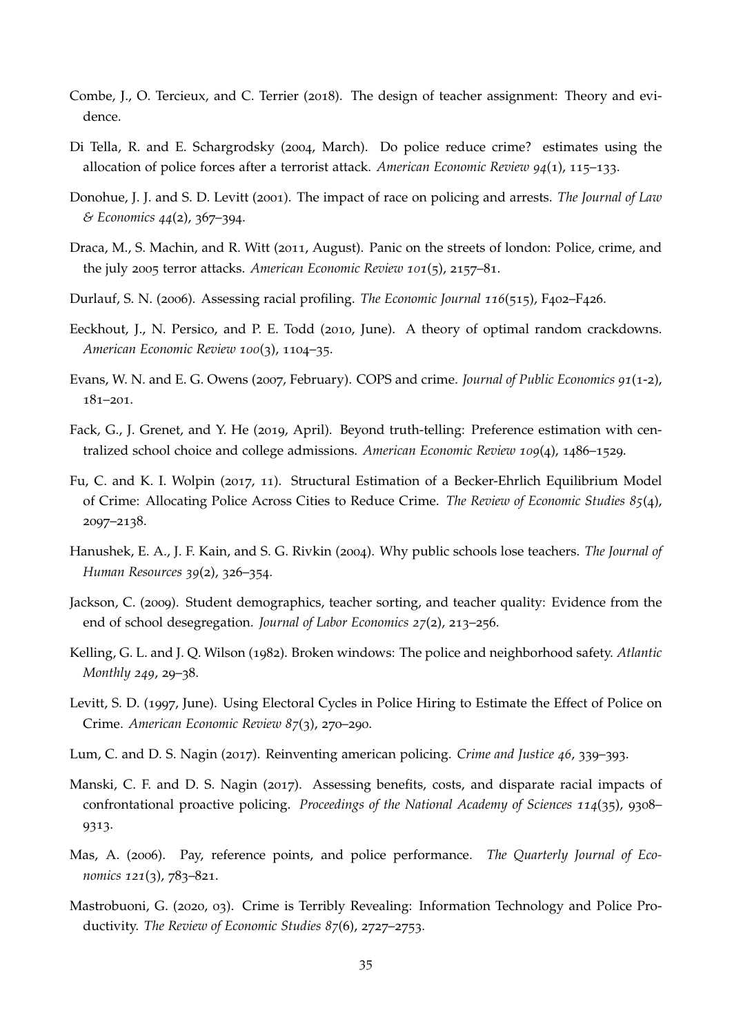Combe, J., O. Tercieux, and C. Terrier (2018). The design of teacher assignment: Theory and evidence.

Di Tella, R. and E. Schargrodsky (2004, March). Do police reduce crime? estimates using the allocation of police forces after a terrorist attack. *American Economic Review 94*(1), 115–133.

Donohue, J. J. and S. D. Levitt (2001). The impact of race on policing and arrests. *The Journal of Law & Economics 44*(2), 367–394.

Draca, M., S. Machin, and R. Witt (2011, August). Panic on the streets of london: Police, crime, and the july 2005 terror attacks. *American Economic Review 101*(5), 2157–81.

Durlauf, S. N. (2006). Assessing racial profiling. *The Economic Journal 116*(515), F402–F426.

Eeckhout, J., N. Persico, and P. E. Todd (2010, June). A theory of optimal random crackdowns. *American Economic Review 100*(3), 1104–35.

Evans, W. N. and E. G. Owens (2007, February). COPS and crime. *Journal of Public Economics 91*(1-2), 181–201.

Fack, G., J. Grenet, and Y. He (2019, April). Beyond truth-telling: Preference estimation with centralized school choice and college admissions. *American Economic Review 109*(4), 1486–1529.

Fu, C. and K. I. Wolpin (2017, 11). Structural Estimation of a Becker-Ehrlich Equilibrium Model of Crime: Allocating Police Across Cities to Reduce Crime. *The Review of Economic Studies 85*(4), 2097–2138.

Hanushek, E. A., J. F. Kain, and S. G. Rivkin (2004). Why public schools lose teachers. *The Journal of Human Resources 39*(2), 326–354.

Jackson, C. (2009). Student demographics, teacher sorting, and teacher quality: Evidence from the end of school desegregation. *Journal of Labor Economics 27*(2), 213–256.

Kelling, G. L. and J. Q. Wilson (1982). Broken windows: The police and neighborhood safety. *Atlantic Monthly 249*, 29–38.

Levitt, S. D. (1997, June). Using Electoral Cycles in Police Hiring to Estimate the Effect of Police on Crime. *American Economic Review 87*(3), 270–290.

Lum, C. and D. S. Nagin (2017). Reinventing american policing. *Crime and Justice 46*, 339–393.

Manski, C. F. and D. S. Nagin (2017). Assessing benefits, costs, and disparate racial impacts of confrontational proactive policing. *Proceedings of the National Academy of Sciences 114*(35), 9308–9313.

Mas, A. (2006). Pay, reference points, and police performance. *The Quarterly Journal of Economics 121*(3), 783–821.

Mastrobuoni, G. (2020, 03). Crime is Terribly Revealing: Information Technology and Police Productivity. *The Review of Economic Studies 87*(6), 2727–2753.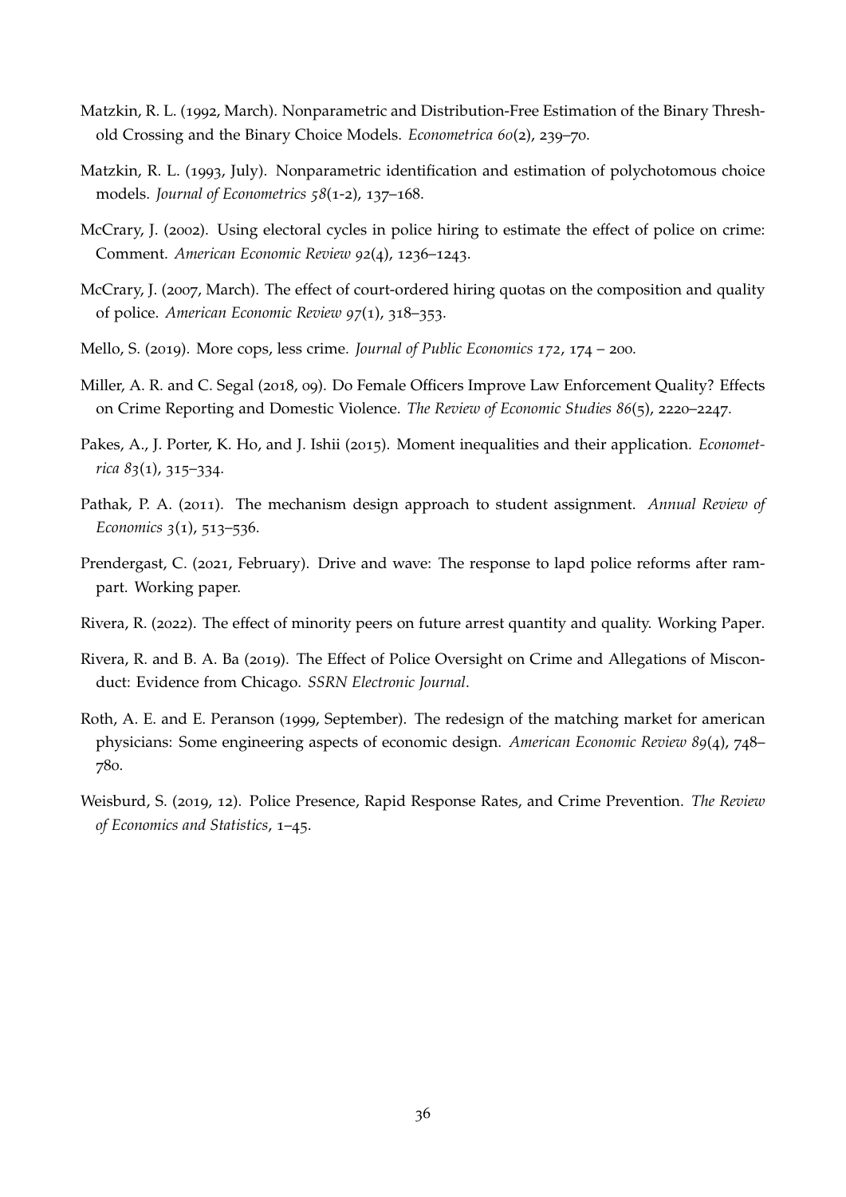Matzkin, R. L. (1992, March). Nonparametric and Distribution-Free Estimation of the Binary Threshold Crossing and the Binary Choice Models. *Econometrica 60*(2), 239–70.

Matzkin, R. L. (1993, July). Nonparametric identification and estimation of polychotomous choice models. *Journal of Econometrics 58*(1-2), 137–168.

McCrary, J. (2002). Using electoral cycles in police hiring to estimate the effect of police on crime: Comment. *American Economic Review 92*(4), 1236–1243.

McCrary, J. (2007, March). The effect of court-ordered hiring quotas on the composition and quality of police. *American Economic Review 97*(1), 318–353.

Mello, S. (2019). More cops, less crime. *Journal of Public Economics 172*, 174 – 200.

Miller, A. R. and C. Segal (2018, 09). Do Female Officers Improve Law Enforcement Quality? Effects on Crime Reporting and Domestic Violence. *The Review of Economic Studies 86*(5), 2220–2247.

Pakes, A., J. Porter, K. Ho, and J. Ishii (2015). Moment inequalities and their application. *Econometrica 83*(1), 315–334.

Pathak, P. A. (2011). The mechanism design approach to student assignment. *Annual Review of Economics 3*(1), 513–536.

Prendergast, C. (2021, February). Drive and wave: The response to lapd police reforms after rampart. Working paper.

Rivera, R. (2022). The effect of minority peers on future arrest quantity and quality. Working Paper.

Rivera, R. and B. A. Ba (2019). The Effect of Police Oversight on Crime and Allegations of Misconduct: Evidence from Chicago. *SSRN Electronic Journal*.

Roth, A. E. and E. Peranson (1999, September). The redesign of the matching market for american physicians: Some engineering aspects of economic design. *American Economic Review 89*(4), 748–780.

Weisburd, S. (2019, 12). Police Presence, Rapid Response Rates, and Crime Prevention. *The Review of Economics and Statistics*, 1–45.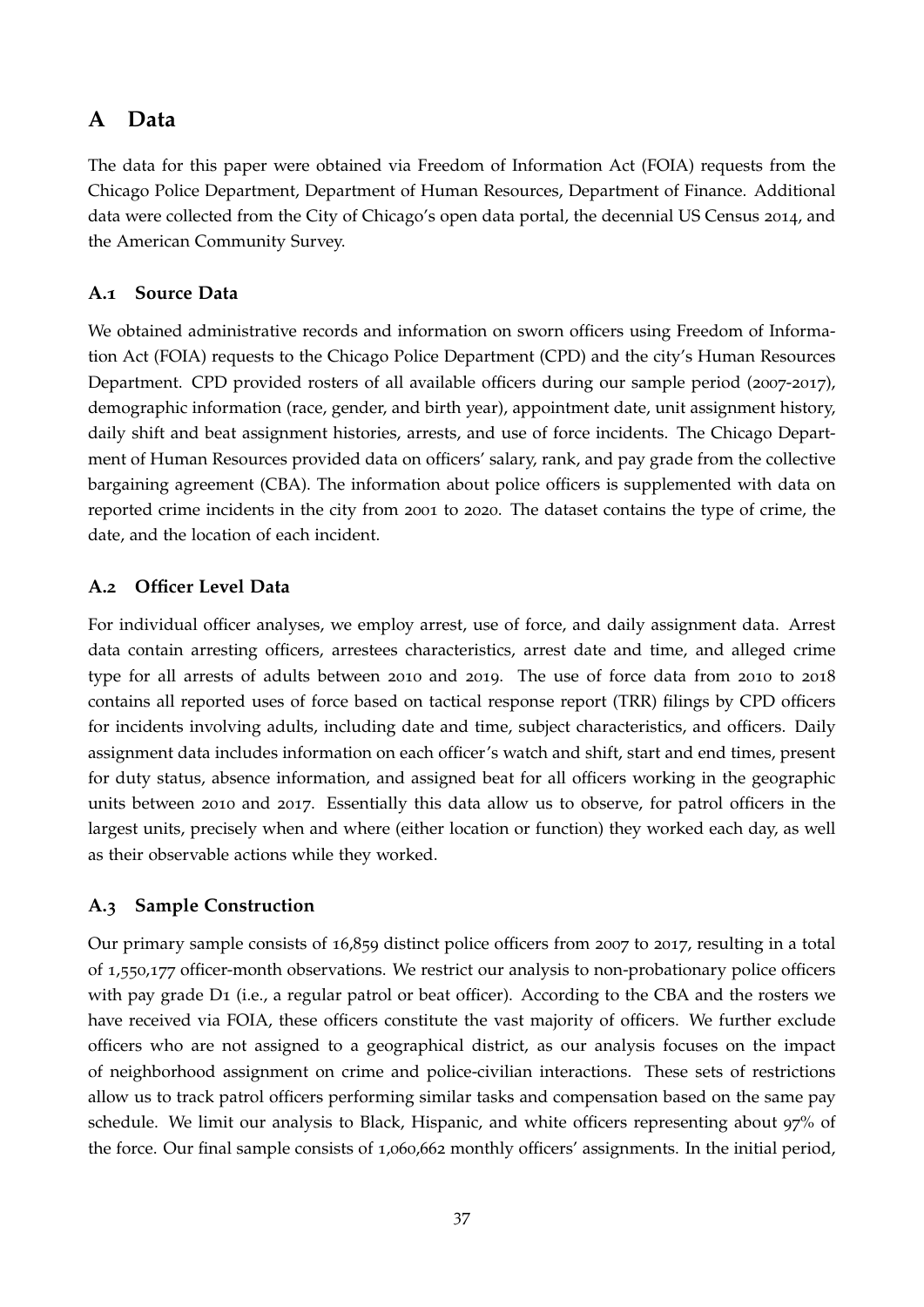# A Data

The data for this paper were obtained via Freedom of Information Act (FOIA) requests from the Chicago Police Department, Department of Human Resources, Department of Finance. Additional data were collected from the City of Chicago's open data portal, the decennial US Census 2014, and the American Community Survey.

## A.1 Source Data

We obtained administrative records and information on sworn officers using Freedom of Information Act (FOIA) requests to the Chicago Police Department (CPD) and the city's Human Resources Department. CPD provided rosters of all available officers during our sample period (2007-2017), demographic information (race, gender, and birth year), appointment date, unit assignment history, daily shift and beat assignment histories, arrests, and use of force incidents. The Chicago Department of Human Resources provided data on officers' salary, rank, and pay grade from the collective bargaining agreement (CBA). The information about police officers is supplemented with data on reported crime incidents in the city from 2001 to 2020. The dataset contains the type of crime, the date, and the location of each incident.

## A.2 Officer Level Data

For individual officer analyses, we employ arrest, use of force, and daily assignment data. Arrest data contain arresting officers, arrestees characteristics, arrest date and time, and alleged crime type for all arrests of adults between 2010 and 2019. The use of force data from 2010 to 2018 contains all reported uses of force based on tactical response report (TRR) filings by CPD officers for incidents involving adults, including date and time, subject characteristics, and officers. Daily assignment data includes information on each officer's watch and shift, start and end times, present for duty status, absence information, and assigned beat for all officers working in the geographic units between 2010 and 2017. Essentially this data allow us to observe, for patrol officers in the largest units, precisely when and where (either location or function) they worked each day, as well as their observable actions while they worked.

## A.3 Sample Construction

Our primary sample consists of 16,859 distinct police officers from 2007 to 2017, resulting in a total of 1,550,177 officer-month observations. We restrict our analysis to non-probationary police officers with pay grade D1 (i.e., a regular patrol or beat officer). According to the CBA and the rosters we have received via FOIA, these officers constitute the vast majority of officers. We further exclude officers who are not assigned to a geographical district, as our analysis focuses on the impact of neighborhood assignment on crime and police-civilian interactions. These sets of restrictions allow us to track patrol officers performing similar tasks and compensation based on the same pay schedule. We limit our analysis to Black, Hispanic, and white officers representing about 97% of the force. Our final sample consists of 1,060,662 monthly officers' assignments. In the initial period,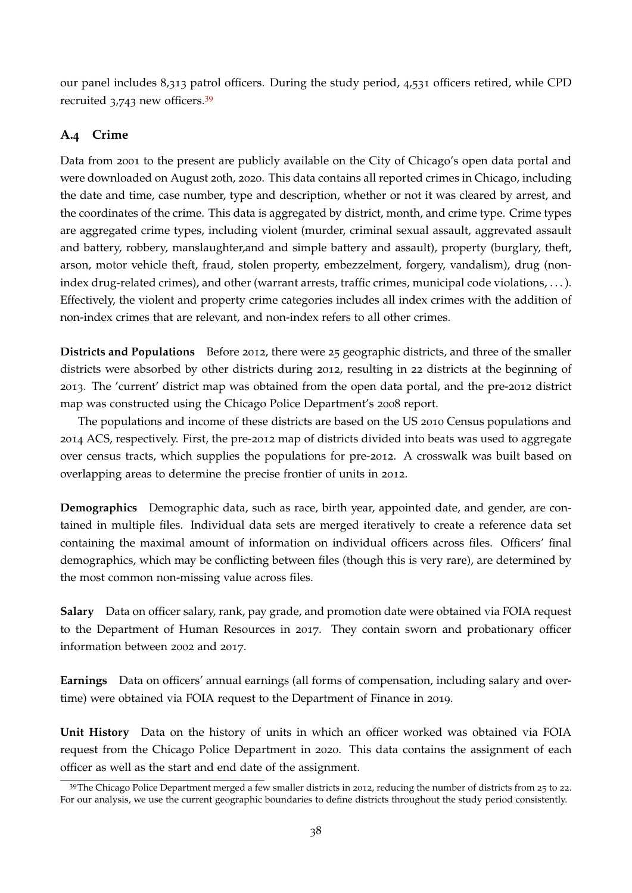our panel includes 8,313 patrol officers. During the study period, 4,531 officers retired, while CPD recruited 3,743 new officers.[39]

### A.4 Crime

Data from 2001 to the present are publicly available on the City of Chicago's open data portal and were downloaded on August 20th, 2020. This data contains all reported crimes in Chicago, including the date and time, case number, type and description, whether or not it was cleared by arrest, and the coordinates of the crime. This data is aggregated by district, month, and crime type. Crime types are aggregated crime types, including violent (murder, criminal sexual assault, aggrevated assault and battery, robbery, manslaughter,and and simple battery and assault), property (burglary, theft, arson, motor vehicle theft, fraud, stolen property, embezzelment, forgery, vandalism), drug (non-index drug-related crimes), and other (warrant arrests, traffic crimes, municipal code violations, . . . ). Effectively, the violent and property crime categories includes all index crimes with the addition of non-index crimes that are relevant, and non-index refers to all other crimes.

**Districts and Populations** Before 2012, there were 25 geographic districts, and three of the smaller districts were absorbed by other districts during 2012, resulting in 22 districts at the beginning of 2013. The 'current' district map was obtained from the open data portal, and the pre-2012 district map was constructed using the Chicago Police Department's 2008 report.

The populations and income of these districts are based on the US 2010 Census populations and 2014 ACS, respectively. First, the pre-2012 map of districts divided into beats was used to aggregate over census tracts, which supplies the populations for pre-2012. A crosswalk was built based on overlapping areas to determine the precise frontier of units in 2012.

**Demographics** Demographic data, such as race, birth year, appointed date, and gender, are contained in multiple files. Individual data sets are merged iteratively to create a reference data set containing the maximal amount of information on individual officers across files. Officers' final demographics, which may be conflicting between files (though this is very rare), are determined by the most common non-missing value across files.

**Salary** Data on officer salary, rank, pay grade, and promotion date were obtained via FOIA request to the Department of Human Resources in 2017. They contain sworn and probationary officer information between 2002 and 2017.

**Earnings** Data on officers' annual earnings (all forms of compensation, including salary and overtime) were obtained via FOIA request to the Department of Finance in 2019.

**Unit History** Data on the history of units in which an officer worked was obtained via FOIA request from the Chicago Police Department in 2020. This data contains the assignment of each officer as well as the start and end date of the assignment.

[39]The Chicago Police Department merged a few smaller districts in 2012, reducing the number of districts from 25 to 22. For our analysis, we use the current geographic boundaries to define districts throughout the study period consistently.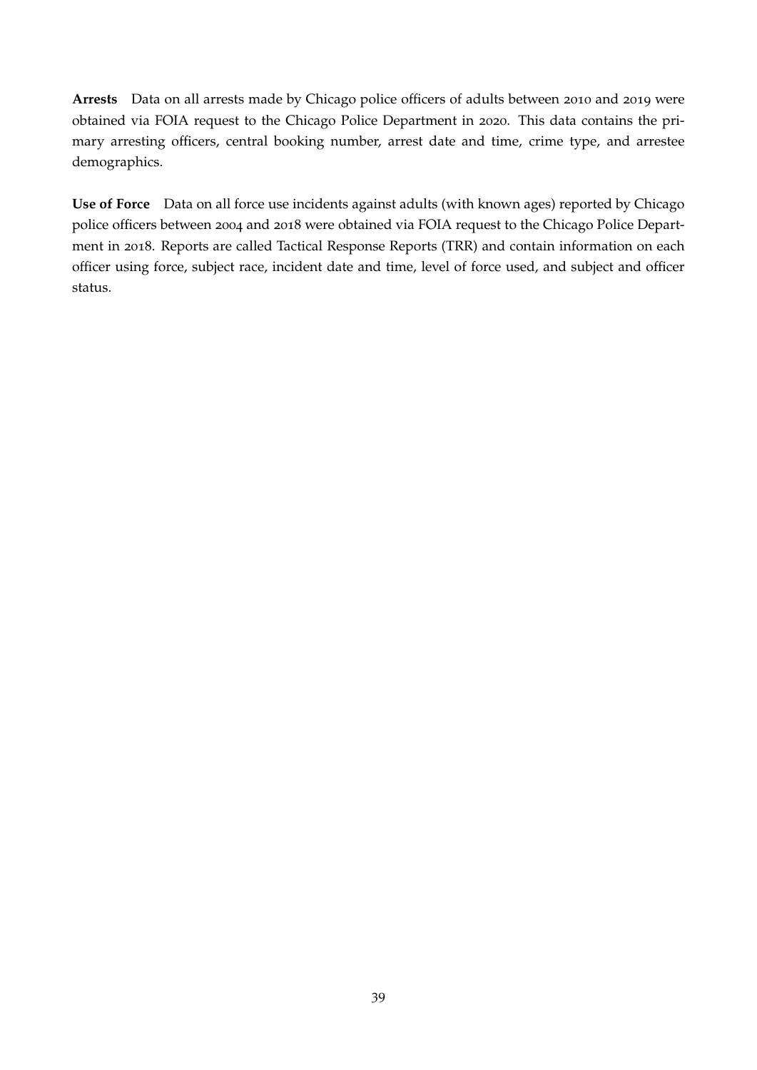**Arrests** Data on all arrests made by Chicago police officers of adults between 2010 and 2019 were obtained via FOIA request to the Chicago Police Department in 2020. This data contains the primary arresting officers, central booking number, arrest date and time, crime type, and arrestee demographics.

**Use of Force** Data on all force use incidents against adults (with known ages) reported by Chicago police officers between 2004 and 2018 were obtained via FOIA request to the Chicago Police Department in 2018. Reports are called Tactical Response Reports (TRR) and contain information on each officer using force, subject race, incident date and time, level of force used, and subject and officer status.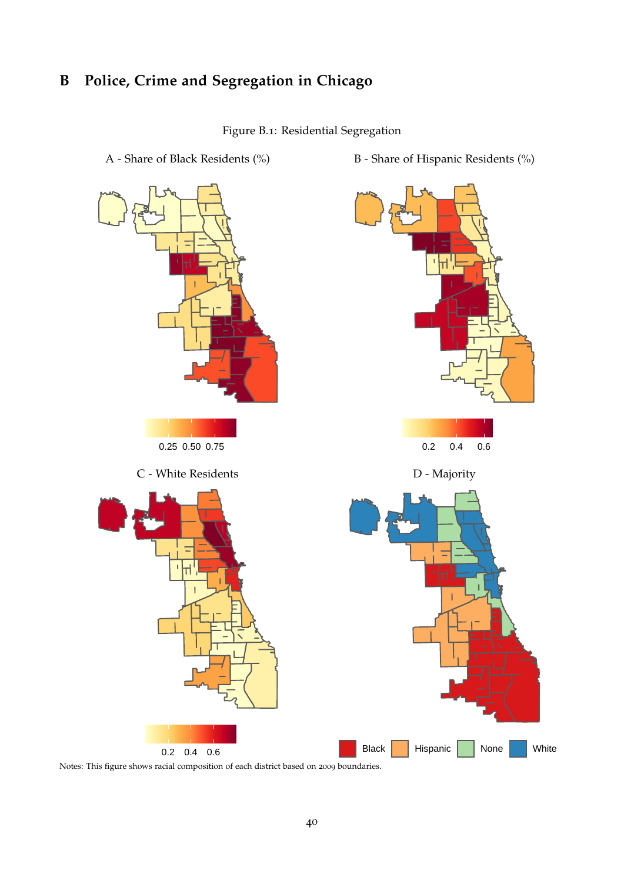# B Police, Crime and Segregation in Chicago

Figure B.1: Residential Segregation

A - Share of Black Residents (%)

B - Share of Hispanic Residents (%)

C - White Residents

D - Majority

Notes: This figure shows racial composition of each district based on 2009 boundaries.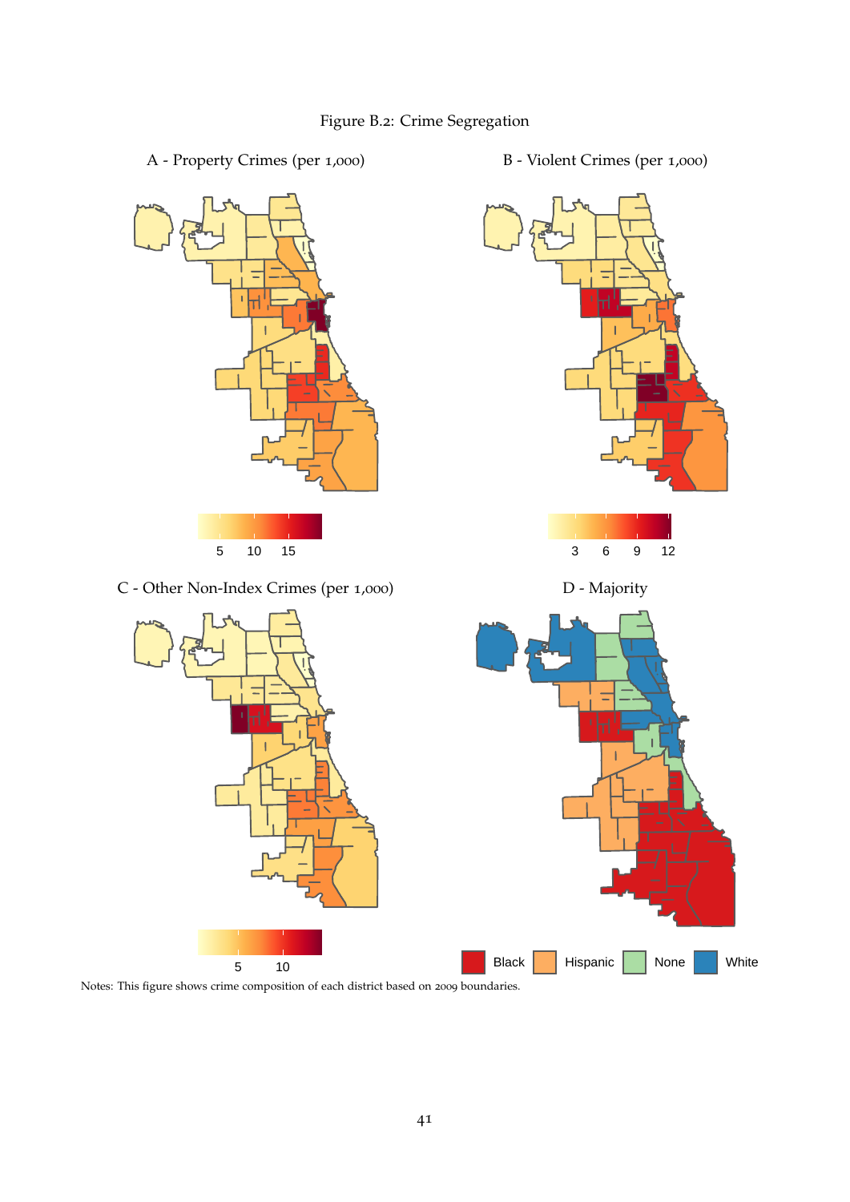Figure B.2: Crime Segregation

A - Property Crimes (per 1,000)

B - Violent Crimes (per 1,000)

C - Other Non-Index Crimes (per 1,000)

D - Majority

Notes: This figure shows crime composition of each district based on 2009 boundaries.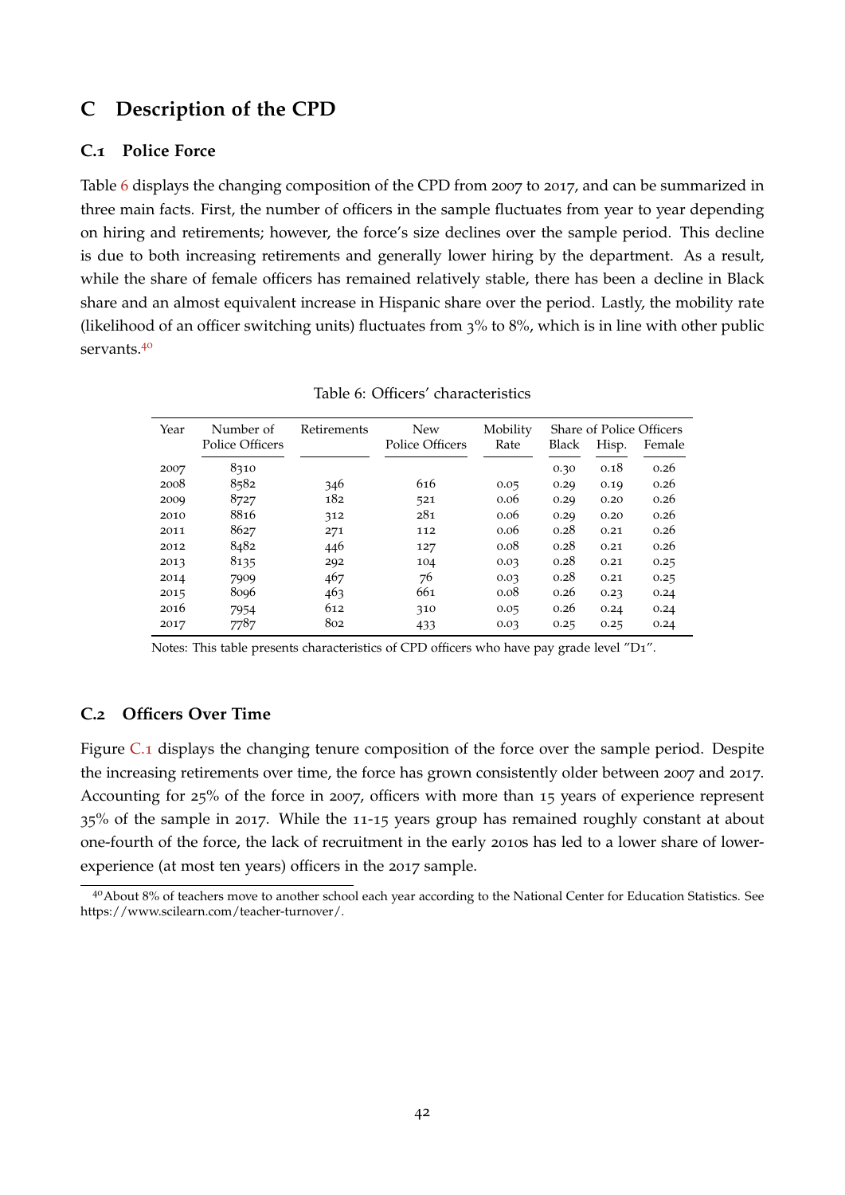## C Description of the CPD

### C.1 Police Force

Table 6 displays the changing composition of the CPD from 2007 to 2017, and can be summarized in three main facts. First, the number of officers in the sample fluctuates from year to year depending on hiring and retirements; however, the force's size declines over the sample period. This decline is due to both increasing retirements and generally lower hiring by the department. As a result, while the share of female officers has remained relatively stable, there has been a decline in Black share and an almost equivalent increase in Hispanic share over the period. Lastly, the mobility rate (likelihood of an officer switching units) fluctuates from 3% to 8%, which is in line with other public servants.[40]

Table 6: Officers' characteristics

| Year | Number of Police Officers | Retirements | New Police Officers | Mobility Rate | Share of Police Officers Black | Hisp. | Female |
|---|---|---|---|---|---|---|---|
| 2007 | 8310 | | | | 0.30 | 0.18 | 0.26 |
| 2008 | 8582 | 346 | 616 | 0.05 | 0.29 | 0.19 | 0.26 |
| 2009 | 8727 | 182 | 521 | 0.06 | 0.29 | 0.20 | 0.26 |
| 2010 | 8816 | 312 | 281 | 0.06 | 0.29 | 0.20 | 0.26 |
| 2011 | 8627 | 271 | 112 | 0.06 | 0.28 | 0.21 | 0.26 |
| 2012 | 8482 | 446 | 127 | 0.08 | 0.28 | 0.21 | 0.26 |
| 2013 | 8135 | 292 | 104 | 0.03 | 0.28 | 0.21 | 0.25 |
| 2014 | 7909 | 467 | 76 | 0.03 | 0.28 | 0.21 | 0.25 |
| 2015 | 8096 | 463 | 661 | 0.08 | 0.26 | 0.23 | 0.24 |
| 2016 | 7954 | 612 | 310 | 0.05 | 0.26 | 0.24 | 0.24 |
| 2017 | 7787 | 802 | 433 | 0.03 | 0.25 | 0.25 | 0.24 |

Notes: This table presents characteristics of CPD officers who have pay grade level "D1".

### C.2 Officers Over Time

Figure C.1 displays the changing tenure composition of the force over the sample period. Despite the increasing retirements over time, the force has grown consistently older between 2007 and 2017. Accounting for 25% of the force in 2007, officers with more than 15 years of experience represent 35% of the sample in 2017. While the 11-15 years group has remained roughly constant at about one-fourth of the force, the lack of recruitment in the early 2010s has led to a lower share of lower-experience (at most ten years) officers in the 2017 sample.

[40] About 8% of teachers move to another school each year according to the National Center for Education Statistics. See https://www.scilearn.com/teacher-turnover/.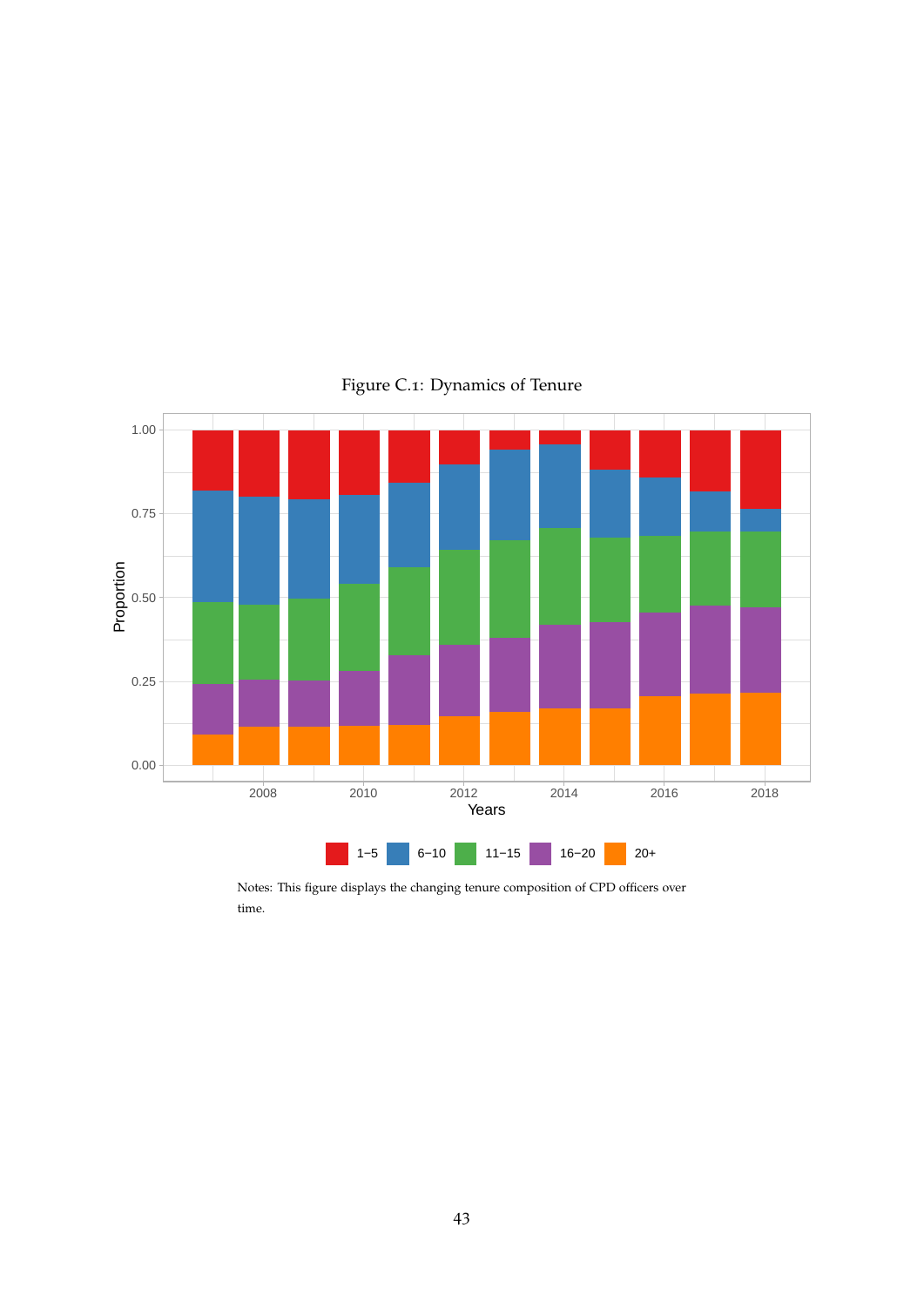Figure C.1: Dynamics of Tenure

Notes: This figure displays the changing tenure composition of CPD officers over time.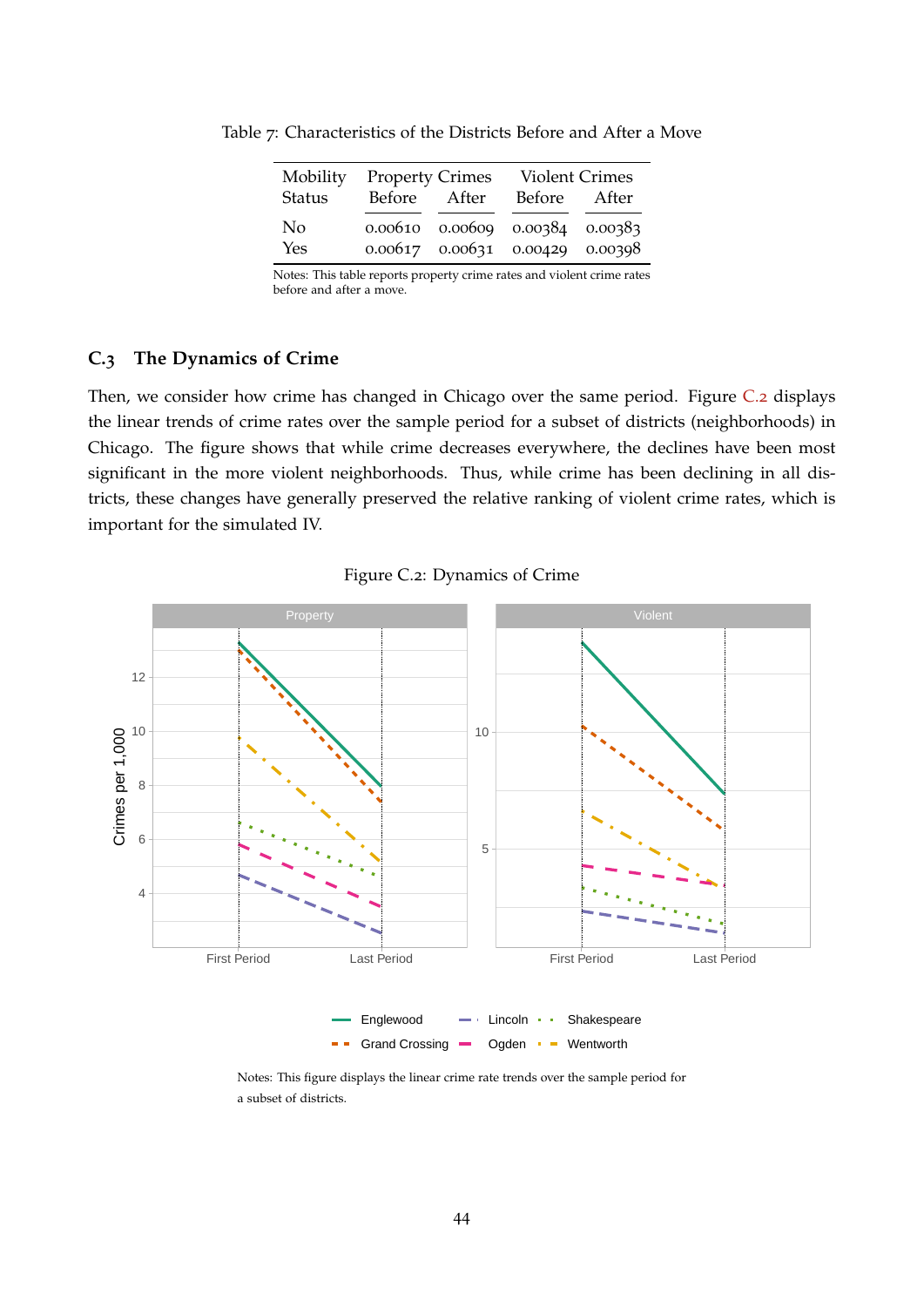Table 7: Characteristics of the Districts Before and After a Move

| Mobility Status | Property Crimes Before | Property Crimes After | Violent Crimes Before | Violent Crimes After |
|---|---|---|---|---|
| No | 0.00610 | 0.00609 | 0.00384 | 0.00383 |
| Yes | 0.00617 | 0.00631 | 0.00429 | 0.00398 |

Notes: This table reports property crime rates and violent crime rates before and after a move.

### C.3 The Dynamics of Crime

Then, we consider how crime has changed in Chicago over the same period. Figure C.2 displays the linear trends of crime rates over the sample period for a subset of districts (neighborhoods) in Chicago. The figure shows that while crime decreases everywhere, the declines have been most significant in the more violent neighborhoods. Thus, while crime has been declining in all districts, these changes have generally preserved the relative ranking of violent crime rates, which is important for the simulated IV.

Figure C.2: Dynamics of Crime

Notes: This figure displays the linear crime rate trends over the sample period for a subset of districts.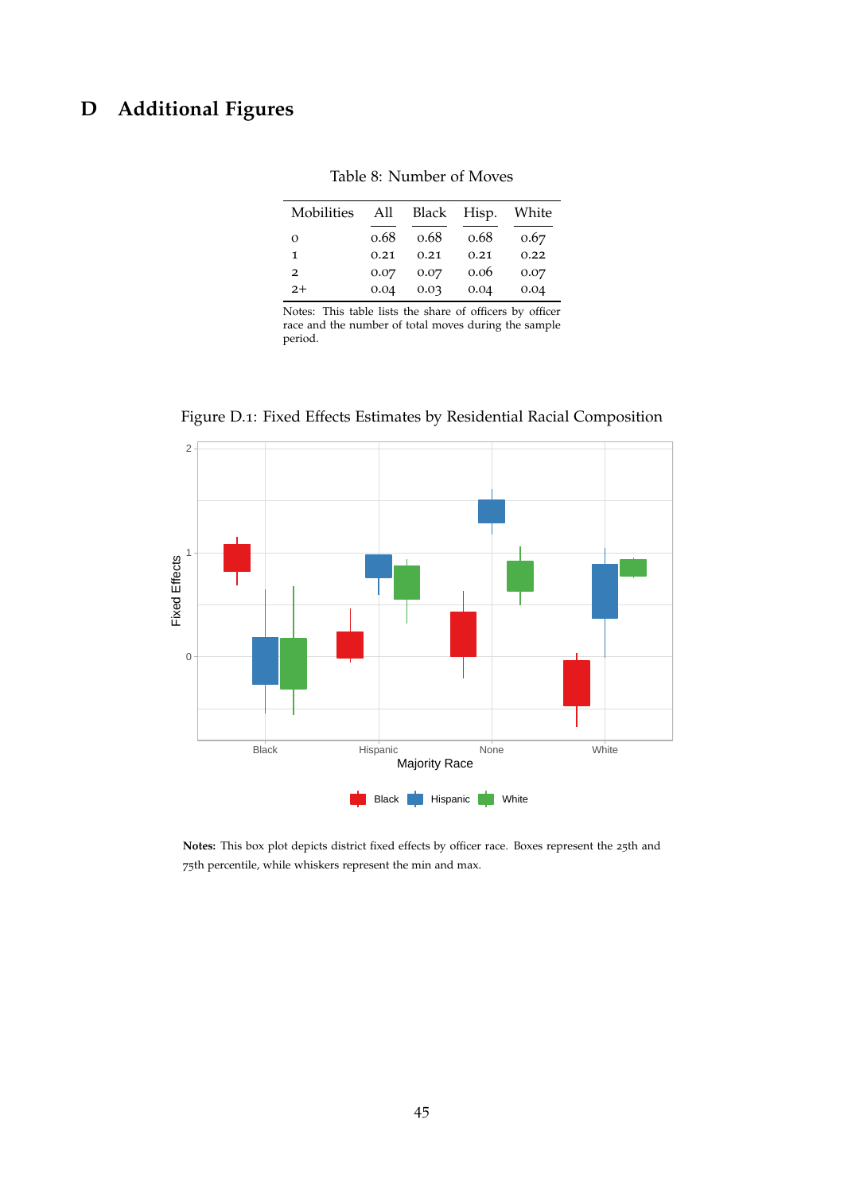# D Additional Figures

Table 8: Number of Moves

| Mobilities | All | Black | Hisp. | White |
|---|---|---|---|---|
| 0 | 0.68 | 0.68 | 0.68 | 0.67 |
| 1 | 0.21 | 0.21 | 0.21 | 0.22 |
| 2 | 0.07 | 0.07 | 0.06 | 0.07 |
| 2+ | 0.04 | 0.03 | 0.04 | 0.04 |

Notes: This table lists the share of officers by officer race and the number of total moves during the sample period.

Figure D.1: Fixed Effects Estimates by Residential Racial Composition

**Notes:** This box plot depicts district fixed effects by officer race. Boxes represent the 25th and 75th percentile, while whiskers represent the min and max.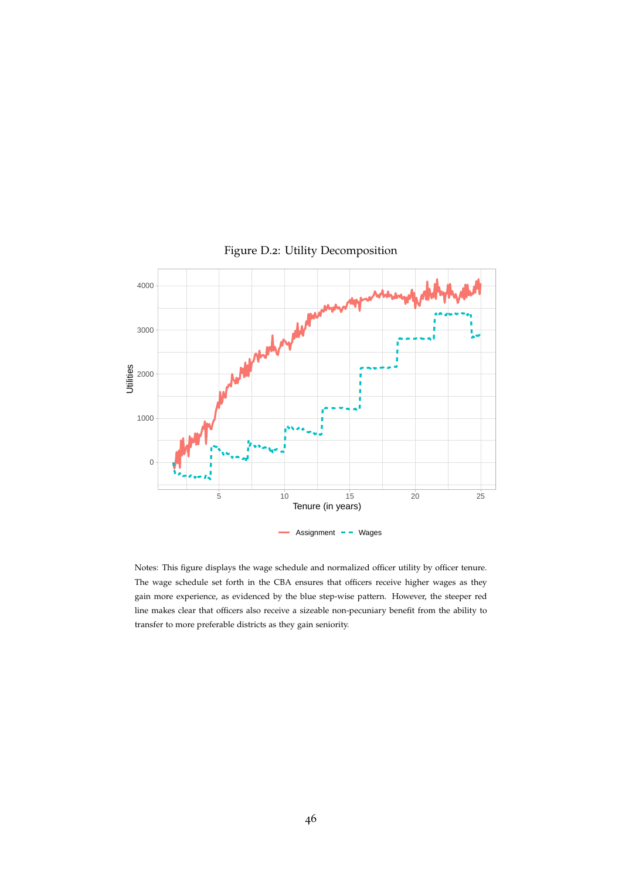Figure D.2: Utility Decomposition

Notes: This figure displays the wage schedule and normalized officer utility by officer tenure. The wage schedule set forth in the CBA ensures that officers receive higher wages as they gain more experience, as evidenced by the blue step-wise pattern. However, the steeper red line makes clear that officers also receive a sizeable non-pecuniary benefit from the ability to transfer to more preferable districts as they gain seniority.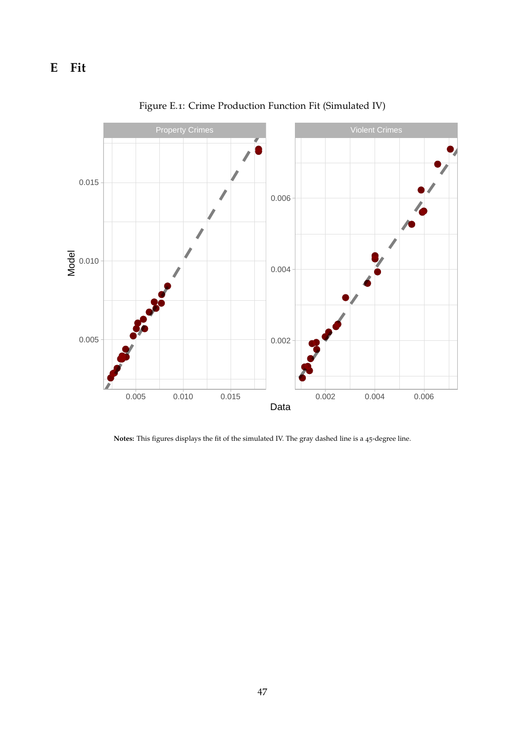# E Fit

Figure E.1: Crime Production Function Fit (Simulated IV)

**Notes:** This figures displays the fit of the simulated IV. The gray dashed line is a 45-degree line.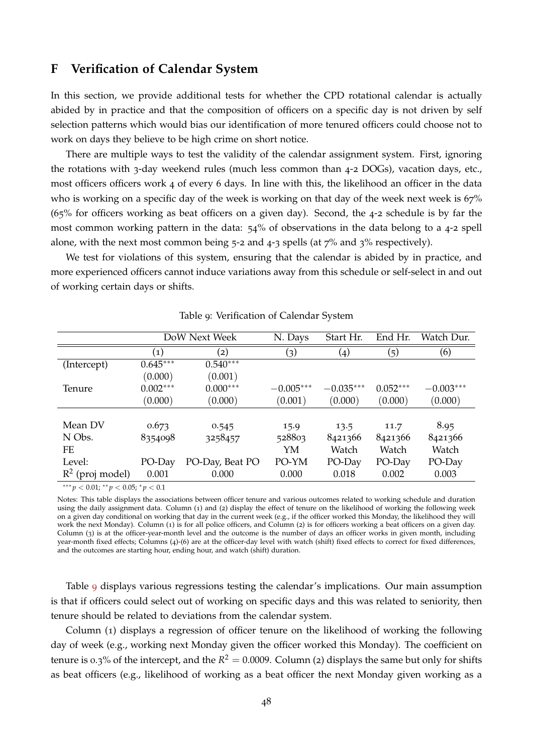## F Verification of Calendar System

In this section, we provide additional tests for whether the CPD rotational calendar is actually abided by in practice and that the composition of officers on a specific day is not driven by self selection patterns which would bias our identification of more tenured officers could choose not to work on days they believe to be high crime on short notice.

There are multiple ways to test the validity of the calendar assignment system. First, ignoring the rotations with 3-day weekend rules (much less common than 4-2 DOGs), vacation days, etc., most officers officers work 4 of every 6 days. In line with this, the likelihood an officer in the data who is working on a specific day of the week is working on that day of the week next week is 67% (65% for officers working as beat officers on a given day). Second, the 4-2 schedule is by far the most common working pattern in the data: 54% of observations in the data belong to a 4-2 spell alone, with the next most common being 5-2 and 4-3 spells (at 7% and 3% respectively).

We test for violations of this system, ensuring that the calendar is abided by in practice, and more experienced officers cannot induce variations away from this schedule or self-select in and out of working certain days or shifts.

Table 9: Verification of Calendar System

| | DoW Next Week | | N. Days | Start Hr. | End Hr. | Watch Dur. |
|---|---|---|---|---|---|---|
| | (1) | (2) | (3) | (4) | (5) | (6) |
| (Intercept) | $0.645^{***}$ | $0.540^{***}$ | | | | |
| | (0.000) | (0.001) | | | | |
| Tenure | $0.002^{***}$ | $0.000^{***}$ | $-0.005^{***}$ | $-0.035^{***}$ | $0.052^{***}$ | $-0.003^{***}$ |
| | (0.000) | (0.000) | (0.001) | (0.000) | (0.000) | (0.000) |
| Mean DV | 0.673 | 0.545 | 15.9 | 13.5 | 11.7 | 8.95 |
| N Obs. | 8354098 | 3258457 | 528803 | 8421366 | 8421366 | 8421366 |
| FE | | | YM | Watch | Watch | Watch |
| Level: | PO-Day | PO-Day, Beat PO | PO-YM | PO-Day | PO-Day | PO-Day |
| $R^2$ (proj model) | 0.001 | 0.000 | 0.000 | 0.018 | 0.002 | 0.003 |

$^{***}p < 0.01$; $^{**}p < 0.05$; $^{*}p < 0.1$

Notes: This table displays the associations between officer tenure and various outcomes related to working schedule and duration using the daily assignment data. Column (1) and (2) display the effect of tenure on the likelihood of working the following week on a given day conditional on working that day in the current week (e.g., if the officer worked this Monday, the likelihood they will work the next Monday). Column (1) is for all police officers, and Column (2) is for officers working a beat officers on a given day. Column (3) is at the officer-year-month level and the outcome is the number of days an officer works in given month, including year-month fixed effects; Columns (4)-(6) are at the officer-day level with watch (shift) fixed effects to correct for fixed differences, and the outcomes are starting hour, ending hour, and watch (shift) duration.

Table 9 displays various regressions testing the calendar's implications. Our main assumption is that if officers could select out of working on specific days and this was related to seniority, then tenure should be related to deviations from the calendar system.

Column (1) displays a regression of officer tenure on the likelihood of working the following day of week (e.g., working next Monday given the officer worked this Monday). The coefficient on tenure is 0.3% of the intercept, and the $R^2 = 0.0009$. Column (2) displays the same but only for shifts as beat officers (e.g., likelihood of working as a beat officer the next Monday given working as a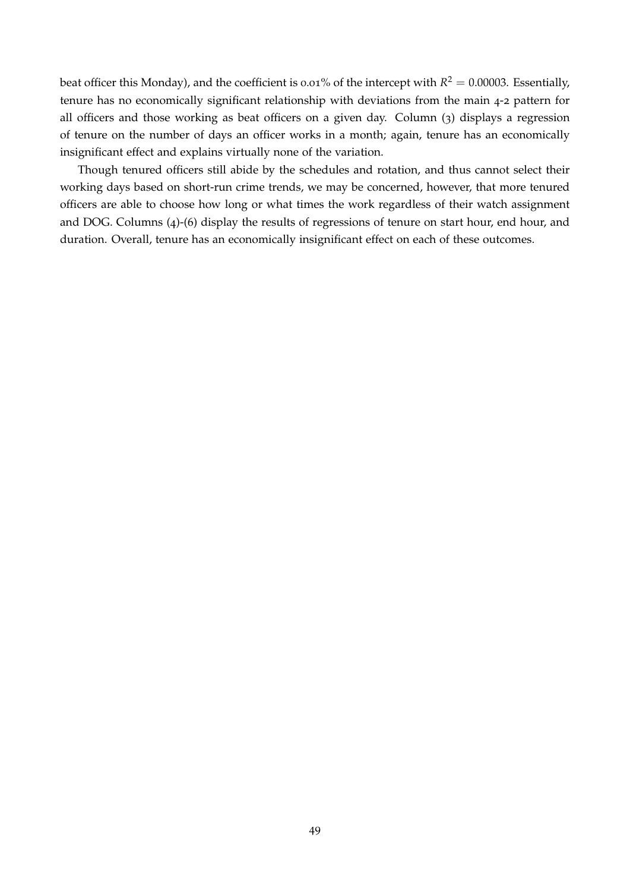beat officer this Monday), and the coefficient is 0.01% of the intercept with $R^2 = 0.00003$. Essentially, tenure has no economically significant relationship with deviations from the main 4-2 pattern for all officers and those working as beat officers on a given day. Column (3) displays a regression of tenure on the number of days an officer works in a month; again, tenure has an economically insignificant effect and explains virtually none of the variation.

Though tenured officers still abide by the schedules and rotation, and thus cannot select their working days based on short-run crime trends, we may be concerned, however, that more tenured officers are able to choose how long or what times the work regardless of their watch assignment and DOG. Columns (4)-(6) display the results of regressions of tenure on start hour, end hour, and duration. Overall, tenure has an economically insignificant effect on each of these outcomes.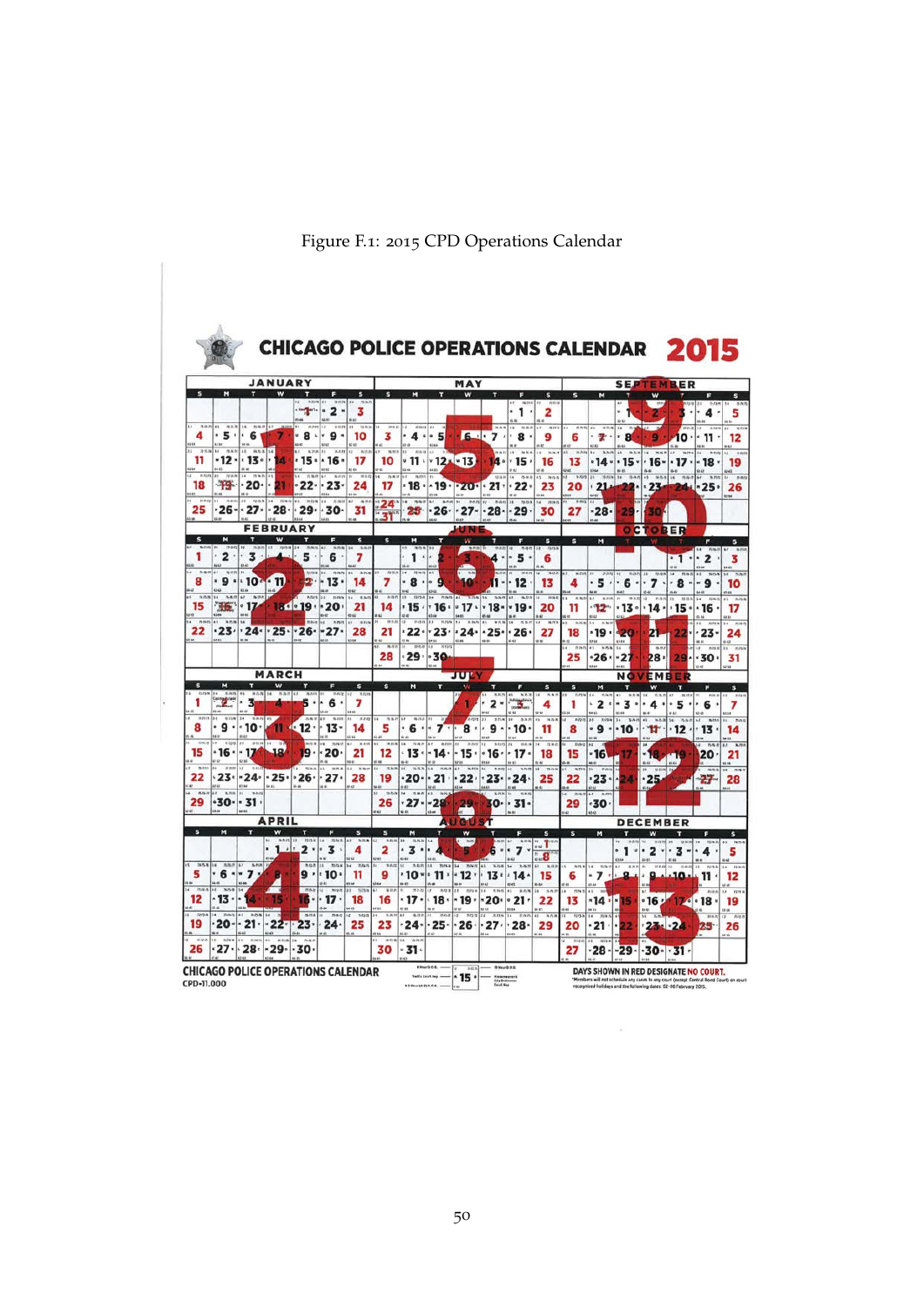Figure F.1: 2015 CPD Operations Calendar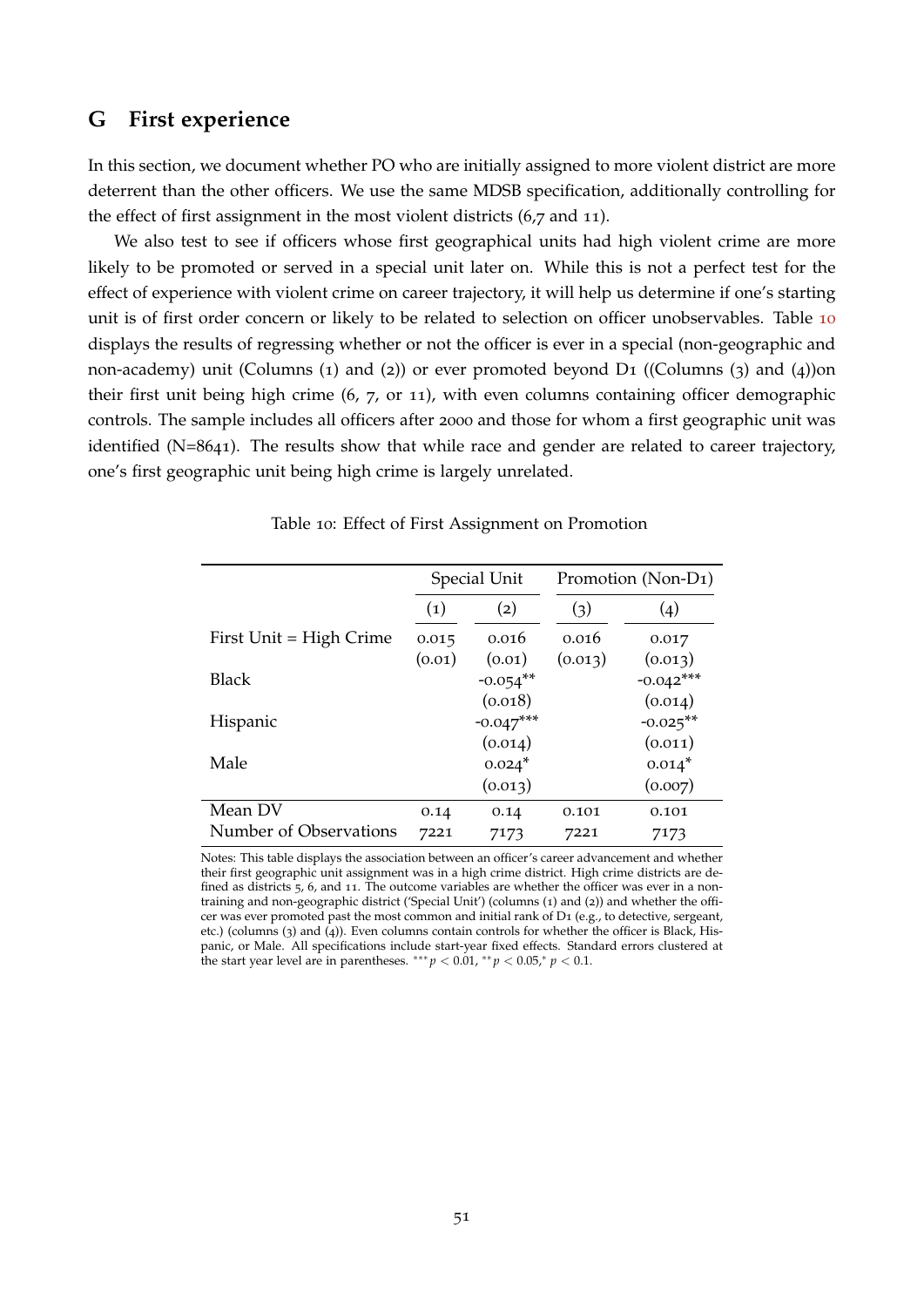# G First experience

In this section, we document whether PO who are initially assigned to more violent district are more deterrent than the other officers. We use the same MDSB specification, additionally controlling for the effect of first assignment in the most violent districts (6,7 and 11).

We also test to see if officers whose first geographical units had high violent crime are more likely to be promoted or served in a special unit later on. While this is not a perfect test for the effect of experience with violent crime on career trajectory, it will help us determine if one's starting unit is of first order concern or likely to be related to selection on officer unobservables. Table 10 displays the results of regressing whether or not the officer is ever in a special (non-geographic and non-academy) unit (Columns (1) and (2)) or ever promoted beyond D1 ((Columns (3) and (4))on their first unit being high crime (6, 7, or 11), with even columns containing officer demographic controls. The sample includes all officers after 2000 and those for whom a first geographic unit was identified (N=8641). The results show that while race and gender are related to career trajectory, one's first geographic unit being high crime is largely unrelated.

Table 10: Effect of First Assignment on Promotion

| | Special Unit | | Promotion (Non-D1) | |
|---|---|---|---|---|
| | (1) | (2) | (3) | (4) |
| First Unit = High Crime | 0.015 | 0.016 | 0.016 | 0.017 |
| | (0.01) | (0.01) | (0.013) | (0.013) |
| Black | | -0.054** | | -0.042*** |
| | | (0.018) | | (0.014) |
| Hispanic | | -0.047*** | | -0.025** |
| | | (0.014) | | (0.011) |
| Male | | 0.024* | | 0.014* |
| | | (0.013) | | (0.007) |
| Mean DV | 0.14 | 0.14 | 0.101 | 0.101 |
| Number of Observations | 7221 | 7173 | 7221 | 7173 |

Notes: This table displays the association between an officer's career advancement and whether their first geographic unit assignment was in a high crime district. High crime districts are defined as districts 5, 6, and 11. The outcome variables are whether the officer was ever in a non-training and non-geographic district ('Special Unit') (columns (1) and (2)) and whether the officer was ever promoted past the most common and initial rank of D1 (e.g., to detective, sergeant, etc.) (columns (3) and (4)). Even columns contain controls for whether the officer is Black, Hispanic, or Male. All specifications include start-year fixed effects. Standard errors clustered at the start year level are in parentheses. $^{***}p < 0.01$, $^{**}p < 0.05$, $^{*}p < 0.1$.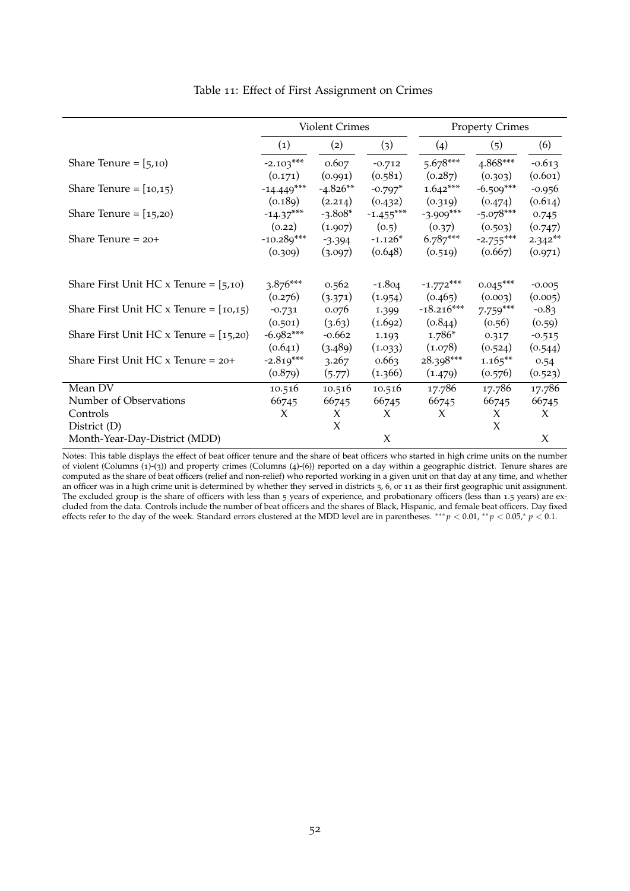Table 11: Effect of First Assignment on Crimes

| | Violent Crimes | | | Property Crimes | | |
|---|---|---|---|---|---|---|
| | (1) | (2) | (3) | (4) | (5) | (6) |
| Share Tenure = [5,10) | -2.103*** | 0.607 | -0.712 | 5.678*** | 4.868*** | -0.613 |
| | (0.171) | (0.991) | (0.581) | (0.287) | (0.303) | (0.601) |
| Share Tenure = [10,15) | -14.449*** | -4.826** | -0.797* | 1.642*** | -6.509*** | -0.956 |
| | (0.189) | (2.214) | (0.432) | (0.319) | (0.474) | (0.614) |
| Share Tenure = [15,20) | -14.37*** | -3.808* | -1.455*** | -3.909*** | -5.078*** | 0.745 |
| | (0.22) | (1.907) | (0.5) | (0.37) | (0.503) | (0.747) |
| Share Tenure = 20+ | -10.289*** | -3.394 | -1.126* | 6.787*** | -2.755*** | 2.342** |
| | (0.309) | (3.097) | (0.648) | (0.519) | (0.667) | (0.971) |
| Share First Unit HC x Tenure = [5,10) | 3.876*** | 0.562 | -1.804 | -1.772*** | 0.045*** | -0.005 |
| | (0.276) | (3.371) | (1.954) | (0.465) | (0.003) | (0.005) |
| Share First Unit HC x Tenure = [10,15) | -0.731 | 0.076 | 1.399 | -18.216*** | 7.759*** | -0.83 |
| | (0.501) | (3.63) | (1.692) | (0.844) | (0.56) | (0.59) |
| Share First Unit HC x Tenure = [15,20) | -6.982*** | -0.662 | 1.193 | 1.786* | 0.317 | -0.515 |
| | (0.641) | (3.489) | (1.033) | (1.078) | (0.524) | (0.544) |
| Share First Unit HC x Tenure = 20+ | -2.819*** | 3.267 | 0.663 | 28.398*** | 1.165** | 0.54 |
| | (0.879) | (5.77) | (1.366) | (1.479) | (0.576) | (0.523) |
| Mean DV | 10.516 | 10.516 | 10.516 | 17.786 | 17.786 | 17.786 |
| Number of Observations | 66745 | 66745 | 66745 | 66745 | 66745 | 66745 |
| Controls | X | X | X | X | X | X |
| District (D) | | X | | | X | |
| Month-Year-Day-District (MDD) | | | X | | | X |

Notes: This table displays the effect of beat officer tenure and the share of beat officers who started in high crime units on the number of violent (Columns (1)-(3)) and property crimes (Columns (4)-(6)) reported on a day within a geographic district. Tenure shares are computed as the share of beat officers (relief and non-relief) who reported working in a given unit on that day at any time, and whether an officer was in a high crime unit is determined by whether they served in districts 5, 6, or 11 as their first geographic unit assignment. The excluded group is the share of officers with less than 5 years of experience, and probationary officers (less than 1.5 years) are excluded from the data. Controls include the number of beat officers and the shares of Black, Hispanic, and female beat officers. Day fixed effects refer to the day of the week. Standard errors clustered at the MDD level are in parentheses. $^{***}p < 0.01$, $^{**}p < 0.05$, $^{*}p < 0.1$.